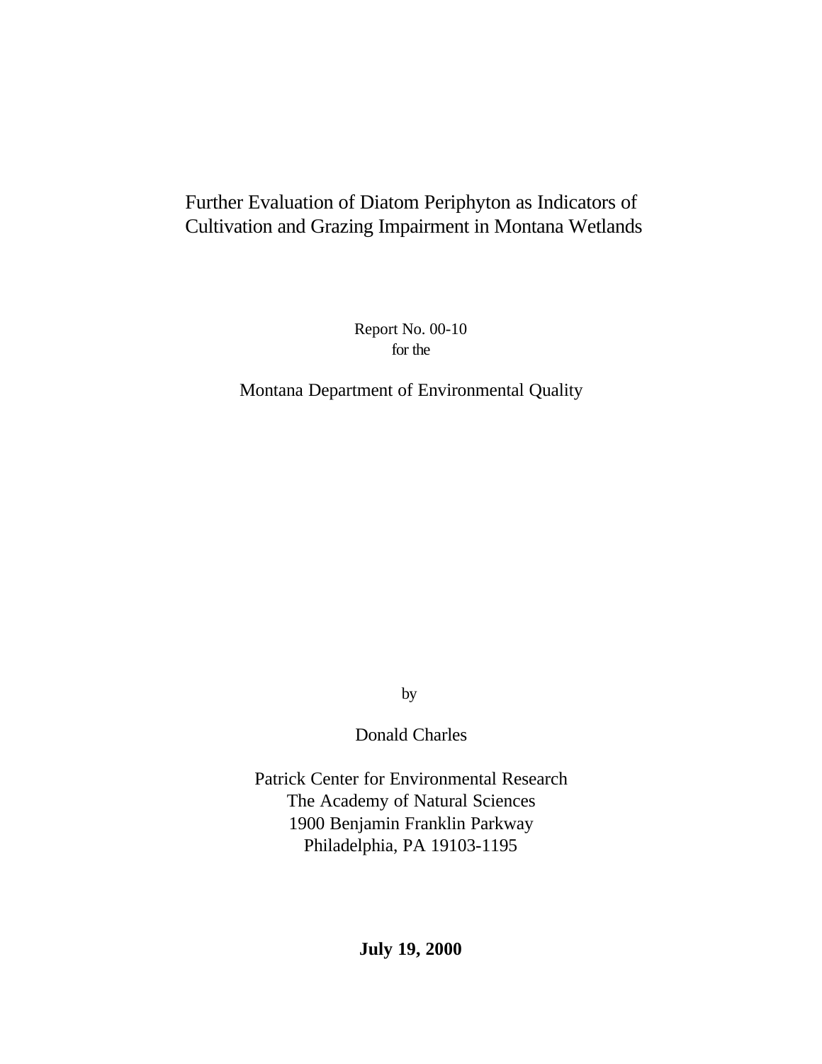# Further Evaluation of Diatom Periphyton as Indicators of Cultivation and Grazing Impairment in Montana Wetlands

Report No. 00-10
for the

Montana Department of Environmental Quality

by

Donald Charles

Patrick Center for Environmental Research
The Academy of Natural Sciences
1900 Benjamin Franklin Parkway
Philadelphia, PA 19103-1195

**July 19, 2000**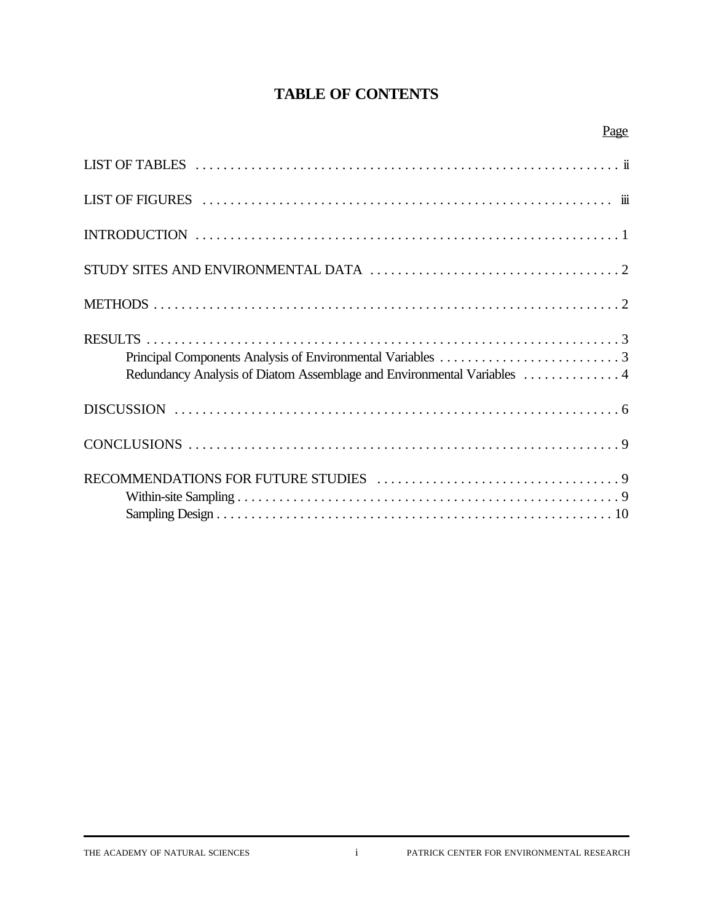# TABLE OF CONTENTS

| | Page |
|---|---|
| LIST OF TABLES | ii |
| LIST OF FIGURES | iii |
| INTRODUCTION | 1 |
| STUDY SITES AND ENVIRONMENTAL DATA | 2 |
| METHODS | 2 |
| RESULTS | 3 |
| Principal Components Analysis of Environmental Variables | 3 |
| Redundancy Analysis of Diatom Assemblage and Environmental Variables | 4 |
| DISCUSSION | 6 |
| CONCLUSIONS | 9 |
| RECOMMENDATIONS FOR FUTURE STUDIES | 9 |
| Within-site Sampling | 9 |
| Sampling Design | 10 |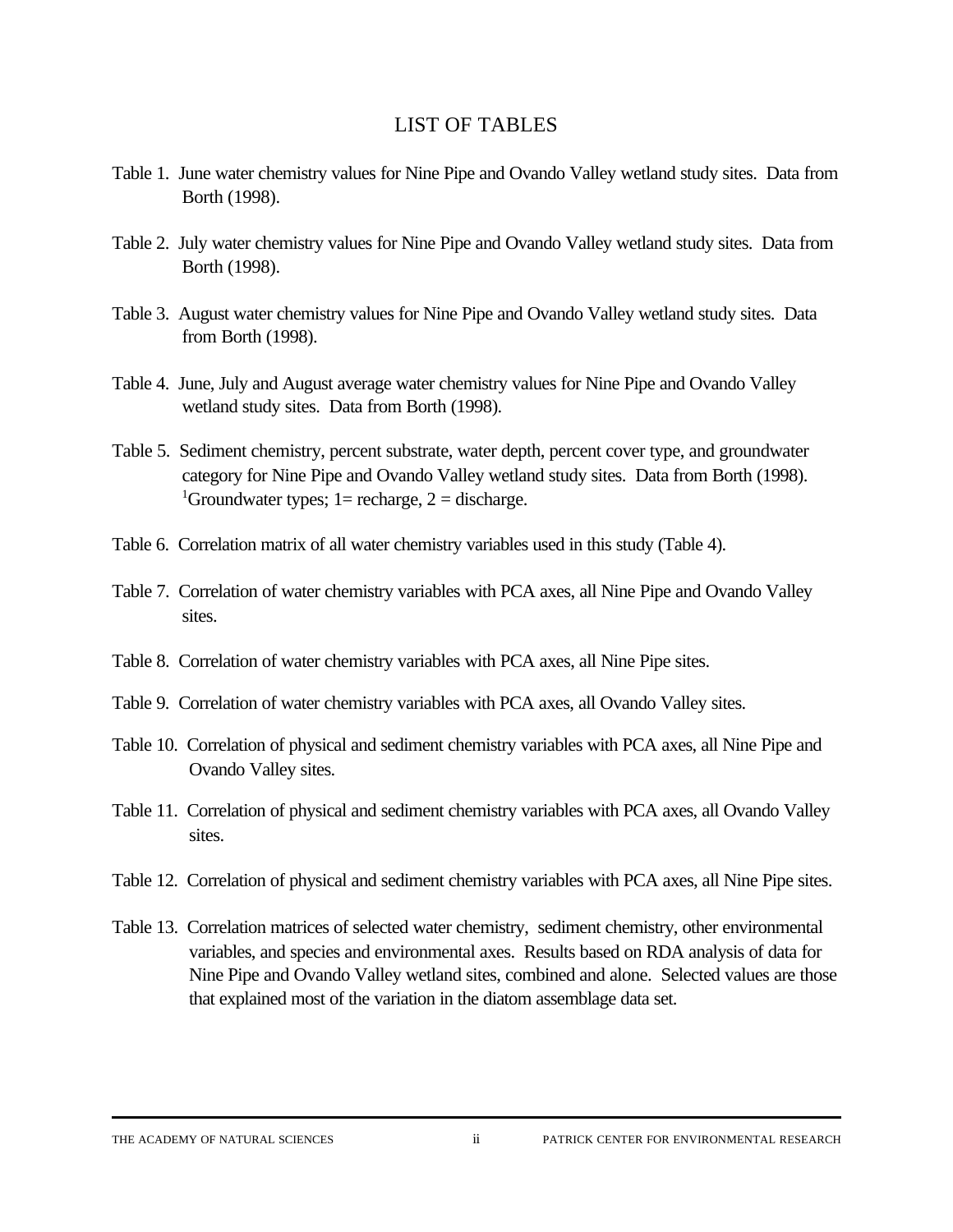# LIST OF TABLES

Table 1. June water chemistry values for Nine Pipe and Ovando Valley wetland study sites. Data from Borth (1998).

Table 2. July water chemistry values for Nine Pipe and Ovando Valley wetland study sites. Data from Borth (1998).

Table 3. August water chemistry values for Nine Pipe and Ovando Valley wetland study sites. Data from Borth (1998).

Table 4. June, July and August average water chemistry values for Nine Pipe and Ovando Valley wetland study sites. Data from Borth (1998).

Table 5. Sediment chemistry, percent substrate, water depth, percent cover type, and groundwater category for Nine Pipe and Ovando Valley wetland study sites. Data from Borth (1998). [1]Groundwater types; 1= recharge, 2 = discharge.

Table 6. Correlation matrix of all water chemistry variables used in this study (Table 4).

Table 7. Correlation of water chemistry variables with PCA axes, all Nine Pipe and Ovando Valley sites.

Table 8. Correlation of water chemistry variables with PCA axes, all Nine Pipe sites.

Table 9. Correlation of water chemistry variables with PCA axes, all Ovando Valley sites.

Table 10. Correlation of physical and sediment chemistry variables with PCA axes, all Nine Pipe and Ovando Valley sites.

Table 11. Correlation of physical and sediment chemistry variables with PCA axes, all Ovando Valley sites.

Table 12. Correlation of physical and sediment chemistry variables with PCA axes, all Nine Pipe sites.

Table 13. Correlation matrices of selected water chemistry, sediment chemistry, other environmental variables, and species and environmental axes. Results based on RDA analysis of data for Nine Pipe and Ovando Valley wetland sites, combined and alone. Selected values are those that explained most of the variation in the diatom assemblage data set.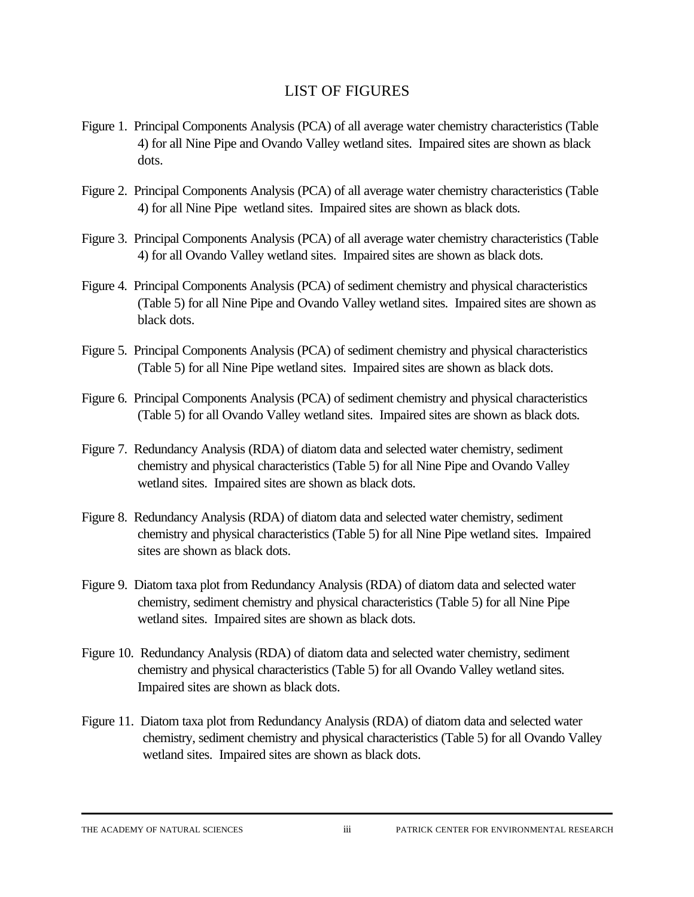# LIST OF FIGURES

Figure 1. Principal Components Analysis (PCA) of all average water chemistry characteristics (Table 4) for all Nine Pipe and Ovando Valley wetland sites. Impaired sites are shown as black dots.

Figure 2. Principal Components Analysis (PCA) of all average water chemistry characteristics (Table 4) for all Nine Pipe wetland sites. Impaired sites are shown as black dots.

Figure 3. Principal Components Analysis (PCA) of all average water chemistry characteristics (Table 4) for all Ovando Valley wetland sites. Impaired sites are shown as black dots.

Figure 4. Principal Components Analysis (PCA) of sediment chemistry and physical characteristics (Table 5) for all Nine Pipe and Ovando Valley wetland sites. Impaired sites are shown as black dots.

Figure 5. Principal Components Analysis (PCA) of sediment chemistry and physical characteristics (Table 5) for all Nine Pipe wetland sites. Impaired sites are shown as black dots.

Figure 6. Principal Components Analysis (PCA) of sediment chemistry and physical characteristics (Table 5) for all Ovando Valley wetland sites. Impaired sites are shown as black dots.

Figure 7. Redundancy Analysis (RDA) of diatom data and selected water chemistry, sediment chemistry and physical characteristics (Table 5) for all Nine Pipe and Ovando Valley wetland sites. Impaired sites are shown as black dots.

Figure 8. Redundancy Analysis (RDA) of diatom data and selected water chemistry, sediment chemistry and physical characteristics (Table 5) for all Nine Pipe wetland sites. Impaired sites are shown as black dots.

Figure 9. Diatom taxa plot from Redundancy Analysis (RDA) of diatom data and selected water chemistry, sediment chemistry and physical characteristics (Table 5) for all Nine Pipe wetland sites. Impaired sites are shown as black dots.

Figure 10. Redundancy Analysis (RDA) of diatom data and selected water chemistry, sediment chemistry and physical characteristics (Table 5) for all Ovando Valley wetland sites. Impaired sites are shown as black dots.

Figure 11. Diatom taxa plot from Redundancy Analysis (RDA) of diatom data and selected water chemistry, sediment chemistry and physical characteristics (Table 5) for all Ovando Valley wetland sites. Impaired sites are shown as black dots.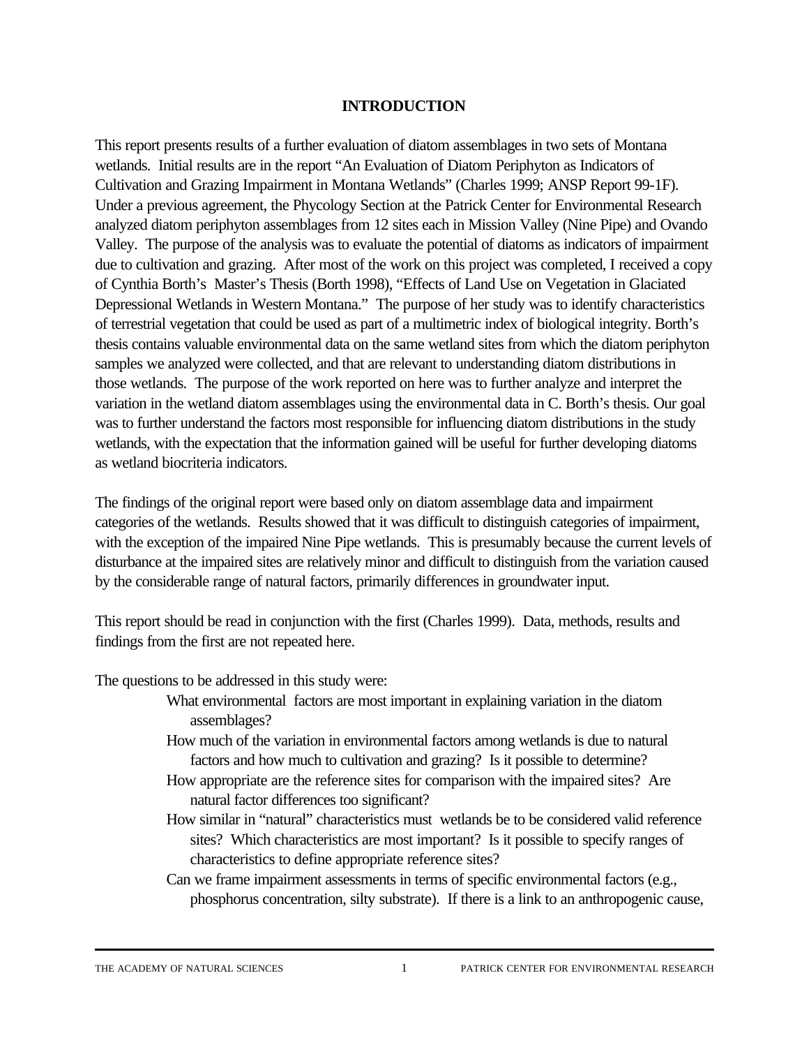## INTRODUCTION

This report presents results of a further evaluation of diatom assemblages in two sets of Montana wetlands. Initial results are in the report "An Evaluation of Diatom Periphyton as Indicators of Cultivation and Grazing Impairment in Montana Wetlands" (Charles 1999; ANSP Report 99-1F). Under a previous agreement, the Phycology Section at the Patrick Center for Environmental Research analyzed diatom periphyton assemblages from 12 sites each in Mission Valley (Nine Pipe) and Ovando Valley. The purpose of the analysis was to evaluate the potential of diatoms as indicators of impairment due to cultivation and grazing. After most of the work on this project was completed, I received a copy of Cynthia Borth's Master's Thesis (Borth 1998), "Effects of Land Use on Vegetation in Glaciated Depressional Wetlands in Western Montana." The purpose of her study was to identify characteristics of terrestrial vegetation that could be used as part of a multimetric index of biological integrity. Borth's thesis contains valuable environmental data on the same wetland sites from which the diatom periphyton samples we analyzed were collected, and that are relevant to understanding diatom distributions in those wetlands. The purpose of the work reported on here was to further analyze and interpret the variation in the wetland diatom assemblages using the environmental data in C. Borth's thesis. Our goal was to further understand the factors most responsible for influencing diatom distributions in the study wetlands, with the expectation that the information gained will be useful for further developing diatoms as wetland biocriteria indicators.

The findings of the original report were based only on diatom assemblage data and impairment categories of the wetlands. Results showed that it was difficult to distinguish categories of impairment, with the exception of the impaired Nine Pipe wetlands. This is presumably because the current levels of disturbance at the impaired sites are relatively minor and difficult to distinguish from the variation caused by the considerable range of natural factors, primarily differences in groundwater input.

This report should be read in conjunction with the first (Charles 1999). Data, methods, results and findings from the first are not repeated here.

The questions to be addressed in this study were:

- What environmental factors are most important in explaining variation in the diatom assemblages?
- How much of the variation in environmental factors among wetlands is due to natural factors and how much to cultivation and grazing? Is it possible to determine?
- How appropriate are the reference sites for comparison with the impaired sites? Are natural factor differences too significant?
- How similar in "natural" characteristics must wetlands be to be considered valid reference sites? Which characteristics are most important? Is it possible to specify ranges of characteristics to define appropriate reference sites?
- Can we frame impairment assessments in terms of specific environmental factors (e.g., phosphorus concentration, silty substrate). If there is a link to an anthropogenic cause,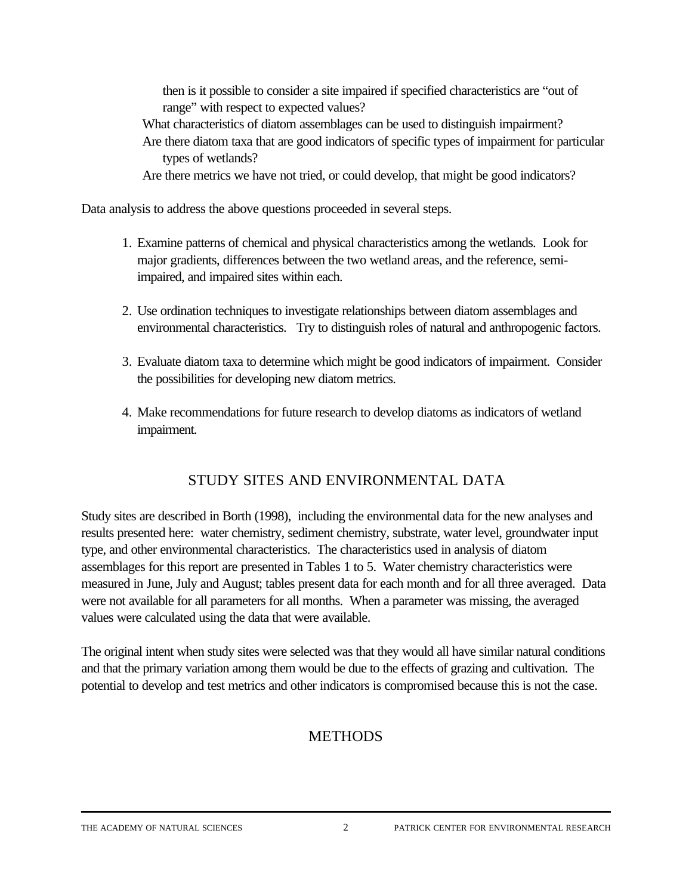then is it possible to consider a site impaired if specified characteristics are "out of range" with respect to expected values?

What characteristics of diatom assemblages can be used to distinguish impairment?

Are there diatom taxa that are good indicators of specific types of impairment for particular types of wetlands?

Are there metrics we have not tried, or could develop, that might be good indicators?

Data analysis to address the above questions proceeded in several steps.

1. Examine patterns of chemical and physical characteristics among the wetlands. Look for major gradients, differences between the two wetland areas, and the reference, semi-impaired, and impaired sites within each.

2. Use ordination techniques to investigate relationships between diatom assemblages and environmental characteristics. Try to distinguish roles of natural and anthropogenic factors.

3. Evaluate diatom taxa to determine which might be good indicators of impairment. Consider the possibilities for developing new diatom metrics.

4. Make recommendations for future research to develop diatoms as indicators of wetland impairment.

## STUDY SITES AND ENVIRONMENTAL DATA

Study sites are described in Borth (1998), including the environmental data for the new analyses and results presented here: water chemistry, sediment chemistry, substrate, water level, groundwater input type, and other environmental characteristics. The characteristics used in analysis of diatom assemblages for this report are presented in Tables 1 to 5. Water chemistry characteristics were measured in June, July and August; tables present data for each month and for all three averaged. Data were not available for all parameters for all months. When a parameter was missing, the averaged values were calculated using the data that were available.

The original intent when study sites were selected was that they would all have similar natural conditions and that the primary variation among them would be due to the effects of grazing and cultivation. The potential to develop and test metrics and other indicators is compromised because this is not the case.

## METHODS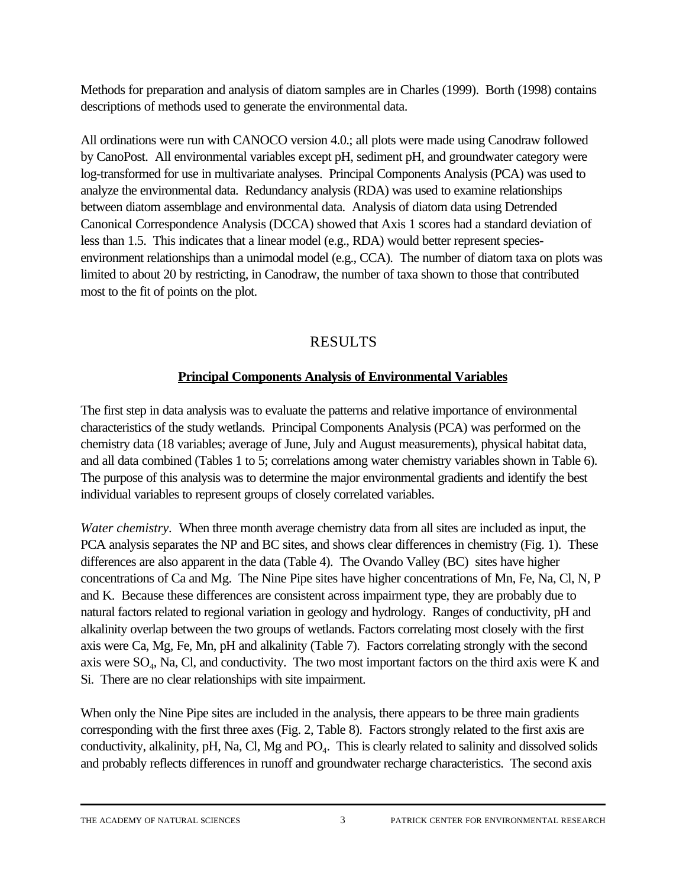Methods for preparation and analysis of diatom samples are in Charles (1999). Borth (1998) contains descriptions of methods used to generate the environmental data.

All ordinations were run with CANOCO version 4.0.; all plots were made using Canodraw followed by CanoPost. All environmental variables except pH, sediment pH, and groundwater category were log-transformed for use in multivariate analyses. Principal Components Analysis (PCA) was used to analyze the environmental data. Redundancy analysis (RDA) was used to examine relationships between diatom assemblage and environmental data. Analysis of diatom data using Detrended Canonical Correspondence Analysis (DCCA) showed that Axis 1 scores had a standard deviation of less than 1.5. This indicates that a linear model (e.g., RDA) would better represent species-environment relationships than a unimodal model (e.g., CCA). The number of diatom taxa on plots was limited to about 20 by restricting, in Canodraw, the number of taxa shown to those that contributed most to the fit of points on the plot.

# RESULTS

## Principal Components Analysis of Environmental Variables

The first step in data analysis was to evaluate the patterns and relative importance of environmental characteristics of the study wetlands. Principal Components Analysis (PCA) was performed on the chemistry data (18 variables; average of June, July and August measurements), physical habitat data, and all data combined (Tables 1 to 5; correlations among water chemistry variables shown in Table 6). The purpose of this analysis was to determine the major environmental gradients and identify the best individual variables to represent groups of closely correlated variables.

*Water chemistry*. When three month average chemistry data from all sites are included as input, the PCA analysis separates the NP and BC sites, and shows clear differences in chemistry (Fig. 1). These differences are also apparent in the data (Table 4). The Ovando Valley (BC) sites have higher concentrations of Ca and Mg. The Nine Pipe sites have higher concentrations of Mn, Fe, Na, Cl, N, P and K. Because these differences are consistent across impairment type, they are probably due to natural factors related to regional variation in geology and hydrology. Ranges of conductivity, pH and alkalinity overlap between the two groups of wetlands. Factors correlating most closely with the first axis were Ca, Mg, Fe, Mn, pH and alkalinity (Table 7). Factors correlating strongly with the second axis were $SO_4$, Na, Cl, and conductivity. The two most important factors on the third axis were K and Si. There are no clear relationships with site impairment.

When only the Nine Pipe sites are included in the analysis, there appears to be three main gradients corresponding with the first three axes (Fig. 2, Table 8). Factors strongly related to the first axis are conductivity, alkalinity, pH, Na, Cl, Mg and $PO_4$. This is clearly related to salinity and dissolved solids and probably reflects differences in runoff and groundwater recharge characteristics. The second axis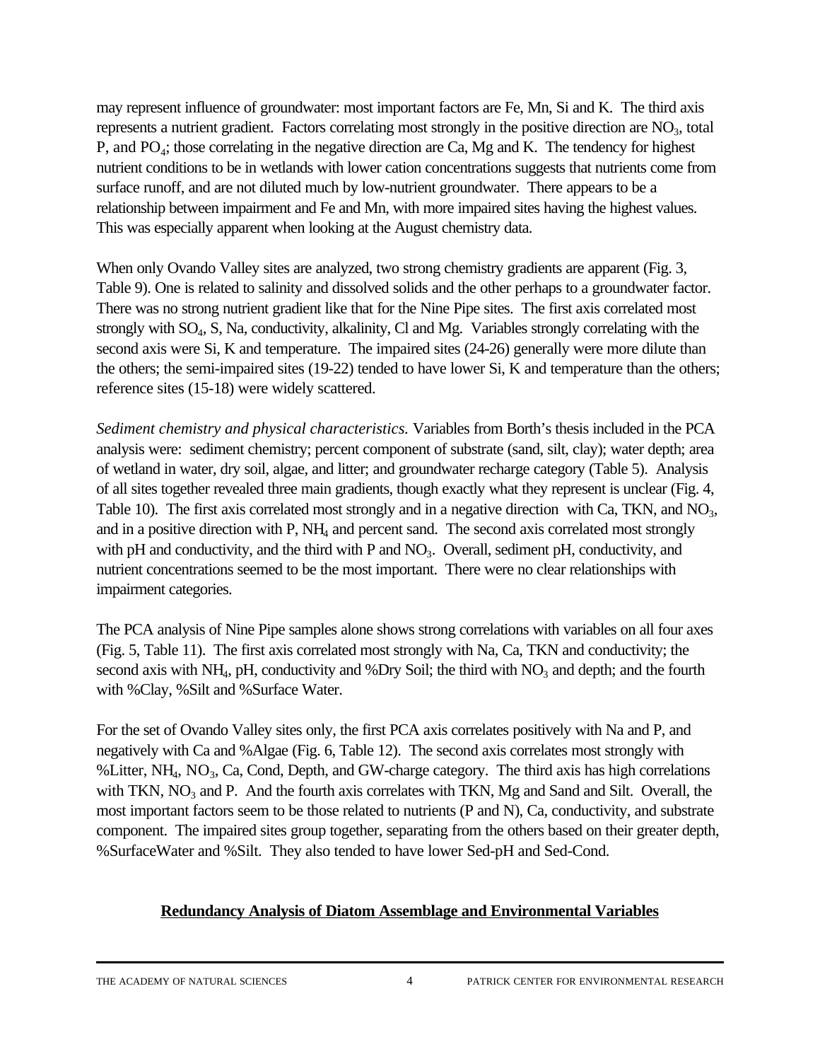may represent influence of groundwater: most important factors are Fe, Mn, Si and K. The third axis represents a nutrient gradient. Factors correlating most strongly in the positive direction are $NO_3$, total P, and $PO_4$; those correlating in the negative direction are Ca, Mg and K. The tendency for highest nutrient conditions to be in wetlands with lower cation concentrations suggests that nutrients come from surface runoff, and are not diluted much by low-nutrient groundwater. There appears to be a relationship between impairment and Fe and Mn, with more impaired sites having the highest values. This was especially apparent when looking at the August chemistry data.

When only Ovando Valley sites are analyzed, two strong chemistry gradients are apparent (Fig. 3, Table 9). One is related to salinity and dissolved solids and the other perhaps to a groundwater factor. There was no strong nutrient gradient like that for the Nine Pipe sites. The first axis correlated most strongly with $SO_4$, S, Na, conductivity, alkalinity, Cl and Mg. Variables strongly correlating with the second axis were Si, K and temperature. The impaired sites (24-26) generally were more dilute than the others; the semi-impaired sites (19-22) tended to have lower Si, K and temperature than the others; reference sites (15-18) were widely scattered.

*Sediment chemistry and physical characteristics.* Variables from Borth's thesis included in the PCA analysis were: sediment chemistry; percent component of substrate (sand, silt, clay); water depth; area of wetland in water, dry soil, algae, and litter; and groundwater recharge category (Table 5). Analysis of all sites together revealed three main gradients, though exactly what they represent is unclear (Fig. 4, Table 10). The first axis correlated most strongly and in a negative direction with Ca, TKN, and $NO_3$, and in a positive direction with P, $NH_4$ and percent sand. The second axis correlated most strongly with pH and conductivity, and the third with P and $NO_3$. Overall, sediment pH, conductivity, and nutrient concentrations seemed to be the most important. There were no clear relationships with impairment categories.

The PCA analysis of Nine Pipe samples alone shows strong correlations with variables on all four axes (Fig. 5, Table 11). The first axis correlated most strongly with Na, Ca, TKN and conductivity; the second axis with $NH_4$, pH, conductivity and %Dry Soil; the third with $NO_3$ and depth; and the fourth with %Clay, %Silt and %Surface Water.

For the set of Ovando Valley sites only, the first PCA axis correlates positively with Na and P, and negatively with Ca and %Algae (Fig. 6, Table 12). The second axis correlates most strongly with %Litter, $NH_4$, $NO_3$, Ca, Cond, Depth, and GW-charge category. The third axis has high correlations with TKN, $NO_3$ and P. And the fourth axis correlates with TKN, Mg and Sand and Silt. Overall, the most important factors seem to be those related to nutrients (P and N), Ca, conductivity, and substrate component. The impaired sites group together, separating from the others based on their greater depth, %SurfaceWater and %Silt. They also tended to have lower Sed-pH and Sed-Cond.

## Redundancy Analysis of Diatom Assemblage and Environmental Variables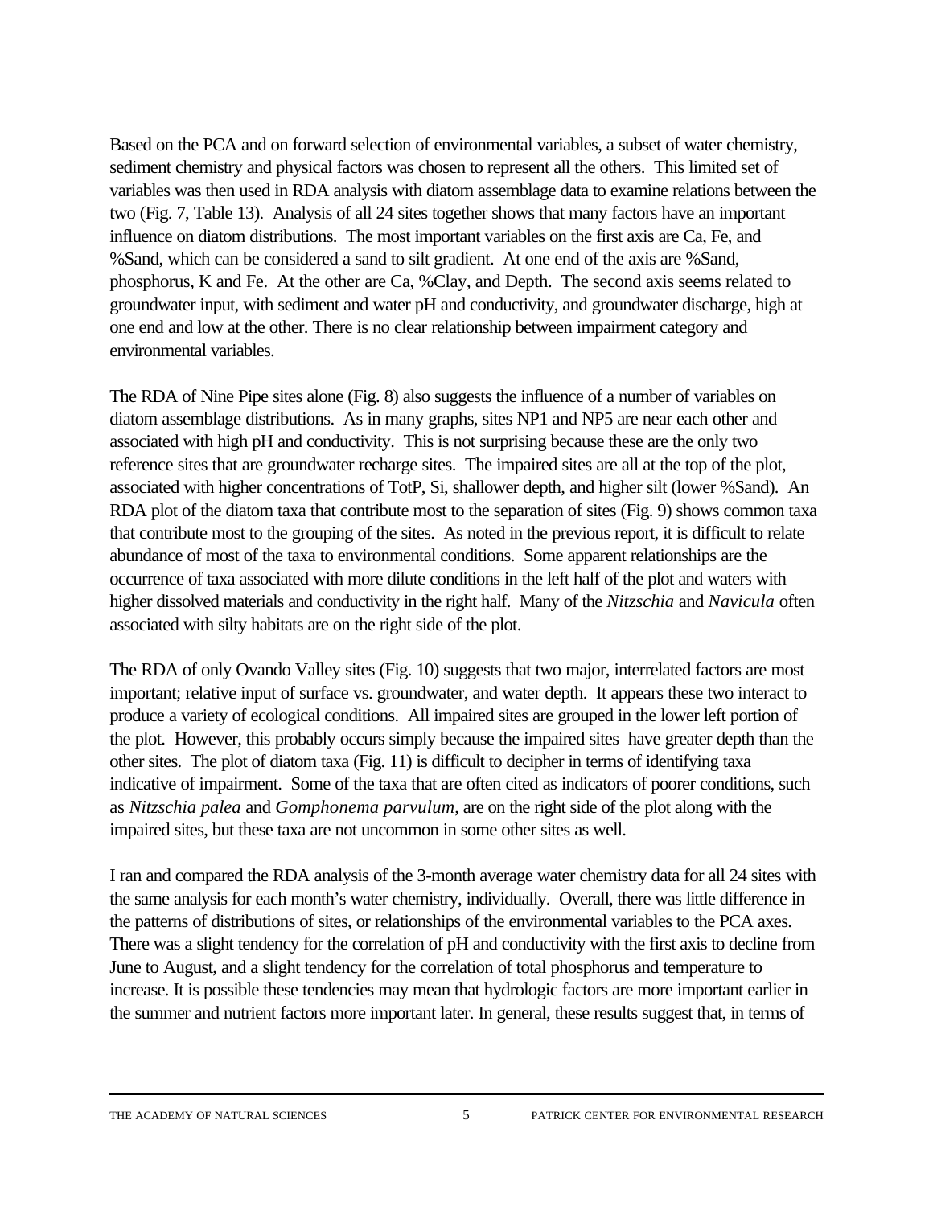Based on the PCA and on forward selection of environmental variables, a subset of water chemistry, sediment chemistry and physical factors was chosen to represent all the others. This limited set of variables was then used in RDA analysis with diatom assemblage data to examine relations between the two (Fig. 7, Table 13). Analysis of all 24 sites together shows that many factors have an important influence on diatom distributions. The most important variables on the first axis are Ca, Fe, and %Sand, which can be considered a sand to silt gradient. At one end of the axis are %Sand, phosphorus, K and Fe. At the other are Ca, %Clay, and Depth. The second axis seems related to groundwater input, with sediment and water pH and conductivity, and groundwater discharge, high at one end and low at the other. There is no clear relationship between impairment category and environmental variables.

The RDA of Nine Pipe sites alone (Fig. 8) also suggests the influence of a number of variables on diatom assemblage distributions. As in many graphs, sites NP1 and NP5 are near each other and associated with high pH and conductivity. This is not surprising because these are the only two reference sites that are groundwater recharge sites. The impaired sites are all at the top of the plot, associated with higher concentrations of TotP, Si, shallower depth, and higher silt (lower %Sand). An RDA plot of the diatom taxa that contribute most to the separation of sites (Fig. 9) shows common taxa that contribute most to the grouping of the sites. As noted in the previous report, it is difficult to relate abundance of most of the taxa to environmental conditions. Some apparent relationships are the occurrence of taxa associated with more dilute conditions in the left half of the plot and waters with higher dissolved materials and conductivity in the right half. Many of the *Nitzschia* and *Navicula* often associated with silty habitats are on the right side of the plot.

The RDA of only Ovando Valley sites (Fig. 10) suggests that two major, interrelated factors are most important; relative input of surface vs. groundwater, and water depth. It appears these two interact to produce a variety of ecological conditions. All impaired sites are grouped in the lower left portion of the plot. However, this probably occurs simply because the impaired sites have greater depth than the other sites. The plot of diatom taxa (Fig. 11) is difficult to decipher in terms of identifying taxa indicative of impairment. Some of the taxa that are often cited as indicators of poorer conditions, such as *Nitzschia palea* and *Gomphonema parvulum*, are on the right side of the plot along with the impaired sites, but these taxa are not uncommon in some other sites as well.

I ran and compared the RDA analysis of the 3-month average water chemistry data for all 24 sites with the same analysis for each month's water chemistry, individually. Overall, there was little difference in the patterns of distributions of sites, or relationships of the environmental variables to the PCA axes. There was a slight tendency for the correlation of pH and conductivity with the first axis to decline from June to August, and a slight tendency for the correlation of total phosphorus and temperature to increase. It is possible these tendencies may mean that hydrologic factors are more important earlier in the summer and nutrient factors more important later. In general, these results suggest that, in terms of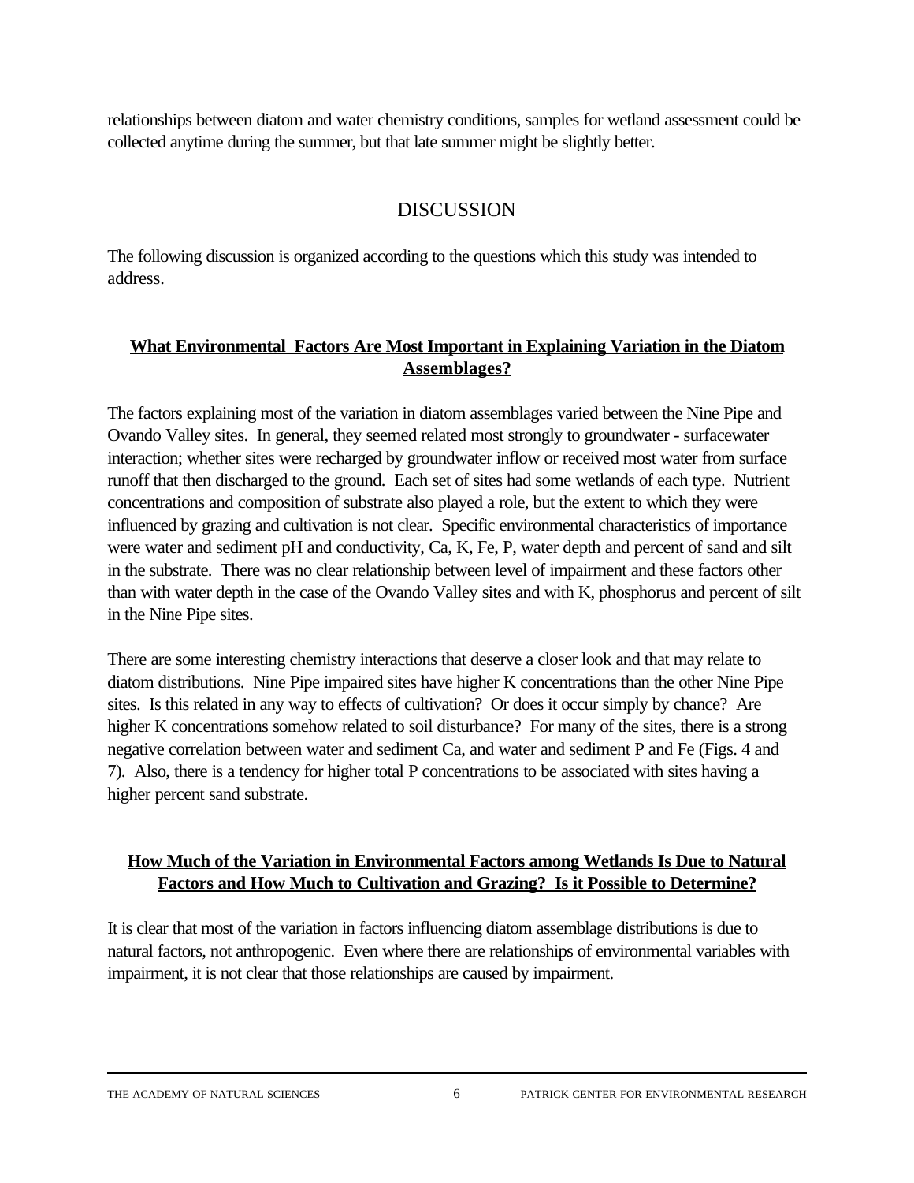relationships between diatom and water chemistry conditions, samples for wetland assessment could be collected anytime during the summer, but that late summer might be slightly better.

## DISCUSSION

The following discussion is organized according to the questions which this study was intended to address.

### What Environmental Factors Are Most Important in Explaining Variation in the Diatom Assemblages?

The factors explaining most of the variation in diatom assemblages varied between the Nine Pipe and Ovando Valley sites. In general, they seemed related most strongly to groundwater - surfacewater interaction; whether sites were recharged by groundwater inflow or received most water from surface runoff that then discharged to the ground. Each set of sites had some wetlands of each type. Nutrient concentrations and composition of substrate also played a role, but the extent to which they were influenced by grazing and cultivation is not clear. Specific environmental characteristics of importance were water and sediment pH and conductivity, Ca, K, Fe, P, water depth and percent of sand and silt in the substrate. There was no clear relationship between level of impairment and these factors other than with water depth in the case of the Ovando Valley sites and with K, phosphorus and percent of silt in the Nine Pipe sites.

There are some interesting chemistry interactions that deserve a closer look and that may relate to diatom distributions. Nine Pipe impaired sites have higher K concentrations than the other Nine Pipe sites. Is this related in any way to effects of cultivation? Or does it occur simply by chance? Are higher K concentrations somehow related to soil disturbance? For many of the sites, there is a strong negative correlation between water and sediment Ca, and water and sediment P and Fe (Figs. 4 and 7). Also, there is a tendency for higher total P concentrations to be associated with sites having a higher percent sand substrate.

### How Much of the Variation in Environmental Factors among Wetlands Is Due to Natural Factors and How Much to Cultivation and Grazing? Is it Possible to Determine?

It is clear that most of the variation in factors influencing diatom assemblage distributions is due to natural factors, not anthropogenic. Even where there are relationships of environmental variables with impairment, it is not clear that those relationships are caused by impairment.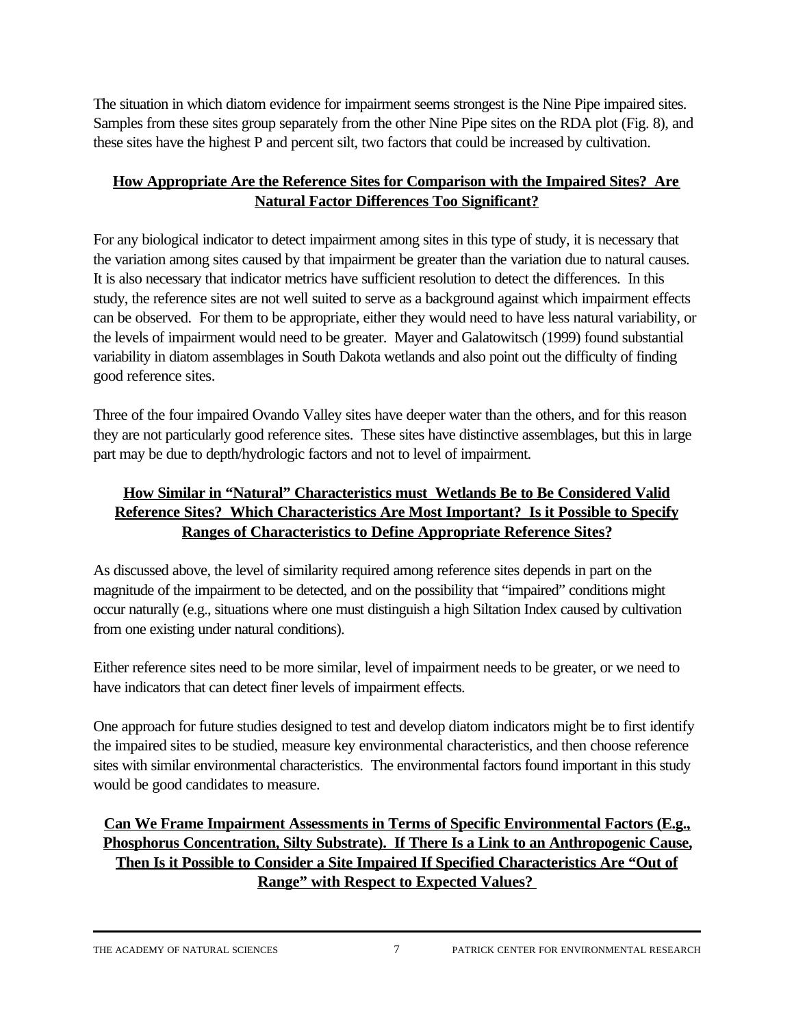The situation in which diatom evidence for impairment seems strongest is the Nine Pipe impaired sites. Samples from these sites group separately from the other Nine Pipe sites on the RDA plot (Fig. 8), and these sites have the highest P and percent silt, two factors that could be increased by cultivation.

## How Appropriate Are the Reference Sites for Comparison with the Impaired Sites? Are Natural Factor Differences Too Significant?

For any biological indicator to detect impairment among sites in this type of study, it is necessary that the variation among sites caused by that impairment be greater than the variation due to natural causes. It is also necessary that indicator metrics have sufficient resolution to detect the differences. In this study, the reference sites are not well suited to serve as a background against which impairment effects can be observed. For them to be appropriate, either they would need to have less natural variability, or the levels of impairment would need to be greater. Mayer and Galatowitsch (1999) found substantial variability in diatom assemblages in South Dakota wetlands and also point out the difficulty of finding good reference sites.

Three of the four impaired Ovando Valley sites have deeper water than the others, and for this reason they are not particularly good reference sites. These sites have distinctive assemblages, but this in large part may be due to depth/hydrologic factors and not to level of impairment.

## How Similar in "Natural" Characteristics must Wetlands Be to Be Considered Valid Reference Sites? Which Characteristics Are Most Important? Is it Possible to Specify Ranges of Characteristics to Define Appropriate Reference Sites?

As discussed above, the level of similarity required among reference sites depends in part on the magnitude of the impairment to be detected, and on the possibility that "impaired" conditions might occur naturally (e.g., situations where one must distinguish a high Siltation Index caused by cultivation from one existing under natural conditions).

Either reference sites need to be more similar, level of impairment needs to be greater, or we need to have indicators that can detect finer levels of impairment effects.

One approach for future studies designed to test and develop diatom indicators might be to first identify the impaired sites to be studied, measure key environmental characteristics, and then choose reference sites with similar environmental characteristics. The environmental factors found important in this study would be good candidates to measure.

## Can We Frame Impairment Assessments in Terms of Specific Environmental Factors (E.g., Phosphorus Concentration, Silty Substrate). If There Is a Link to an Anthropogenic Cause, Then Is it Possible to Consider a Site Impaired If Specified Characteristics Are "Out of Range" with Respect to Expected Values?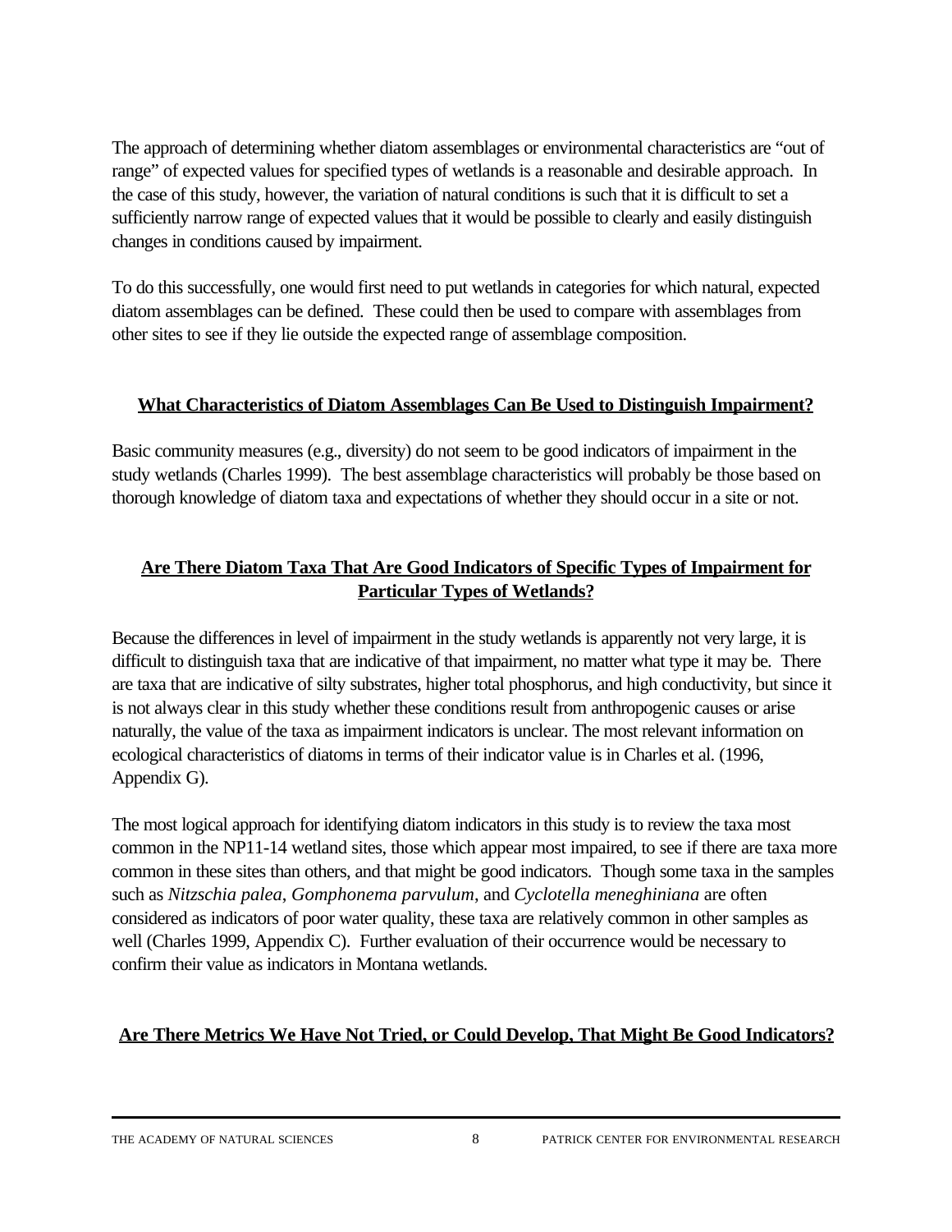The approach of determining whether diatom assemblages or environmental characteristics are "out of range" of expected values for specified types of wetlands is a reasonable and desirable approach. In the case of this study, however, the variation of natural conditions is such that it is difficult to set a sufficiently narrow range of expected values that it would be possible to clearly and easily distinguish changes in conditions caused by impairment.

To do this successfully, one would first need to put wetlands in categories for which natural, expected diatom assemblages can be defined. These could then be used to compare with assemblages from other sites to see if they lie outside the expected range of assemblage composition.

## What Characteristics of Diatom Assemblages Can Be Used to Distinguish Impairment?

Basic community measures (e.g., diversity) do not seem to be good indicators of impairment in the study wetlands (Charles 1999). The best assemblage characteristics will probably be those based on thorough knowledge of diatom taxa and expectations of whether they should occur in a site or not.

## Are There Diatom Taxa That Are Good Indicators of Specific Types of Impairment for Particular Types of Wetlands?

Because the differences in level of impairment in the study wetlands is apparently not very large, it is difficult to distinguish taxa that are indicative of that impairment, no matter what type it may be. There are taxa that are indicative of silty substrates, higher total phosphorus, and high conductivity, but since it is not always clear in this study whether these conditions result from anthropogenic causes or arise naturally, the value of the taxa as impairment indicators is unclear. The most relevant information on ecological characteristics of diatoms in terms of their indicator value is in Charles et al. (1996, Appendix G).

The most logical approach for identifying diatom indicators in this study is to review the taxa most common in the NP11-14 wetland sites, those which appear most impaired, to see if there are taxa more common in these sites than others, and that might be good indicators. Though some taxa in the samples such as *Nitzschia palea*, *Gomphonema parvulum*, and *Cyclotella meneghiniana* are often considered as indicators of poor water quality, these taxa are relatively common in other samples as well (Charles 1999, Appendix C). Further evaluation of their occurrence would be necessary to confirm their value as indicators in Montana wetlands.

## Are There Metrics We Have Not Tried, or Could Develop, That Might Be Good Indicators?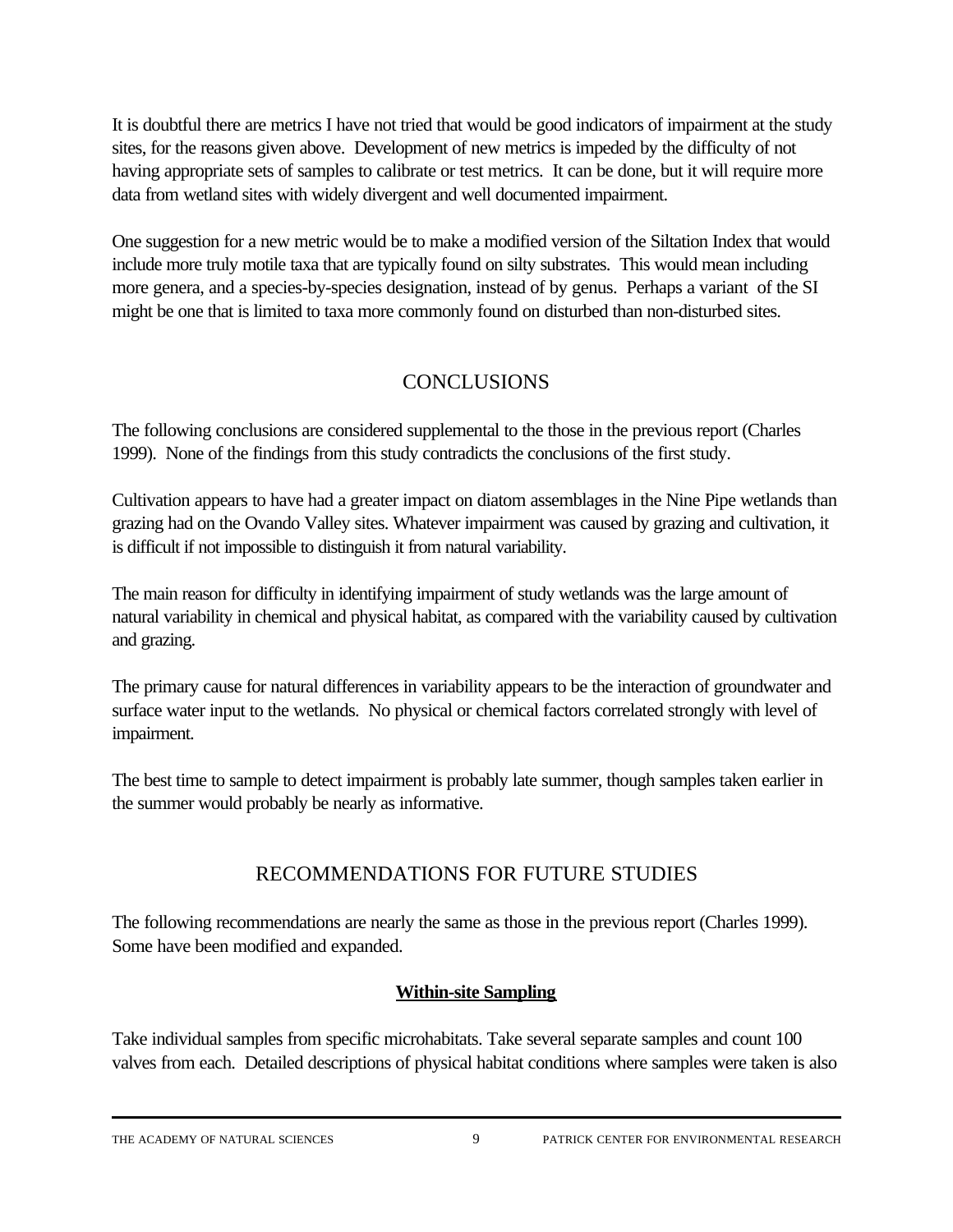It is doubtful there are metrics I have not tried that would be good indicators of impairment at the study sites, for the reasons given above. Development of new metrics is impeded by the difficulty of not having appropriate sets of samples to calibrate or test metrics. It can be done, but it will require more data from wetland sites with widely divergent and well documented impairment.

One suggestion for a new metric would be to make a modified version of the Siltation Index that would include more truly motile taxa that are typically found on silty substrates. This would mean including more genera, and a species-by-species designation, instead of by genus. Perhaps a variant of the SI might be one that is limited to taxa more commonly found on disturbed than non-disturbed sites.

## CONCLUSIONS

The following conclusions are considered supplemental to the those in the previous report (Charles 1999). None of the findings from this study contradicts the conclusions of the first study.

Cultivation appears to have had a greater impact on diatom assemblages in the Nine Pipe wetlands than grazing had on the Ovando Valley sites. Whatever impairment was caused by grazing and cultivation, it is difficult if not impossible to distinguish it from natural variability.

The main reason for difficulty in identifying impairment of study wetlands was the large amount of natural variability in chemical and physical habitat, as compared with the variability caused by cultivation and grazing.

The primary cause for natural differences in variability appears to be the interaction of groundwater and surface water input to the wetlands. No physical or chemical factors correlated strongly with level of impairment.

The best time to sample to detect impairment is probably late summer, though samples taken earlier in the summer would probably be nearly as informative.

## RECOMMENDATIONS FOR FUTURE STUDIES

The following recommendations are nearly the same as those in the previous report (Charles 1999). Some have been modified and expanded.

### Within-site Sampling

Take individual samples from specific microhabitats. Take several separate samples and count 100 valves from each. Detailed descriptions of physical habitat conditions where samples were taken is also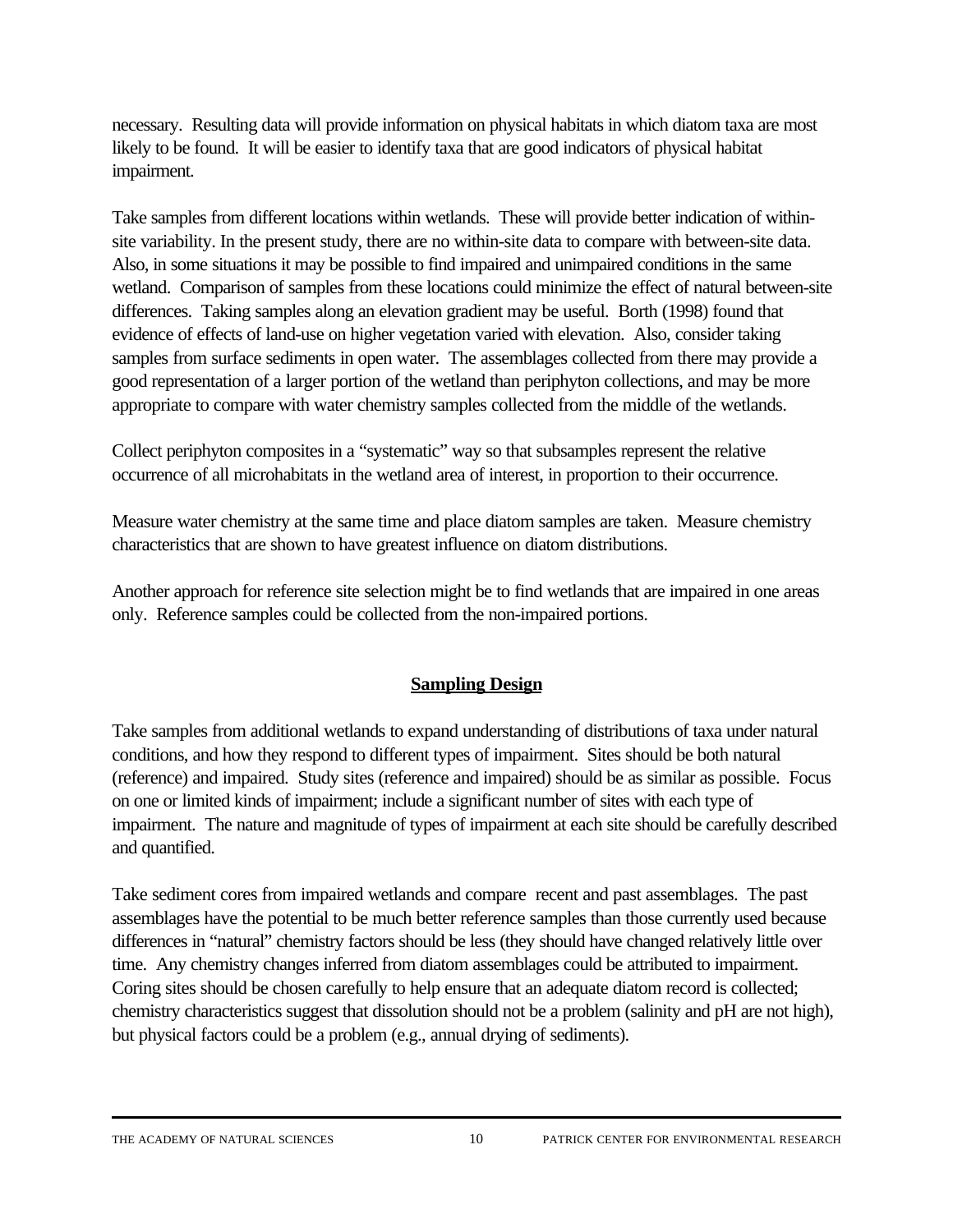necessary. Resulting data will provide information on physical habitats in which diatom taxa are most likely to be found. It will be easier to identify taxa that are good indicators of physical habitat impairment.

Take samples from different locations within wetlands. These will provide better indication of within-site variability. In the present study, there are no within-site data to compare with between-site data. Also, in some situations it may be possible to find impaired and unimpaired conditions in the same wetland. Comparison of samples from these locations could minimize the effect of natural between-site differences. Taking samples along an elevation gradient may be useful. Borth (1998) found that evidence of effects of land-use on higher vegetation varied with elevation. Also, consider taking samples from surface sediments in open water. The assemblages collected from there may provide a good representation of a larger portion of the wetland than periphyton collections, and may be more appropriate to compare with water chemistry samples collected from the middle of the wetlands.

Collect periphyton composites in a "systematic" way so that subsamples represent the relative occurrence of all microhabitats in the wetland area of interest, in proportion to their occurrence.

Measure water chemistry at the same time and place diatom samples are taken. Measure chemistry characteristics that are shown to have greatest influence on diatom distributions.

Another approach for reference site selection might be to find wetlands that are impaired in one areas only. Reference samples could be collected from the non-impaired portions.

## Sampling Design

Take samples from additional wetlands to expand understanding of distributions of taxa under natural conditions, and how they respond to different types of impairment. Sites should be both natural (reference) and impaired. Study sites (reference and impaired) should be as similar as possible. Focus on one or limited kinds of impairment; include a significant number of sites with each type of impairment. The nature and magnitude of types of impairment at each site should be carefully described and quantified.

Take sediment cores from impaired wetlands and compare recent and past assemblages. The past assemblages have the potential to be much better reference samples than those currently used because differences in "natural" chemistry factors should be less (they should have changed relatively little over time. Any chemistry changes inferred from diatom assemblages could be attributed to impairment. Coring sites should be chosen carefully to help ensure that an adequate diatom record is collected; chemistry characteristics suggest that dissolution should not be a problem (salinity and pH are not high), but physical factors could be a problem (e.g., annual drying of sediments).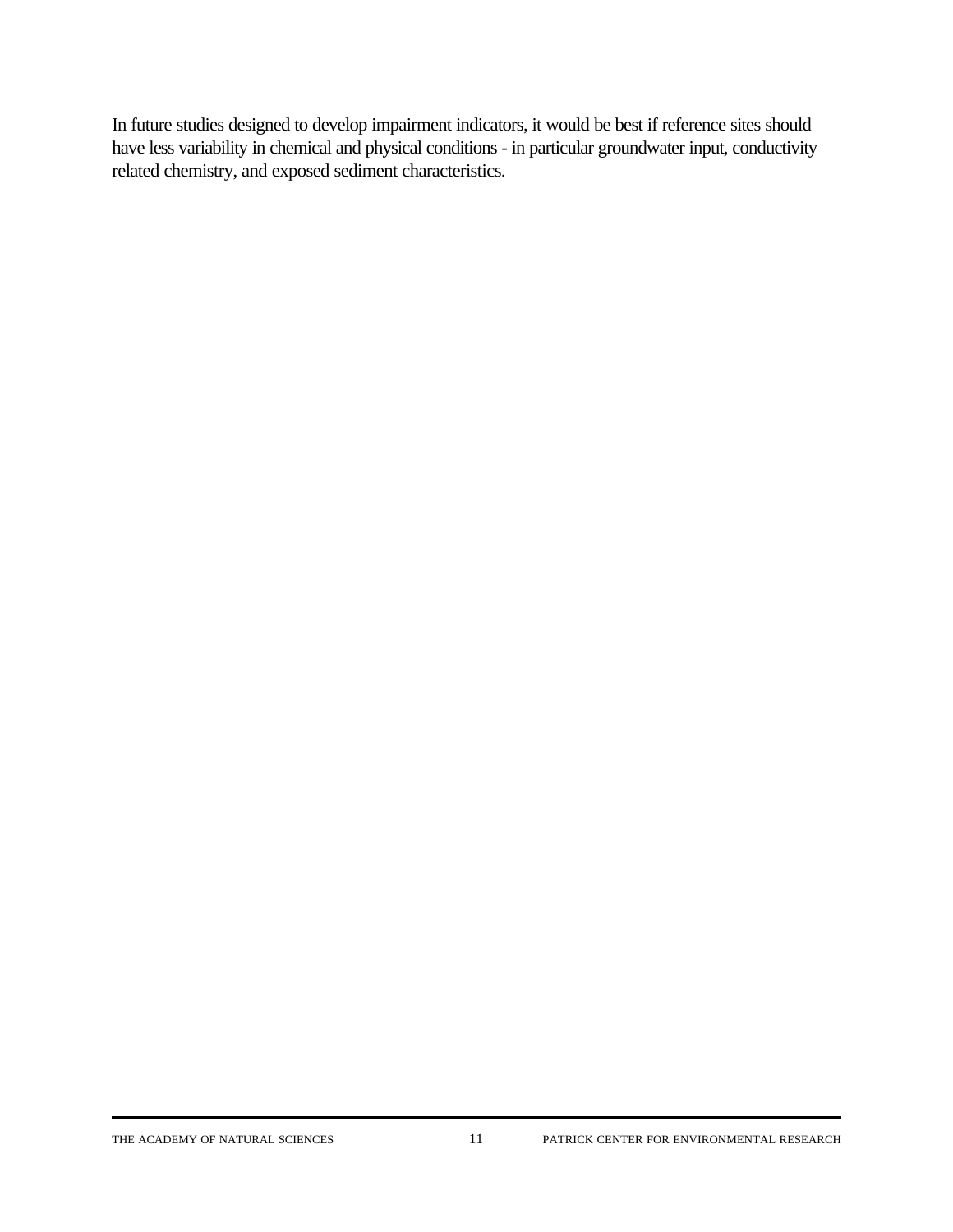In future studies designed to develop impairment indicators, it would be best if reference sites should have less variability in chemical and physical conditions - in particular groundwater input, conductivity related chemistry, and exposed sediment characteristics.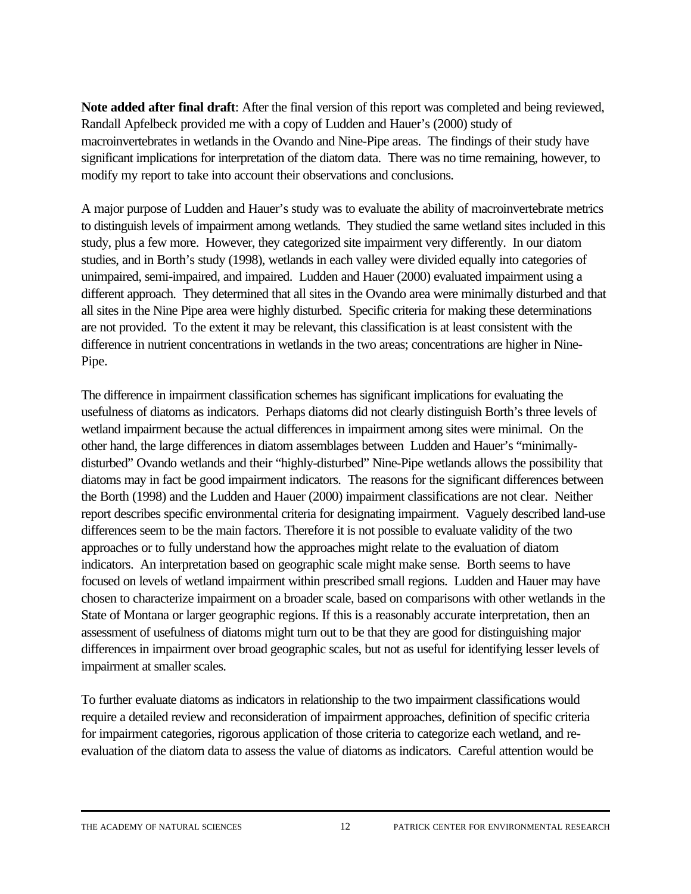**Note added after final draft**: After the final version of this report was completed and being reviewed, Randall Apfelbeck provided me with a copy of Ludden and Hauer's (2000) study of macroinvertebrates in wetlands in the Ovando and Nine-Pipe areas. The findings of their study have significant implications for interpretation of the diatom data. There was no time remaining, however, to modify my report to take into account their observations and conclusions.

A major purpose of Ludden and Hauer's study was to evaluate the ability of macroinvertebrate metrics to distinguish levels of impairment among wetlands. They studied the same wetland sites included in this study, plus a few more. However, they categorized site impairment very differently. In our diatom studies, and in Borth's study (1998), wetlands in each valley were divided equally into categories of unimpaired, semi-impaired, and impaired. Ludden and Hauer (2000) evaluated impairment using a different approach. They determined that all sites in the Ovando area were minimally disturbed and that all sites in the Nine Pipe area were highly disturbed. Specific criteria for making these determinations are not provided. To the extent it may be relevant, this classification is at least consistent with the difference in nutrient concentrations in wetlands in the two areas; concentrations are higher in Nine-Pipe.

The difference in impairment classification schemes has significant implications for evaluating the usefulness of diatoms as indicators. Perhaps diatoms did not clearly distinguish Borth's three levels of wetland impairment because the actual differences in impairment among sites were minimal. On the other hand, the large differences in diatom assemblages between Ludden and Hauer's "minimally-disturbed" Ovando wetlands and their "highly-disturbed" Nine-Pipe wetlands allows the possibility that diatoms may in fact be good impairment indicators. The reasons for the significant differences between the Borth (1998) and the Ludden and Hauer (2000) impairment classifications are not clear. Neither report describes specific environmental criteria for designating impairment. Vaguely described land-use differences seem to be the main factors. Therefore it is not possible to evaluate validity of the two approaches or to fully understand how the approaches might relate to the evaluation of diatom indicators. An interpretation based on geographic scale might make sense. Borth seems to have focused on levels of wetland impairment within prescribed small regions. Ludden and Hauer may have chosen to characterize impairment on a broader scale, based on comparisons with other wetlands in the State of Montana or larger geographic regions. If this is a reasonably accurate interpretation, then an assessment of usefulness of diatoms might turn out to be that they are good for distinguishing major differences in impairment over broad geographic scales, but not as useful for identifying lesser levels of impairment at smaller scales.

To further evaluate diatoms as indicators in relationship to the two impairment classifications would require a detailed review and reconsideration of impairment approaches, definition of specific criteria for impairment categories, rigorous application of those criteria to categorize each wetland, and re-evaluation of the diatom data to assess the value of diatoms as indicators. Careful attention would be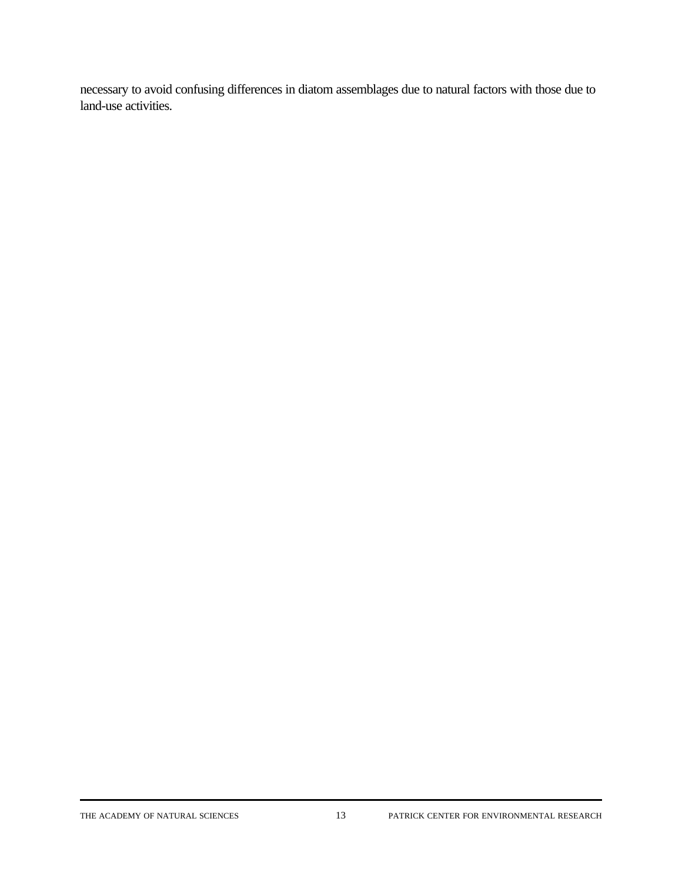necessary to avoid confusing differences in diatom assemblages due to natural factors with those due to land-use activities.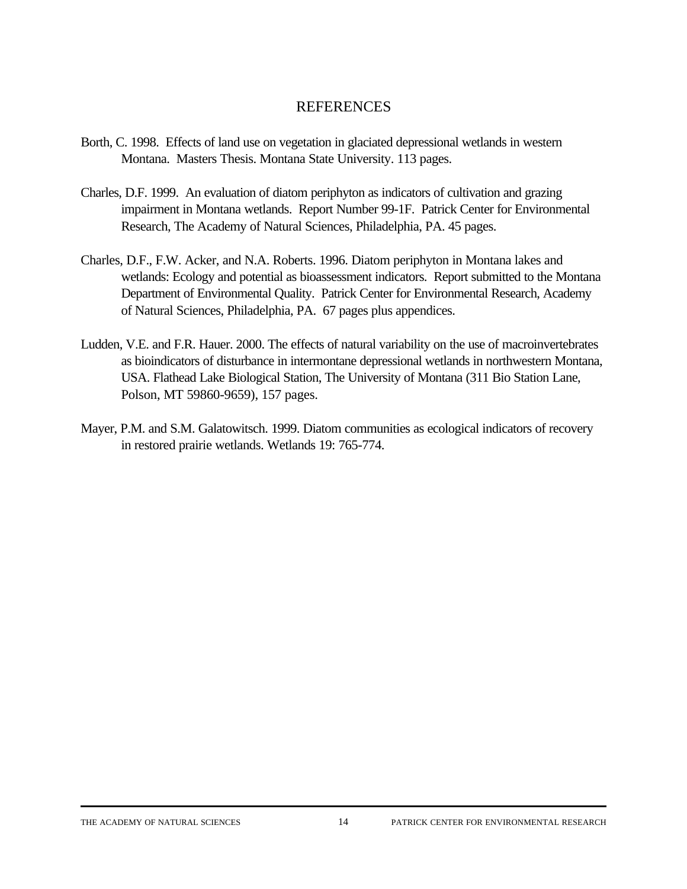# REFERENCES

Borth, C. 1998. Effects of land use on vegetation in glaciated depressional wetlands in western Montana. Masters Thesis. Montana State University. 113 pages.

Charles, D.F. 1999. An evaluation of diatom periphyton as indicators of cultivation and grazing impairment in Montana wetlands. Report Number 99-1F. Patrick Center for Environmental Research, The Academy of Natural Sciences, Philadelphia, PA. 45 pages.

Charles, D.F., F.W. Acker, and N.A. Roberts. 1996. Diatom periphyton in Montana lakes and wetlands: Ecology and potential as bioassessment indicators. Report submitted to the Montana Department of Environmental Quality. Patrick Center for Environmental Research, Academy of Natural Sciences, Philadelphia, PA. 67 pages plus appendices.

Ludden, V.E. and F.R. Hauer. 2000. The effects of natural variability on the use of macroinvertebrates as bioindicators of disturbance in intermontane depressional wetlands in northwestern Montana, USA. Flathead Lake Biological Station, The University of Montana (311 Bio Station Lane, Polson, MT 59860-9659), 157 pages.

Mayer, P.M. and S.M. Galatowitsch. 1999. Diatom communities as ecological indicators of recovery in restored prairie wetlands. Wetlands 19: 765-774.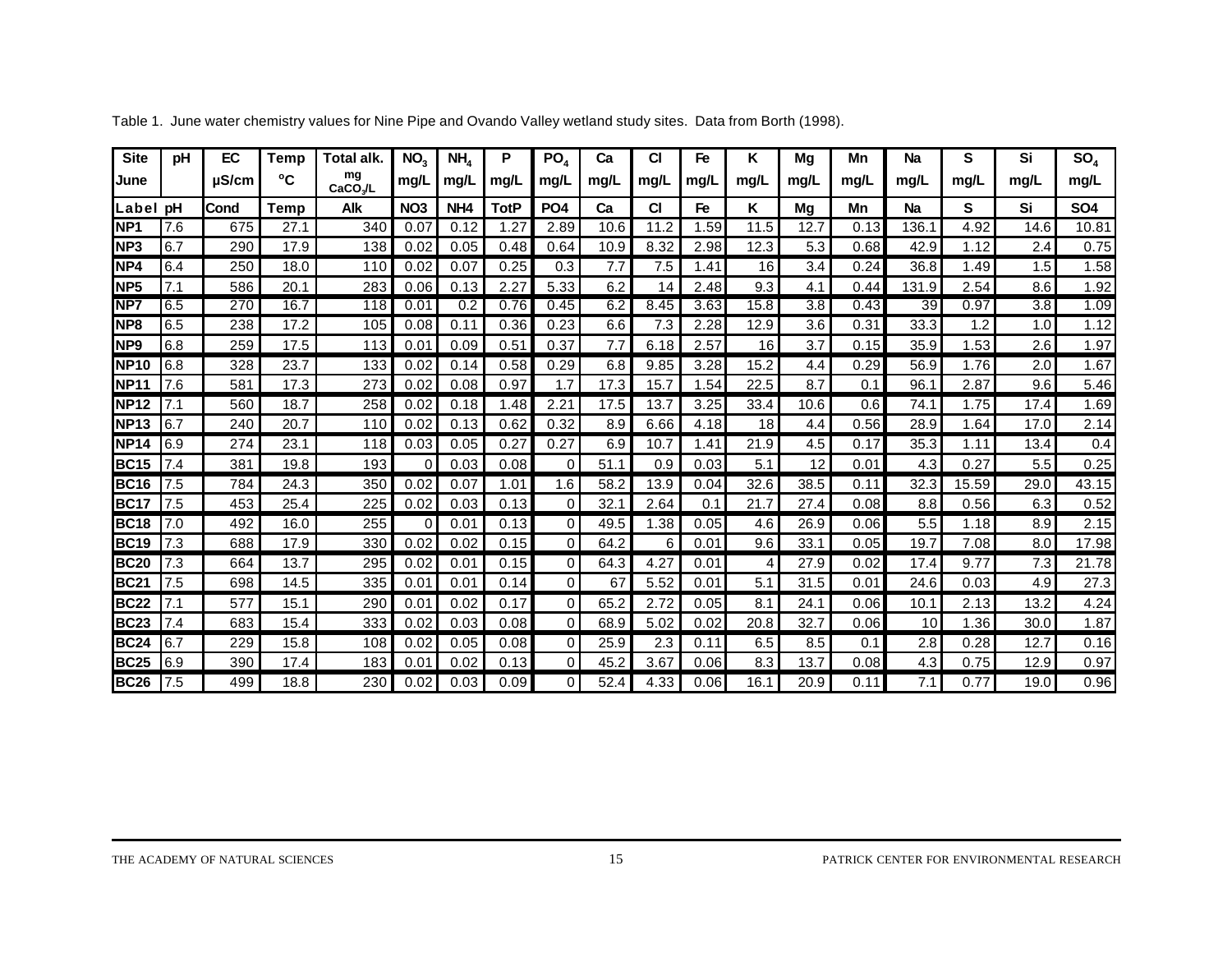Table 1. June water chemistry values for Nine Pipe and Ovando Valley wetland study sites. Data from Borth (1998).

| Site | pH | EC | Temp | Total alk. | $NO_3$ | $NH_4$ | P | $PO_4$ | Ca | Cl | Fe | K | Mg | Mn | Na | S | Si | $SO_4$ |
|---|---|---|---|---|---|---|---|---|---|---|---|---|---|---|---|---|---|---|
| June | | μS/cm | °C | mg $CaCO_3$/L | mg/L | mg/L | mg/L | mg/L | mg/L | mg/L | mg/L | mg/L | mg/L | mg/L | mg/L | mg/L | mg/L | mg/L |
| Label | pH | Cond | Temp | Alk | NO3 | NH4 | TotP | PO4 | Ca | Cl | Fe | K | Mg | Mn | Na | S | Si | SO4 |
| NP1 | 7.6 | 675 | 27.1 | 340 | 0.07 | 0.12 | 1.27 | 2.89 | 10.6 | 11.2 | 1.59 | 11.5 | 12.7 | 0.13 | 136.1 | 4.92 | 14.6 | 10.81 |
| NP3 | 6.7 | 290 | 17.9 | 138 | 0.02 | 0.05 | 0.48 | 0.64 | 10.9 | 8.32 | 2.98 | 12.3 | 5.3 | 0.68 | 42.9 | 1.12 | 2.4 | 0.75 |
| NP4 | 6.4 | 250 | 18.0 | 110 | 0.02 | 0.07 | 0.25 | 0.3 | 7.7 | 7.5 | 1.41 | 16 | 3.4 | 0.24 | 36.8 | 1.49 | 1.5 | 1.58 |
| NP5 | 7.1 | 586 | 20.1 | 283 | 0.06 | 0.13 | 2.27 | 5.33 | 6.2 | 14 | 2.48 | 9.3 | 4.1 | 0.44 | 131.9 | 2.54 | 8.6 | 1.92 |
| NP7 | 6.5 | 270 | 16.7 | 118 | 0.01 | 0.2 | 0.76 | 0.45 | 6.2 | 8.45 | 3.63 | 15.8 | 3.8 | 0.43 | 39 | 0.97 | 3.8 | 1.09 |
| NP8 | 6.5 | 238 | 17.2 | 105 | 0.08 | 0.11 | 0.36 | 0.23 | 6.6 | 7.3 | 2.28 | 12.9 | 3.6 | 0.31 | 33.3 | 1.2 | 1.0 | 1.12 |
| NP9 | 6.8 | 259 | 17.5 | 113 | 0.01 | 0.09 | 0.51 | 0.37 | 7.7 | 6.18 | 2.57 | 16 | 3.7 | 0.15 | 35.9 | 1.53 | 2.6 | 1.97 |
| NP10 | 6.8 | 328 | 23.7 | 133 | 0.02 | 0.14 | 0.58 | 0.29 | 6.8 | 9.85 | 3.28 | 15.2 | 4.4 | 0.29 | 56.9 | 1.76 | 2.0 | 1.67 |
| NP11 | 7.6 | 581 | 17.3 | 273 | 0.02 | 0.08 | 0.97 | 1.7 | 17.3 | 15.7 | 1.54 | 22.5 | 8.7 | 0.1 | 96.1 | 2.87 | 9.6 | 5.46 |
| NP12 | 7.1 | 560 | 18.7 | 258 | 0.02 | 0.18 | 1.48 | 2.21 | 17.5 | 13.7 | 3.25 | 33.4 | 10.6 | 0.6 | 74.1 | 1.75 | 17.4 | 1.69 |
| NP13 | 6.7 | 240 | 20.7 | 110 | 0.02 | 0.13 | 0.62 | 0.32 | 8.9 | 6.66 | 4.18 | 18 | 4.4 | 0.56 | 28.9 | 1.64 | 17.0 | 2.14 |
| NP14 | 6.9 | 274 | 23.1 | 118 | 0.03 | 0.05 | 0.27 | 0.27 | 6.9 | 10.7 | 1.41 | 21.9 | 4.5 | 0.17 | 35.3 | 1.11 | 13.4 | 0.4 |
| BC15 | 7.4 | 381 | 19.8 | 193 | 0 | 0.03 | 0.08 | 0 | 51.1 | 0.9 | 0.03 | 5.1 | 12 | 0.01 | 4.3 | 0.27 | 5.5 | 0.25 |
| BC16 | 7.5 | 784 | 24.3 | 350 | 0.02 | 0.07 | 1.01 | 1.6 | 58.2 | 13.9 | 0.04 | 32.6 | 38.5 | 0.11 | 32.3 | 15.59 | 29.0 | 43.15 |
| BC17 | 7.5 | 453 | 25.4 | 225 | 0.02 | 0.03 | 0.13 | 0 | 32.1 | 2.64 | 0.1 | 21.7 | 27.4 | 0.08 | 8.8 | 0.56 | 6.3 | 0.52 |
| BC18 | 7.0 | 492 | 16.0 | 255 | 0 | 0.01 | 0.13 | 0 | 49.5 | 1.38 | 0.05 | 4.6 | 26.9 | 0.06 | 5.5 | 1.18 | 8.9 | 2.15 |
| BC19 | 7.3 | 688 | 17.9 | 330 | 0.02 | 0.02 | 0.15 | 0 | 64.2 | 6 | 0.01 | 9.6 | 33.1 | 0.05 | 19.7 | 7.08 | 8.0 | 17.98 |
| BC20 | 7.3 | 664 | 13.7 | 295 | 0.02 | 0.01 | 0.15 | 0 | 64.3 | 4.27 | 0.01 | 4 | 27.9 | 0.02 | 17.4 | 9.77 | 7.3 | 21.78 |
| BC21 | 7.5 | 698 | 14.5 | 335 | 0.01 | 0.01 | 0.14 | 0 | 67 | 5.52 | 0.01 | 5.1 | 31.5 | 0.01 | 24.6 | 0.03 | 4.9 | 27.3 |
| BC22 | 7.1 | 577 | 15.1 | 290 | 0.01 | 0.02 | 0.17 | 0 | 65.2 | 2.72 | 0.05 | 8.1 | 24.1 | 0.06 | 10.1 | 2.13 | 13.2 | 4.24 |
| BC23 | 7.4 | 683 | 15.4 | 333 | 0.02 | 0.03 | 0.08 | 0 | 68.9 | 5.02 | 0.02 | 20.8 | 32.7 | 0.06 | 10 | 1.36 | 30.0 | 1.87 |
| BC24 | 6.7 | 229 | 15.8 | 108 | 0.02 | 0.05 | 0.08 | 0 | 25.9 | 2.3 | 0.11 | 6.5 | 8.5 | 0.1 | 2.8 | 0.28 | 12.7 | 0.16 |
| BC25 | 6.9 | 390 | 17.4 | 183 | 0.01 | 0.02 | 0.13 | 0 | 45.2 | 3.67 | 0.06 | 8.3 | 13.7 | 0.08 | 4.3 | 0.75 | 12.9 | 0.97 |
| BC26 | 7.5 | 499 | 18.8 | 230 | 0.02 | 0.03 | 0.09 | 0 | 52.4 | 4.33 | 0.06 | 16.1 | 20.9 | 0.11 | 7.1 | 0.77 | 19.0 | 0.96 |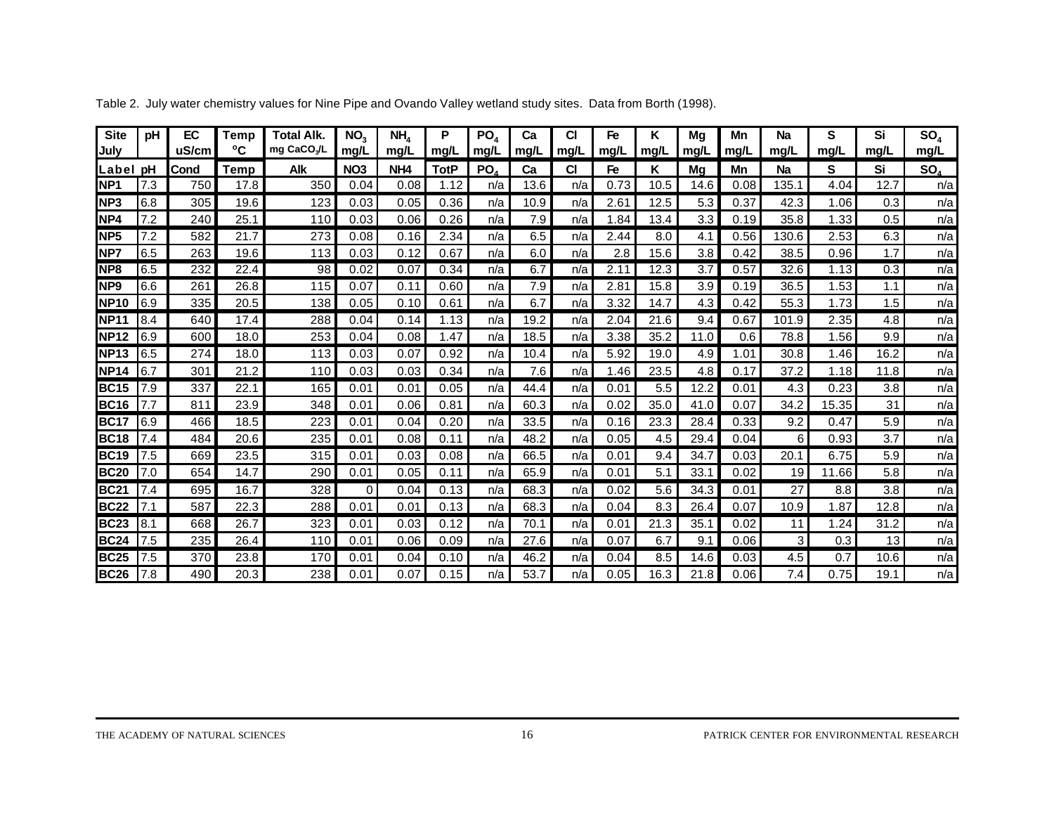Table 2. July water chemistry values for Nine Pipe and Ovando Valley wetland study sites. Data from Borth (1998).

| Site July | pH | EC uS/cm | Temp °C | Total Alk. mg $CaCO_3$/L | $NO_3$ mg/L | $NH_4$ mg/L | P mg/L | $PO_4$ mg/L | Ca mg/L | Cl mg/L | Fe mg/L | K mg/L | Mg mg/L | Mn mg/L | Na mg/L | S mg/L | Si mg/L | $SO_4$ mg/L |
|---|---|---|---|---|---|---|---|---|---|---|---|---|---|---|---|---|---|---|
| **Label** | **pH** | **Cond** | **Temp** | **Alk** | **NO3** | **NH4** | **TotP** | **$PO_4$** | **Ca** | **Cl** | **Fe** | **K** | **Mg** | **Mn** | **Na** | **S** | **Si** | **$SO_4$** |
| **NP1** | 7.3 | 750 | 17.8 | 350 | 0.04 | 0.08 | 1.12 | n/a | 13.6 | n/a | 0.73 | 10.5 | 14.6 | 0.08 | 135.1 | 4.04 | 12.7 | n/a |
| **NP3** | 6.8 | 305 | 19.6 | 123 | 0.03 | 0.05 | 0.36 | n/a | 10.9 | n/a | 2.61 | 12.5 | 5.3 | 0.37 | 42.3 | 1.06 | 0.3 | n/a |
| **NP4** | 7.2 | 240 | 25.1 | 110 | 0.03 | 0.06 | 0.26 | n/a | 7.9 | n/a | 1.84 | 13.4 | 3.3 | 0.19 | 35.8 | 1.33 | 0.5 | n/a |
| **NP5** | 7.2 | 582 | 21.7 | 273 | 0.08 | 0.16 | 2.34 | n/a | 6.5 | n/a | 2.44 | 8.0 | 4.1 | 0.56 | 130.6 | 2.53 | 6.3 | n/a |
| **NP7** | 6.5 | 263 | 19.6 | 113 | 0.03 | 0.12 | 0.67 | n/a | 6.0 | n/a | 2.8 | 15.6 | 3.8 | 0.42 | 38.5 | 0.96 | 1.7 | n/a |
| **NP8** | 6.5 | 232 | 22.4 | 98 | 0.02 | 0.07 | 0.34 | n/a | 6.7 | n/a | 2.11 | 12.3 | 3.7 | 0.57 | 32.6 | 1.13 | 0.3 | n/a |
| **NP9** | 6.6 | 261 | 26.8 | 115 | 0.07 | 0.11 | 0.60 | n/a | 7.9 | n/a | 2.81 | 15.8 | 3.9 | 0.19 | 36.5 | 1.53 | 1.1 | n/a |
| **NP10** | 6.9 | 335 | 20.5 | 138 | 0.05 | 0.10 | 0.61 | n/a | 6.7 | n/a | 3.32 | 14.7 | 4.3 | 0.42 | 55.3 | 1.73 | 1.5 | n/a |
| **NP11** | 8.4 | 640 | 17.4 | 288 | 0.04 | 0.14 | 1.13 | n/a | 19.2 | n/a | 2.04 | 21.6 | 9.4 | 0.67 | 101.9 | 2.35 | 4.8 | n/a |
| **NP12** | 6.9 | 600 | 18.0 | 253 | 0.04 | 0.08 | 1.47 | n/a | 18.5 | n/a | 3.38 | 35.2 | 11.0 | 0.6 | 78.8 | 1.56 | 9.9 | n/a |
| **NP13** | 6.5 | 274 | 18.0 | 113 | 0.03 | 0.07 | 0.92 | n/a | 10.4 | n/a | 5.92 | 19.0 | 4.9 | 1.01 | 30.8 | 1.46 | 16.2 | n/a |
| **NP14** | 6.7 | 301 | 21.2 | 110 | 0.03 | 0.03 | 0.34 | n/a | 7.6 | n/a | 1.46 | 23.5 | 4.8 | 0.17 | 37.2 | 1.18 | 11.8 | n/a |
| **BC15** | 7.9 | 337 | 22.1 | 165 | 0.01 | 0.01 | 0.05 | n/a | 44.4 | n/a | 0.01 | 5.5 | 12.2 | 0.01 | 4.3 | 0.23 | 3.8 | n/a |
| **BC16** | 7.7 | 811 | 23.9 | 348 | 0.01 | 0.06 | 0.81 | n/a | 60.3 | n/a | 0.02 | 35.0 | 41.0 | 0.07 | 34.2 | 15.35 | 31 | n/a |
| **BC17** | 6.9 | 466 | 18.5 | 223 | 0.01 | 0.04 | 0.20 | n/a | 33.5 | n/a | 0.16 | 23.3 | 28.4 | 0.33 | 9.2 | 0.47 | 5.9 | n/a |
| **BC18** | 7.4 | 484 | 20.6 | 235 | 0.01 | 0.08 | 0.11 | n/a | 48.2 | n/a | 0.05 | 4.5 | 29.4 | 0.04 | 6 | 0.93 | 3.7 | n/a |
| **BC19** | 7.5 | 669 | 23.5 | 315 | 0.01 | 0.03 | 0.08 | n/a | 66.5 | n/a | 0.01 | 9.4 | 34.7 | 0.03 | 20.1 | 6.75 | 5.9 | n/a |
| **BC20** | 7.0 | 654 | 14.7 | 290 | 0.01 | 0.05 | 0.11 | n/a | 65.9 | n/a | 0.01 | 5.1 | 33.1 | 0.02 | 19 | 11.66 | 5.8 | n/a |
| **BC21** | 7.4 | 695 | 16.7 | 328 | 0 | 0.04 | 0.13 | n/a | 68.3 | n/a | 0.02 | 5.6 | 34.3 | 0.01 | 27 | 8.8 | 3.8 | n/a |
| **BC22** | 7.1 | 587 | 22.3 | 288 | 0.01 | 0.01 | 0.13 | n/a | 68.3 | n/a | 0.04 | 8.3 | 26.4 | 0.07 | 10.9 | 1.87 | 12.8 | n/a |
| **BC23** | 8.1 | 668 | 26.7 | 323 | 0.01 | 0.03 | 0.12 | n/a | 70.1 | n/a | 0.01 | 21.3 | 35.1 | 0.02 | 11 | 1.24 | 31.2 | n/a |
| **BC24** | 7.5 | 235 | 26.4 | 110 | 0.01 | 0.06 | 0.09 | n/a | 27.6 | n/a | 0.07 | 6.7 | 9.1 | 0.06 | 3 | 0.3 | 13 | n/a |
| **BC25** | 7.5 | 370 | 23.8 | 170 | 0.01 | 0.04 | 0.10 | n/a | 46.2 | n/a | 0.04 | 8.5 | 14.6 | 0.03 | 4.5 | 0.7 | 10.6 | n/a |
| **BC26** | 7.8 | 490 | 20.3 | 238 | 0.01 | 0.07 | 0.15 | n/a | 53.7 | n/a | 0.05 | 16.3 | 21.8 | 0.06 | 7.4 | 0.75 | 19.1 | n/a |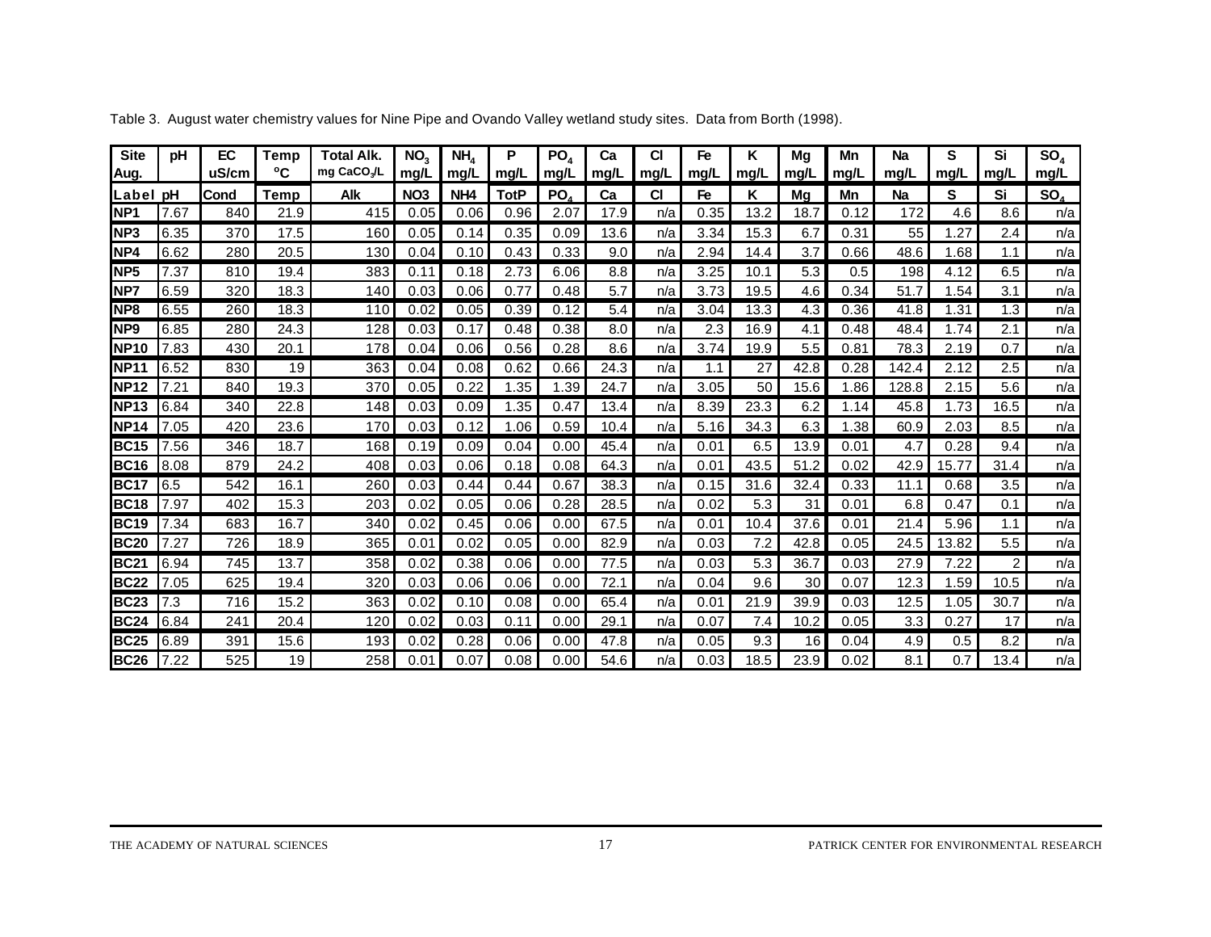Table 3. August water chemistry values for Nine Pipe and Ovando Valley wetland study sites. Data from Borth (1998).

| Site Aug. | pH | EC uS/cm | Temp °C | Total Alk. mg $CaCO_3$/L | $NO_3$ mg/L | $NH_4$ mg/L | P mg/L | $PO_4$ mg/L | Ca mg/L | Cl mg/L | Fe mg/L | K mg/L | Mg mg/L | Mn mg/L | Na mg/L | S mg/L | Si mg/L | $SO_4$ mg/L |
|---|---|---|---|---|---|---|---|---|---|---|---|---|---|---|---|---|---|---|
| Label | pH | Cond | Temp | Alk | NO3 | NH4 | TotP | $PO_4$ | Ca | Cl | Fe | K | Mg | Mn | Na | S | Si | $SO_4$ |
| NP1 | 7.67 | 840 | 21.9 | 415 | 0.05 | 0.06 | 0.96 | 2.07 | 17.9 | n/a | 0.35 | 13.2 | 18.7 | 0.12 | 172 | 4.6 | 8.6 | n/a |
| NP3 | 6.35 | 370 | 17.5 | 160 | 0.05 | 0.14 | 0.35 | 0.09 | 13.6 | n/a | 3.34 | 15.3 | 6.7 | 0.31 | 55 | 1.27 | 2.4 | n/a |
| NP4 | 6.62 | 280 | 20.5 | 130 | 0.04 | 0.10 | 0.43 | 0.33 | 9.0 | n/a | 2.94 | 14.4 | 3.7 | 0.66 | 48.6 | 1.68 | 1.1 | n/a |
| NP5 | 7.37 | 810 | 19.4 | 383 | 0.11 | 0.18 | 2.73 | 6.06 | 8.8 | n/a | 3.25 | 10.1 | 5.3 | 0.5 | 198 | 4.12 | 6.5 | n/a |
| NP7 | 6.59 | 320 | 18.3 | 140 | 0.03 | 0.06 | 0.77 | 0.48 | 5.7 | n/a | 3.73 | 19.5 | 4.6 | 0.34 | 51.7 | 1.54 | 3.1 | n/a |
| NP8 | 6.55 | 260 | 18.3 | 110 | 0.02 | 0.05 | 0.39 | 0.12 | 5.4 | n/a | 3.04 | 13.3 | 4.3 | 0.36 | 41.8 | 1.31 | 1.3 | n/a |
| NP9 | 6.85 | 280 | 24.3 | 128 | 0.03 | 0.17 | 0.48 | 0.38 | 8.0 | n/a | 2.3 | 16.9 | 4.1 | 0.48 | 48.4 | 1.74 | 2.1 | n/a |
| NP10 | 7.83 | 430 | 20.1 | 178 | 0.04 | 0.06 | 0.56 | 0.28 | 8.6 | n/a | 3.74 | 19.9 | 5.5 | 0.81 | 78.3 | 2.19 | 0.7 | n/a |
| NP11 | 6.52 | 830 | 19 | 363 | 0.04 | 0.08 | 0.62 | 0.66 | 24.3 | n/a | 1.1 | 27 | 42.8 | 0.28 | 142.4 | 2.12 | 2.5 | n/a |
| NP12 | 7.21 | 840 | 19.3 | 370 | 0.05 | 0.22 | 1.35 | 1.39 | 24.7 | n/a | 3.05 | 50 | 15.6 | 1.86 | 128.8 | 2.15 | 5.6 | n/a |
| NP13 | 6.84 | 340 | 22.8 | 148 | 0.03 | 0.09 | 1.35 | 0.47 | 13.4 | n/a | 8.39 | 23.3 | 6.2 | 1.14 | 45.8 | 1.73 | 16.5 | n/a |
| NP14 | 7.05 | 420 | 23.6 | 170 | 0.03 | 0.12 | 1.06 | 0.59 | 10.4 | n/a | 5.16 | 34.3 | 6.3 | 1.38 | 60.9 | 2.03 | 8.5 | n/a |
| BC15 | 7.56 | 346 | 18.7 | 168 | 0.19 | 0.09 | 0.04 | 0.00 | 45.4 | n/a | 0.01 | 6.5 | 13.9 | 0.01 | 4.7 | 0.28 | 9.4 | n/a |
| BC16 | 8.08 | 879 | 24.2 | 408 | 0.03 | 0.06 | 0.18 | 0.08 | 64.3 | n/a | 0.01 | 43.5 | 51.2 | 0.02 | 42.9 | 15.77 | 31.4 | n/a |
| BC17 | 6.5 | 542 | 16.1 | 260 | 0.03 | 0.44 | 0.44 | 0.67 | 38.3 | n/a | 0.15 | 31.6 | 32.4 | 0.33 | 11.1 | 0.68 | 3.5 | n/a |
| BC18 | 7.97 | 402 | 15.3 | 203 | 0.02 | 0.05 | 0.06 | 0.28 | 28.5 | n/a | 0.02 | 5.3 | 31 | 0.01 | 6.8 | 0.47 | 0.1 | n/a |
| BC19 | 7.34 | 683 | 16.7 | 340 | 0.02 | 0.45 | 0.06 | 0.00 | 67.5 | n/a | 0.01 | 10.4 | 37.6 | 0.01 | 21.4 | 5.96 | 1.1 | n/a |
| BC20 | 7.27 | 726 | 18.9 | 365 | 0.01 | 0.02 | 0.05 | 0.00 | 82.9 | n/a | 0.03 | 7.2 | 42.8 | 0.05 | 24.5 | 13.82 | 5.5 | n/a |
| BC21 | 6.94 | 745 | 13.7 | 358 | 0.02 | 0.38 | 0.06 | 0.00 | 77.5 | n/a | 0.03 | 5.3 | 36.7 | 0.03 | 27.9 | 7.22 | 2 | n/a |
| BC22 | 7.05 | 625 | 19.4 | 320 | 0.03 | 0.06 | 0.06 | 0.00 | 72.1 | n/a | 0.04 | 9.6 | 30 | 0.07 | 12.3 | 1.59 | 10.5 | n/a |
| BC23 | 7.3 | 716 | 15.2 | 363 | 0.02 | 0.10 | 0.08 | 0.00 | 65.4 | n/a | 0.01 | 21.9 | 39.9 | 0.03 | 12.5 | 1.05 | 30.7 | n/a |
| BC24 | 6.84 | 241 | 20.4 | 120 | 0.02 | 0.03 | 0.11 | 0.00 | 29.1 | n/a | 0.07 | 7.4 | 10.2 | 0.05 | 3.3 | 0.27 | 17 | n/a |
| BC25 | 6.89 | 391 | 15.6 | 193 | 0.02 | 0.28 | 0.06 | 0.00 | 47.8 | n/a | 0.05 | 9.3 | 16 | 0.04 | 4.9 | 0.5 | 8.2 | n/a |
| BC26 | 7.22 | 525 | 19 | 258 | 0.01 | 0.07 | 0.08 | 0.00 | 54.6 | n/a | 0.03 | 18.5 | 23.9 | 0.02 | 8.1 | 0.7 | 13.4 | n/a |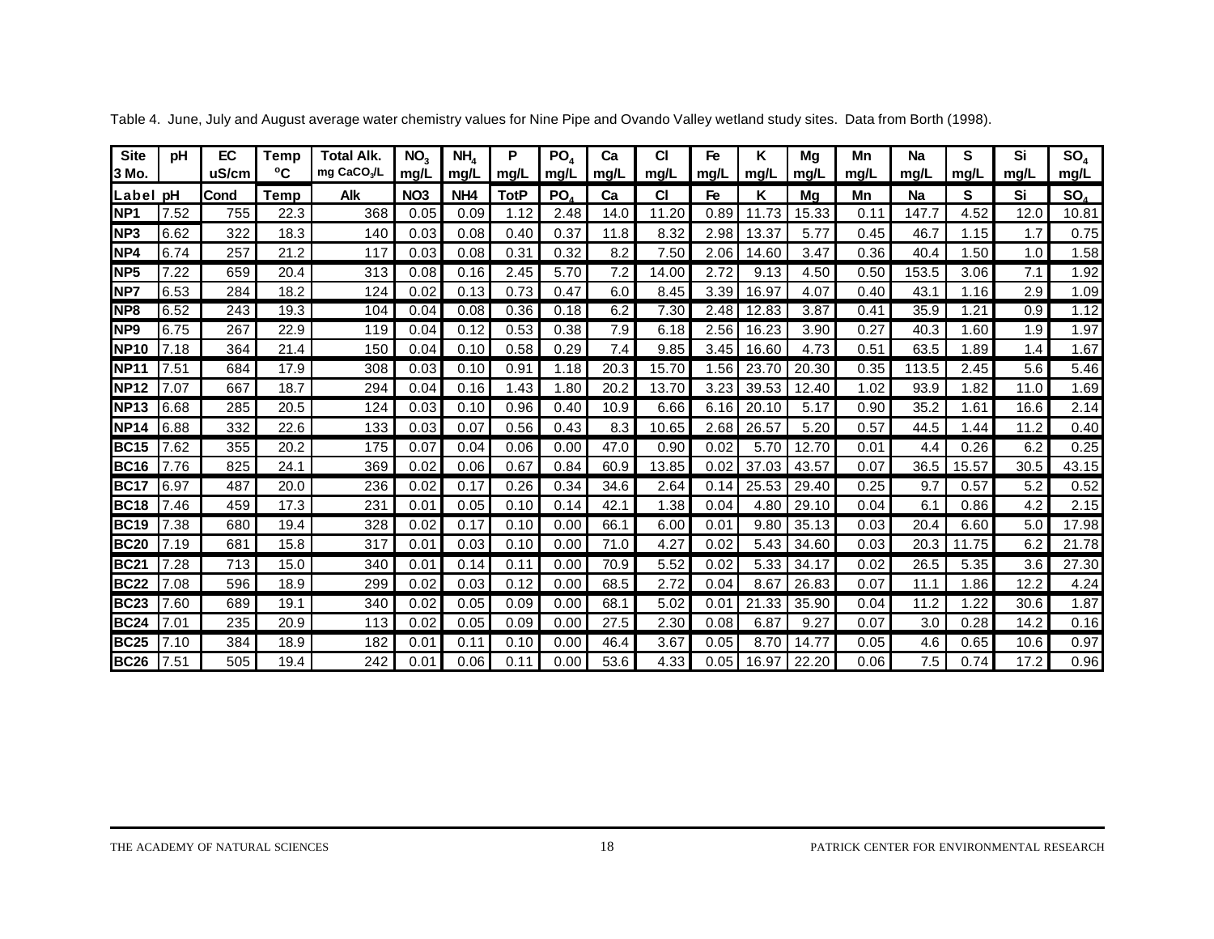Table 4. June, July and August average water chemistry values for Nine Pipe and Ovando Valley wetland study sites. Data from Borth (1998).

| Site 3 Mo. | pH | EC uS/cm | Temp °C | Total Alk. mg $CaCO_3$/L | $NO_3$ mg/L | $NH_4$ mg/L | P mg/L | $PO_4$ mg/L | Ca mg/L | Cl mg/L | Fe mg/L | K mg/L | Mg mg/L | Mn mg/L | Na mg/L | S mg/L | Si mg/L | $SO_4$ mg/L |
|---|---|---|---|---|---|---|---|---|---|---|---|---|---|---|---|---|---|---|
| Label | pH | Cond | Temp | Alk | NO3 | NH4 | TotP | $PO_4$ | Ca | Cl | Fe | K | Mg | Mn | Na | S | Si | $SO_4$ |
| NP1 | 7.52 | 755 | 22.3 | 368 | 0.05 | 0.09 | 1.12 | 2.48 | 14.0 | 11.20 | 0.89 | 11.73 | 15.33 | 0.11 | 147.7 | 4.52 | 12.0 | 10.81 |
| NP3 | 6.62 | 322 | 18.3 | 140 | 0.03 | 0.08 | 0.40 | 0.37 | 11.8 | 8.32 | 2.98 | 13.37 | 5.77 | 0.45 | 46.7 | 1.15 | 1.7 | 0.75 |
| NP4 | 6.74 | 257 | 21.2 | 117 | 0.03 | 0.08 | 0.31 | 0.32 | 8.2 | 7.50 | 2.06 | 14.60 | 3.47 | 0.36 | 40.4 | 1.50 | 1.0 | 1.58 |
| NP5 | 7.22 | 659 | 20.4 | 313 | 0.08 | 0.16 | 2.45 | 5.70 | 7.2 | 14.00 | 2.72 | 9.13 | 4.50 | 0.50 | 153.5 | 3.06 | 7.1 | 1.92 |
| NP7 | 6.53 | 284 | 18.2 | 124 | 0.02 | 0.13 | 0.73 | 0.47 | 6.0 | 8.45 | 3.39 | 16.97 | 4.07 | 0.40 | 43.1 | 1.16 | 2.9 | 1.09 |
| NP8 | 6.52 | 243 | 19.3 | 104 | 0.04 | 0.08 | 0.36 | 0.18 | 6.2 | 7.30 | 2.48 | 12.83 | 3.87 | 0.41 | 35.9 | 1.21 | 0.9 | 1.12 |
| NP9 | 6.75 | 267 | 22.9 | 119 | 0.04 | 0.12 | 0.53 | 0.38 | 7.9 | 6.18 | 2.56 | 16.23 | 3.90 | 0.27 | 40.3 | 1.60 | 1.9 | 1.97 |
| NP10 | 7.18 | 364 | 21.4 | 150 | 0.04 | 0.10 | 0.58 | 0.29 | 7.4 | 9.85 | 3.45 | 16.60 | 4.73 | 0.51 | 63.5 | 1.89 | 1.4 | 1.67 |
| NP11 | 7.51 | 684 | 17.9 | 308 | 0.03 | 0.10 | 0.91 | 1.18 | 20.3 | 15.70 | 1.56 | 23.70 | 20.30 | 0.35 | 113.5 | 2.45 | 5.6 | 5.46 |
| NP12 | 7.07 | 667 | 18.7 | 294 | 0.04 | 0.16 | 1.43 | 1.80 | 20.2 | 13.70 | 3.23 | 39.53 | 12.40 | 1.02 | 93.9 | 1.82 | 11.0 | 1.69 |
| NP13 | 6.68 | 285 | 20.5 | 124 | 0.03 | 0.10 | 0.96 | 0.40 | 10.9 | 6.66 | 6.16 | 20.10 | 5.17 | 0.90 | 35.2 | 1.61 | 16.6 | 2.14 |
| NP14 | 6.88 | 332 | 22.6 | 133 | 0.03 | 0.07 | 0.56 | 0.43 | 8.3 | 10.65 | 2.68 | 26.57 | 5.20 | 0.57 | 44.5 | 1.44 | 11.2 | 0.40 |
| BC15 | 7.62 | 355 | 20.2 | 175 | 0.07 | 0.04 | 0.06 | 0.00 | 47.0 | 0.90 | 0.02 | 5.70 | 12.70 | 0.01 | 4.4 | 0.26 | 6.2 | 0.25 |
| BC16 | 7.76 | 825 | 24.1 | 369 | 0.02 | 0.06 | 0.67 | 0.84 | 60.9 | 13.85 | 0.02 | 37.03 | 43.57 | 0.07 | 36.5 | 15.57 | 30.5 | 43.15 |
| BC17 | 6.97 | 487 | 20.0 | 236 | 0.02 | 0.17 | 0.26 | 0.34 | 34.6 | 2.64 | 0.14 | 25.53 | 29.40 | 0.25 | 9.7 | 0.57 | 5.2 | 0.52 |
| BC18 | 7.46 | 459 | 17.3 | 231 | 0.01 | 0.05 | 0.10 | 0.14 | 42.1 | 1.38 | 0.04 | 4.80 | 29.10 | 0.04 | 6.1 | 0.86 | 4.2 | 2.15 |
| BC19 | 7.38 | 680 | 19.4 | 328 | 0.02 | 0.17 | 0.10 | 0.00 | 66.1 | 6.00 | 0.01 | 9.80 | 35.13 | 0.03 | 20.4 | 6.60 | 5.0 | 17.98 |
| BC20 | 7.19 | 681 | 15.8 | 317 | 0.01 | 0.03 | 0.10 | 0.00 | 71.0 | 4.27 | 0.02 | 5.43 | 34.60 | 0.03 | 20.3 | 11.75 | 6.2 | 21.78 |
| BC21 | 7.28 | 713 | 15.0 | 340 | 0.01 | 0.14 | 0.11 | 0.00 | 70.9 | 5.52 | 0.02 | 5.33 | 34.17 | 0.02 | 26.5 | 5.35 | 3.6 | 27.30 |
| BC22 | 7.08 | 596 | 18.9 | 299 | 0.02 | 0.03 | 0.12 | 0.00 | 68.5 | 2.72 | 0.04 | 8.67 | 26.83 | 0.07 | 11.1 | 1.86 | 12.2 | 4.24 |
| BC23 | 7.60 | 689 | 19.1 | 340 | 0.02 | 0.05 | 0.09 | 0.00 | 68.1 | 5.02 | 0.01 | 21.33 | 35.90 | 0.04 | 11.2 | 1.22 | 30.6 | 1.87 |
| BC24 | 7.01 | 235 | 20.9 | 113 | 0.02 | 0.05 | 0.09 | 0.00 | 27.5 | 2.30 | 0.08 | 6.87 | 9.27 | 0.07 | 3.0 | 0.28 | 14.2 | 0.16 |
| BC25 | 7.10 | 384 | 18.9 | 182 | 0.01 | 0.11 | 0.10 | 0.00 | 46.4 | 3.67 | 0.05 | 8.70 | 14.77 | 0.05 | 4.6 | 0.65 | 10.6 | 0.97 |
| BC26 | 7.51 | 505 | 19.4 | 242 | 0.01 | 0.06 | 0.11 | 0.00 | 53.6 | 4.33 | 0.05 | 16.97 | 22.20 | 0.06 | 7.5 | 0.74 | 17.2 | 0.96 |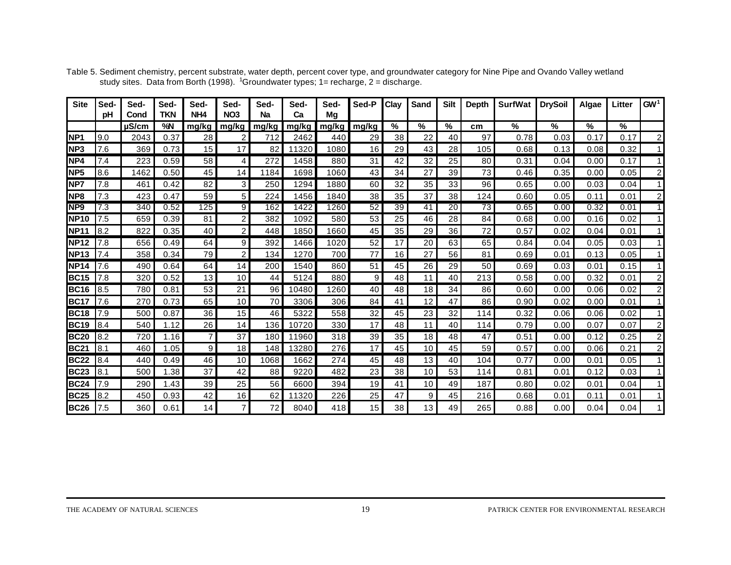Table 5. Sediment chemistry, percent substrate, water depth, percent cover type, and groundwater category for Nine Pipe and Ovando Valley wetland study sites. Data from Borth (1998). [1]Groundwater types; 1= recharge, 2 = discharge.

| Site | Sed-pH | Sed-Cond | Sed-TKN | Sed-NH4 | Sed-NO3 | Sed-Na | Sed-Ca | Sed-Mg | Sed-P | Clay | Sand | Silt | Depth | SurfWat | DrySoil | Algae | Litter | GW[1] |
|---|---|---|---|---|---|---|---|---|---|---|---|---|---|---|---|---|---|---|
| | | µS/cm | %N | mg/kg | mg/kg | mg/kg | mg/kg | mg/kg | mg/kg | % | % | % | cm | % | % | % | % | |
| NP1 | 9.0 | 2043 | 0.37 | 28 | 2 | 712 | 2462 | 440 | 29 | 38 | 22 | 40 | 97 | 0.78 | 0.03 | 0.17 | 0.17 | 2 |
| NP3 | 7.6 | 369 | 0.73 | 15 | 17 | 82 | 11320 | 1080 | 16 | 29 | 43 | 28 | 105 | 0.68 | 0.13 | 0.08 | 0.32 | 1 |
| NP4 | 7.4 | 223 | 0.59 | 58 | 4 | 272 | 1458 | 880 | 31 | 42 | 32 | 25 | 80 | 0.31 | 0.04 | 0.00 | 0.17 | 1 |
| NP5 | 8.6 | 1462 | 0.50 | 45 | 14 | 1184 | 1698 | 1060 | 43 | 34 | 27 | 39 | 73 | 0.46 | 0.35 | 0.00 | 0.05 | 2 |
| NP7 | 7.8 | 461 | 0.42 | 82 | 3 | 250 | 1294 | 1880 | 60 | 32 | 35 | 33 | 96 | 0.65 | 0.00 | 0.03 | 0.04 | 1 |
| NP8 | 7.3 | 423 | 0.47 | 59 | 5 | 224 | 1456 | 1840 | 38 | 35 | 37 | 38 | 124 | 0.60 | 0.05 | 0.11 | 0.01 | 2 |
| NP9 | 7.3 | 340 | 0.52 | 125 | 9 | 162 | 1422 | 1260 | 52 | 39 | 41 | 20 | 73 | 0.65 | 0.00 | 0.32 | 0.01 | 1 |
| NP10 | 7.5 | 659 | 0.39 | 81 | 2 | 382 | 1092 | 580 | 53 | 25 | 46 | 28 | 84 | 0.68 | 0.00 | 0.16 | 0.02 | 1 |
| NP11 | 8.2 | 822 | 0.35 | 40 | 2 | 448 | 1850 | 1660 | 45 | 35 | 29 | 36 | 72 | 0.57 | 0.02 | 0.04 | 0.01 | 1 |
| NP12 | 7.8 | 656 | 0.49 | 64 | 9 | 392 | 1466 | 1020 | 52 | 17 | 20 | 63 | 65 | 0.84 | 0.04 | 0.05 | 0.03 | 1 |
| NP13 | 7.4 | 358 | 0.34 | 79 | 2 | 134 | 1270 | 700 | 77 | 16 | 27 | 56 | 81 | 0.69 | 0.01 | 0.13 | 0.05 | 1 |
| NP14 | 7.6 | 490 | 0.64 | 64 | 14 | 200 | 1540 | 860 | 51 | 45 | 26 | 29 | 50 | 0.69 | 0.03 | 0.01 | 0.15 | 1 |
| BC15 | 7.8 | 320 | 0.52 | 13 | 10 | 44 | 5124 | 880 | 9 | 48 | 11 | 40 | 213 | 0.58 | 0.00 | 0.32 | 0.01 | 2 |
| BC16 | 8.5 | 780 | 0.81 | 53 | 21 | 96 | 10480 | 1260 | 40 | 48 | 18 | 34 | 86 | 0.60 | 0.00 | 0.06 | 0.02 | 2 |
| BC17 | 7.6 | 270 | 0.73 | 65 | 10 | 70 | 3306 | 306 | 84 | 41 | 12 | 47 | 86 | 0.90 | 0.02 | 0.00 | 0.01 | 1 |
| BC18 | 7.9 | 500 | 0.87 | 36 | 15 | 46 | 5322 | 558 | 32 | 45 | 23 | 32 | 114 | 0.32 | 0.06 | 0.06 | 0.02 | 1 |
| BC19 | 8.4 | 540 | 1.12 | 26 | 14 | 136 | 10720 | 330 | 17 | 48 | 11 | 40 | 114 | 0.79 | 0.00 | 0.07 | 0.07 | 2 |
| BC20 | 8.2 | 720 | 1.16 | 7 | 37 | 180 | 11960 | 318 | 39 | 35 | 18 | 48 | 47 | 0.51 | 0.00 | 0.12 | 0.25 | 2 |
| BC21 | 8.1 | 460 | 1.05 | 9 | 18 | 148 | 13280 | 276 | 17 | 45 | 10 | 45 | 59 | 0.57 | 0.00 | 0.06 | 0.21 | 2 |
| BC22 | 8.4 | 440 | 0.49 | 46 | 10 | 1068 | 1662 | 274 | 45 | 48 | 13 | 40 | 104 | 0.77 | 0.00 | 0.01 | 0.05 | 1 |
| BC23 | 8.1 | 500 | 1.38 | 37 | 42 | 88 | 9220 | 482 | 23 | 38 | 10 | 53 | 114 | 0.81 | 0.01 | 0.12 | 0.03 | 1 |
| BC24 | 7.9 | 290 | 1.43 | 39 | 25 | 56 | 6600 | 394 | 19 | 41 | 10 | 49 | 187 | 0.80 | 0.02 | 0.01 | 0.04 | 1 |
| BC25 | 8.2 | 450 | 0.93 | 42 | 16 | 62 | 11320 | 226 | 25 | 47 | 9 | 45 | 216 | 0.68 | 0.01 | 0.11 | 0.01 | 1 |
| BC26 | 7.5 | 360 | 0.61 | 14 | 7 | 72 | 8040 | 418 | 15 | 38 | 13 | 49 | 265 | 0.88 | 0.00 | 0.04 | 0.04 | 1 |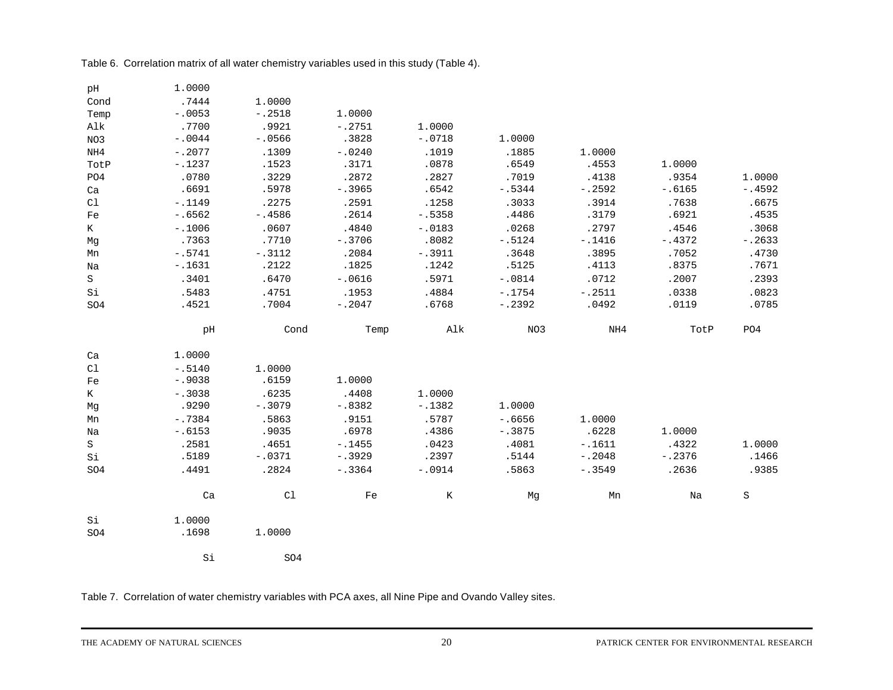Table 6. Correlation matrix of all water chemistry variables used in this study (Table 4).

| | pH | Cond | Temp | Alk | NO3 | NH4 | TotP | PO4 |
|---|---|---|---|---|---|---|---|---|
| pH | 1.0000 | | | | | | | |
| Cond | .7444 | 1.0000 | | | | | | |
| Temp | -.0053 | -.2518 | 1.0000 | | | | | |
| Alk | .7700 | .9921 | -.2751 | 1.0000 | | | | |
| NO3 | -.0044 | -.0566 | .3828 | -.0718 | 1.0000 | | | |
| NH4 | -.2077 | .1309 | -.0240 | .1019 | .1885 | 1.0000 | | |
| TotP | -.1237 | .1523 | .3171 | .0878 | .6549 | .4553 | 1.0000 | |
| PO4 | .0780 | .3229 | .2872 | .2827 | .7019 | .4138 | .9354 | 1.0000 |
| Ca | .6691 | .5978 | -.3965 | .6542 | -.5344 | -.2592 | -.6165 | -.4592 |
| Cl | -.1149 | .2275 | .2591 | .1258 | .3033 | .3914 | .7638 | .6675 |
| Fe | -.6562 | -.4586 | .2614 | -.5358 | .4486 | .3179 | .6921 | .4535 |
| K | -.1006 | .0607 | .4840 | -.0183 | .0268 | .2797 | .4546 | .3068 |
| Mg | .7363 | .7710 | -.3706 | .8082 | -.5124 | -.1416 | -.4372 | -.2633 |
| Mn | -.5741 | -.3112 | .2084 | -.3911 | .3648 | .3895 | .7052 | .4730 |
| Na | -.1631 | .2122 | .1825 | .1242 | .5125 | .4113 | .8375 | .7671 |
| S | .3401 | .6470 | -.0616 | .5971 | -.0814 | .0712 | .2007 | .2393 |
| Si | .5483 | .4751 | .1953 | .4884 | -.1754 | -.2511 | .0338 | .0823 |
| SO4 | .4521 | .7004 | -.2047 | .6768 | -.2392 | .0492 | .0119 | .0785 |

| | Ca | Cl | Fe | K | Mg | Mn | Na | S |
|---|---|---|---|---|---|---|---|---|
| Ca | 1.0000 | | | | | | | |
| Cl | -.5140 | 1.0000 | | | | | | |
| Fe | -.9038 | .6159 | 1.0000 | | | | | |
| K | -.3038 | .6235 | .4408 | 1.0000 | | | | |
| Mg | .9290 | -.3079 | -.8382 | -.1382 | 1.0000 | | | |
| Mn | -.7384 | .5863 | .9151 | .5787 | -.6656 | 1.0000 | | |
| Na | -.6153 | .9035 | .6978 | .4386 | -.3875 | .6228 | 1.0000 | |
| S | .2581 | .4651 | -.1455 | .0423 | .4081 | -.1611 | .4322 | 1.0000 |
| Si | .5189 | -.0371 | -.3929 | .2397 | .5144 | -.2048 | -.2376 | .1466 |
| SO4 | .4491 | .2824 | -.3364 | -.0914 | .5863 | -.3549 | .2636 | .9385 |

| | Si | SO4 |
|---|---|---|
| Si | 1.0000 | |
| SO4 | .1698 | 1.0000 |

Table 7. Correlation of water chemistry variables with PCA axes, all Nine Pipe and Ovando Valley sites.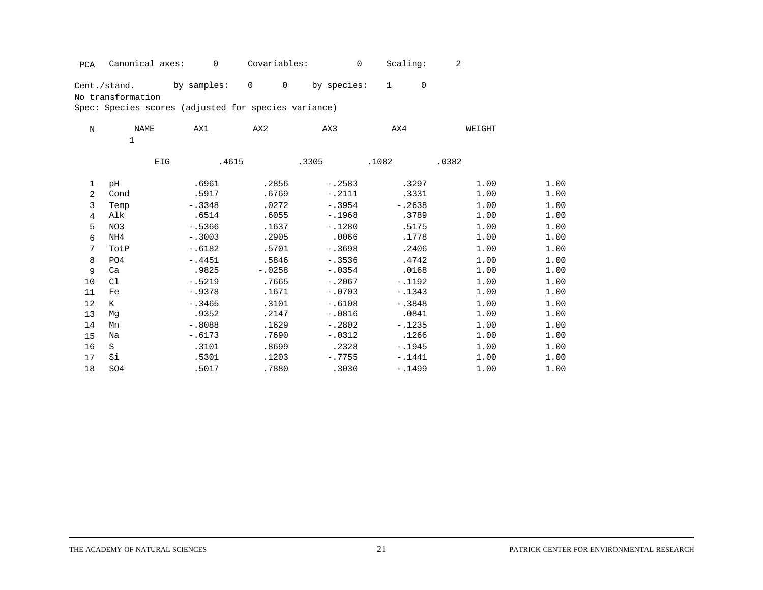PCA Canonical axes: 0 Covariables: 0 Scaling: 2

Cent./stand. by samples: 0 0 by species: 1 0

No transformation

Spec: Species scores (adjusted for species variance)

| N | NAME | AX1 | AX2 | AX3 | AX4 | WEIGHT | |
|---|---|---|---|---|---|---|---|
| | 1 | | | | | | |
| | EIG | .4615 | .3305 | .1082 | .0382 | | |
| 1 | pH | .6961 | .2856 | -.2583 | .3297 | 1.00 | 1.00 |
| 2 | Cond | .5917 | .6769 | -.2111 | .3331 | 1.00 | 1.00 |
| 3 | Temp | -.3348 | .0272 | -.3954 | -.2638 | 1.00 | 1.00 |
| 4 | Alk | .6514 | .6055 | -.1968 | .3789 | 1.00 | 1.00 |
| 5 | NO3 | -.5366 | .1637 | -.1280 | .5175 | 1.00 | 1.00 |
| 6 | NH4 | -.3003 | .2905 | .0066 | .1778 | 1.00 | 1.00 |
| 7 | TotP | -.6182 | .5701 | -.3698 | .2406 | 1.00 | 1.00 |
| 8 | PO4 | -.4451 | .5846 | -.3536 | .4742 | 1.00 | 1.00 |
| 9 | Ca | .9825 | -.0258 | -.0354 | .0168 | 1.00 | 1.00 |
| 10 | Cl | -.5219 | .7665 | -.2067 | -.1192 | 1.00 | 1.00 |
| 11 | Fe | -.9378 | .1671 | -.0703 | -.1343 | 1.00 | 1.00 |
| 12 | K | -.3465 | .3101 | -.6108 | -.3848 | 1.00 | 1.00 |
| 13 | Mg | .9352 | .2147 | -.0816 | .0841 | 1.00 | 1.00 |
| 14 | Mn | -.8088 | .1629 | -.2802 | -.1235 | 1.00 | 1.00 |
| 15 | Na | -.6173 | .7690 | -.0312 | .1266 | 1.00 | 1.00 |
| 16 | S | .3101 | .8699 | .2328 | -.1945 | 1.00 | 1.00 |
| 17 | Si | .5301 | .1203 | -.7755 | -.1441 | 1.00 | 1.00 |
| 18 | SO4 | .5017 | .7880 | .3030 | -.1499 | 1.00 | 1.00 |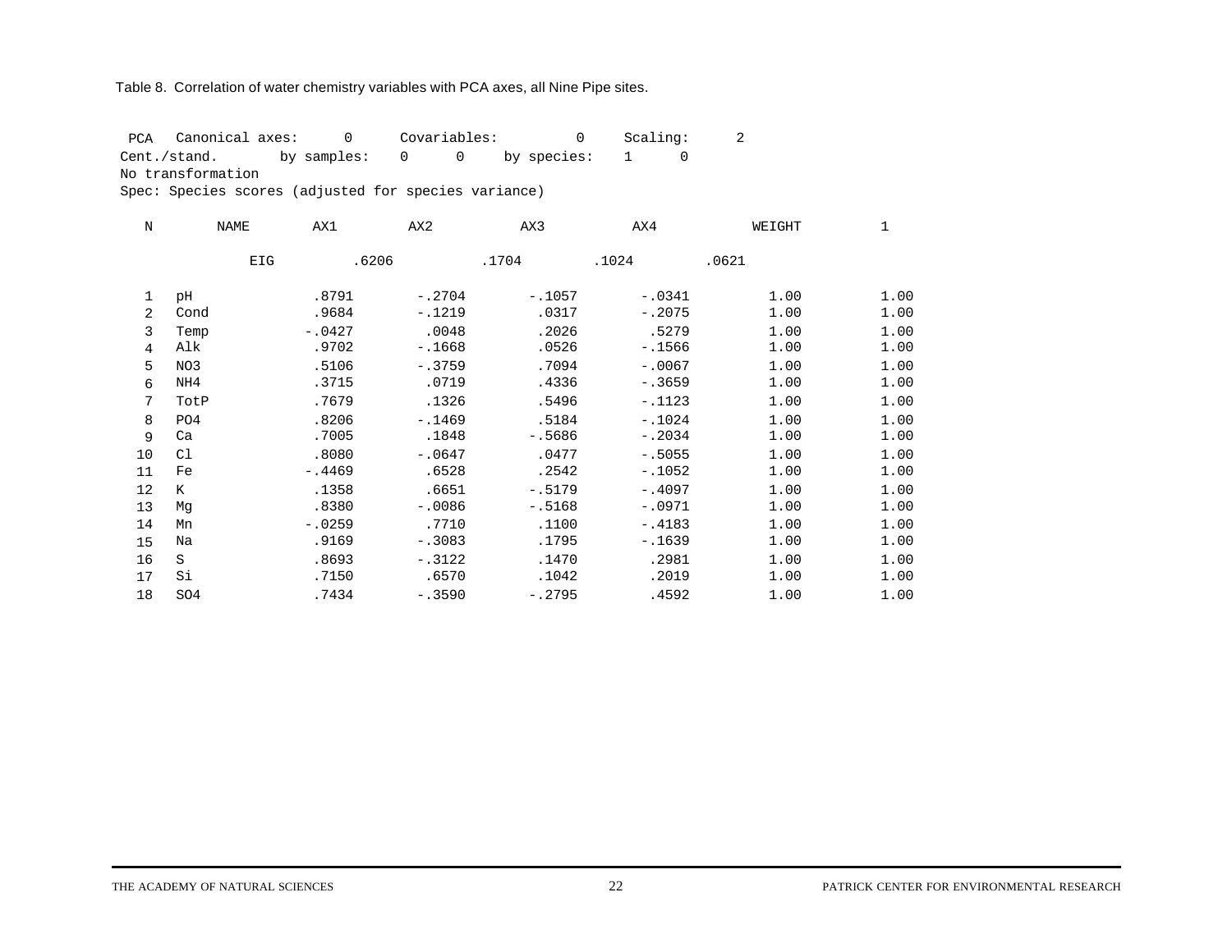Table 8. Correlation of water chemistry variables with PCA axes, all Nine Pipe sites.

```
PCA   Canonical axes:     0     Covariables:        0     Scaling:      2
Cent./stand.      by samples:   0     0     by species:   1     0
No transformation
Spec: Species scores (adjusted for species variance)
```

| N | NAME | AX1 | AX2 | AX3 | AX4 | WEIGHT | 1 |
|---|---|---|---|---|---|---|---|
| | EIG | .6206 | .1704 | .1024 | .0621 | | |
| 1 | pH | .8791 | -.2704 | -.1057 | -.0341 | 1.00 | 1.00 |
| 2 | Cond | .9684 | -.1219 | .0317 | -.2075 | 1.00 | 1.00 |
| 3 | Temp | -.0427 | .0048 | .2026 | .5279 | 1.00 | 1.00 |
| 4 | Alk | .9702 | -.1668 | .0526 | -.1566 | 1.00 | 1.00 |
| 5 | NO3 | .5106 | -.3759 | .7094 | -.0067 | 1.00 | 1.00 |
| 6 | NH4 | .3715 | .0719 | .4336 | -.3659 | 1.00 | 1.00 |
| 7 | TotP | .7679 | .1326 | .5496 | -.1123 | 1.00 | 1.00 |
| 8 | PO4 | .8206 | -.1469 | .5184 | -.1024 | 1.00 | 1.00 |
| 9 | Ca | .7005 | .1848 | -.5686 | -.2034 | 1.00 | 1.00 |
| 10 | Cl | .8080 | -.0647 | .0477 | -.5055 | 1.00 | 1.00 |
| 11 | Fe | -.4469 | .6528 | .2542 | -.1052 | 1.00 | 1.00 |
| 12 | K | .1358 | .6651 | -.5179 | -.4097 | 1.00 | 1.00 |
| 13 | Mg | .8380 | -.0086 | -.5168 | -.0971 | 1.00 | 1.00 |
| 14 | Mn | -.0259 | .7710 | .1100 | -.4183 | 1.00 | 1.00 |
| 15 | Na | .9169 | -.3083 | .1795 | -.1639 | 1.00 | 1.00 |
| 16 | S | .8693 | -.3122 | .1470 | .2981 | 1.00 | 1.00 |
| 17 | Si | .7150 | .6570 | .1042 | .2019 | 1.00 | 1.00 |
| 18 | SO4 | .7434 | -.3590 | -.2795 | .4592 | 1.00 | 1.00 |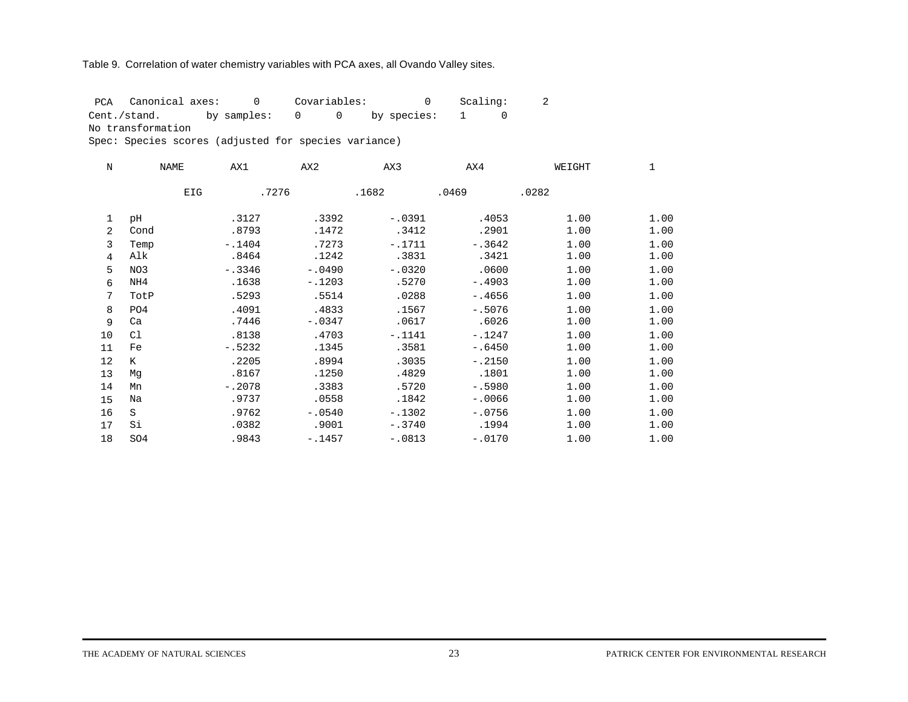Table 9. Correlation of water chemistry variables with PCA axes, all Ovando Valley sites.

```
 PCA   Canonical axes:     0      Covariables:         0     Scaling:      2
Cent./stand.       by samples:   0     0     by species:   1     0
No transformation
Spec: Species scores (adjusted for species variance)
```

| N | NAME | AX1 | AX2 | AX3 | AX4 | WEIGHT | 1 |
|---|---|---|---|---|---|---|---|
| | EIG | .7276 | .1682 | .0469 | .0282 | | |
| 1 | pH | .3127 | .3392 | -.0391 | .4053 | 1.00 | 1.00 |
| 2 | Cond | .8793 | .1472 | .3412 | .2901 | 1.00 | 1.00 |
| 3 | Temp | -.1404 | .7273 | -.1711 | -.3642 | 1.00 | 1.00 |
| 4 | Alk | .8464 | .1242 | .3831 | .3421 | 1.00 | 1.00 |
| 5 | NO3 | -.3346 | -.0490 | -.0320 | .0600 | 1.00 | 1.00 |
| 6 | NH4 | .1638 | -.1203 | .5270 | -.4903 | 1.00 | 1.00 |
| 7 | TotP | .5293 | .5514 | .0288 | -.4656 | 1.00 | 1.00 |
| 8 | PO4 | .4091 | .4833 | .1567 | -.5076 | 1.00 | 1.00 |
| 9 | Ca | .7446 | -.0347 | .0617 | .6026 | 1.00 | 1.00 |
| 10 | Cl | .8138 | .4703 | -.1141 | -.1247 | 1.00 | 1.00 |
| 11 | Fe | -.5232 | .1345 | .3581 | -.6450 | 1.00 | 1.00 |
| 12 | K | .2205 | .8994 | .3035 | -.2150 | 1.00 | 1.00 |
| 13 | Mg | .8167 | .1250 | .4829 | .1801 | 1.00 | 1.00 |
| 14 | Mn | -.2078 | .3383 | .5720 | -.5980 | 1.00 | 1.00 |
| 15 | Na | .9737 | .0558 | .1842 | -.0066 | 1.00 | 1.00 |
| 16 | S | .9762 | -.0540 | -.1302 | -.0756 | 1.00 | 1.00 |
| 17 | Si | .0382 | .9001 | -.3740 | .1994 | 1.00 | 1.00 |
| 18 | SO4 | .9843 | -.1457 | -.0813 | -.0170 | 1.00 | 1.00 |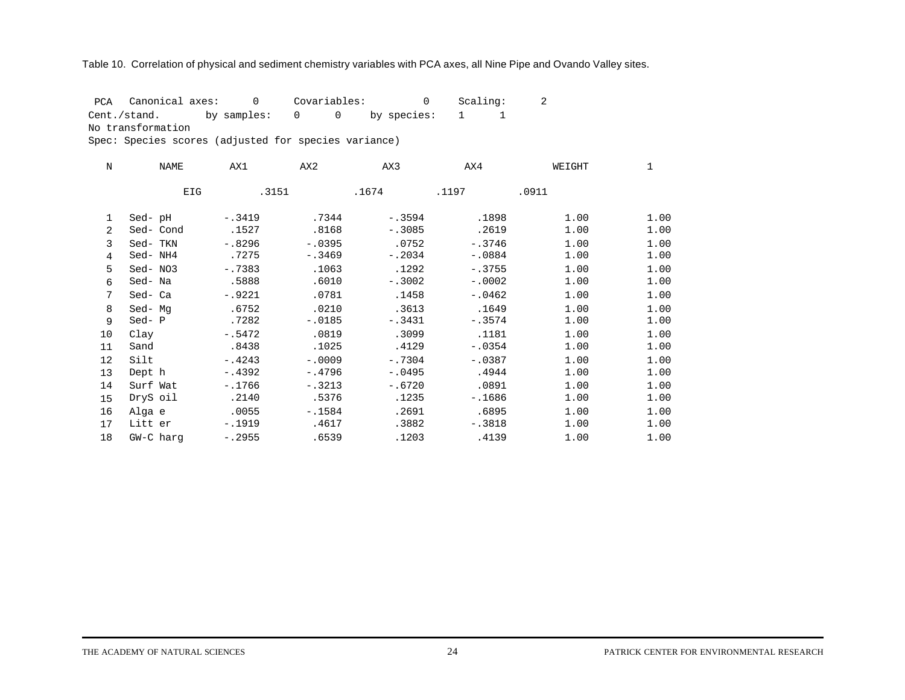Table 10. Correlation of physical and sediment chemistry variables with PCA axes, all Nine Pipe and Ovando Valley sites.

```
 PCA   Canonical axes:     0      Covariables:        0     Scaling:     2
Cent./stand.       by samples:   0     0     by species:    1      1
No transformation
Spec: Species scores (adjusted for species variance)
```

| N | NAME | AX1 | AX2 | AX3 | AX4 | WEIGHT | 1 |
|---|---|---|---|---|---|---|---|
| | EIG | .3151 | .1674 | .1197 | .0911 | | |
| 1 | Sed- pH | -.3419 | .7344 | -.3594 | .1898 | 1.00 | 1.00 |
| 2 | Sed- Cond | .1527 | .8168 | -.3085 | .2619 | 1.00 | 1.00 |
| 3 | Sed- TKN | -.8296 | -.0395 | .0752 | -.3746 | 1.00 | 1.00 |
| 4 | Sed- NH4 | .7275 | -.3469 | -.2034 | -.0884 | 1.00 | 1.00 |
| 5 | Sed- NO3 | -.7383 | .1063 | .1292 | -.3755 | 1.00 | 1.00 |
| 6 | Sed- Na | .5888 | .6010 | -.3002 | -.0002 | 1.00 | 1.00 |
| 7 | Sed- Ca | -.9221 | .0781 | .1458 | -.0462 | 1.00 | 1.00 |
| 8 | Sed- Mg | .6752 | .0210 | .3613 | .1649 | 1.00 | 1.00 |
| 9 | Sed- P | .7282 | -.0185 | -.3431 | -.3574 | 1.00 | 1.00 |
| 10 | Clay | -.5472 | .0819 | .3099 | .1181 | 1.00 | 1.00 |
| 11 | Sand | .8438 | .1025 | .4129 | -.0354 | 1.00 | 1.00 |
| 12 | Silt | -.4243 | -.0009 | -.7304 | -.0387 | 1.00 | 1.00 |
| 13 | Dept h | -.4392 | -.4796 | -.0495 | .4944 | 1.00 | 1.00 |
| 14 | Surf Wat | -.1766 | -.3213 | -.6720 | .0891 | 1.00 | 1.00 |
| 15 | DryS oil | .2140 | .5376 | .1235 | -.1686 | 1.00 | 1.00 |
| 16 | Alga e | .0055 | -.1584 | .2691 | .6895 | 1.00 | 1.00 |
| 17 | Litt er | -.1919 | .4617 | .3882 | -.3818 | 1.00 | 1.00 |
| 18 | GW-C harg | -.2955 | .6539 | .1203 | .4139 | 1.00 | 1.00 |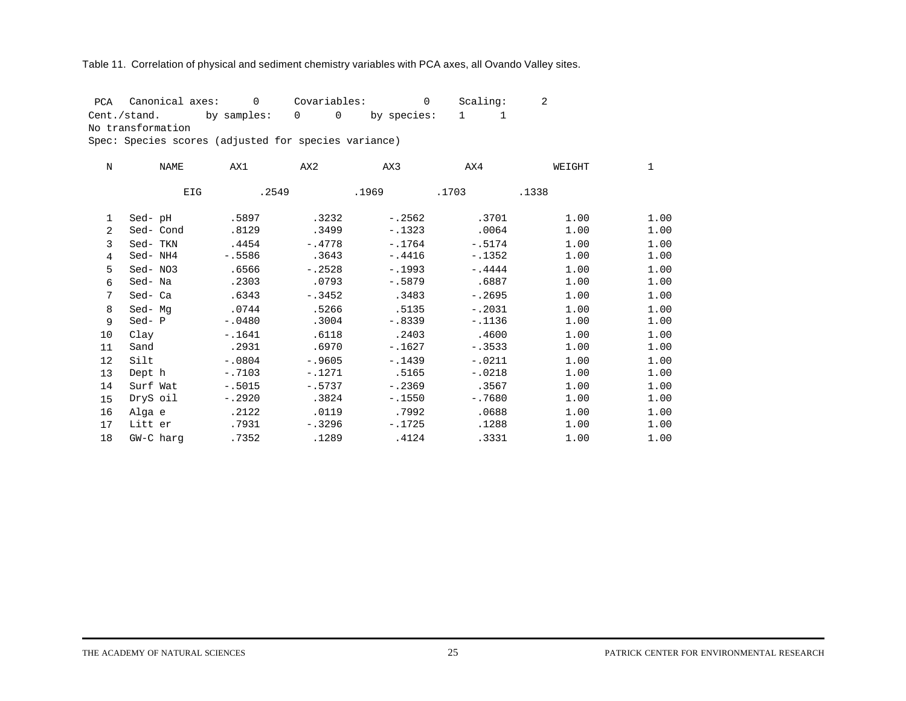Table 11. Correlation of physical and sediment chemistry variables with PCA axes, all Ovando Valley sites.

```
PCA   Canonical axes:     0     Covariables:        0     Scaling:     2
Cent./stand.        by samples:   0     0    by species:   1     1
No transformation
Spec: Species scores (adjusted for species variance)
```

| N | NAME | AX1 | AX2 | AX3 | AX4 | WEIGHT | 1 |
|---|---|---|---|---|---|---|---|
| | EIG | .2549 | .1969 | .1703 | .1338 | | |
| 1 | Sed- pH | .5897 | .3232 | -.2562 | .3701 | 1.00 | 1.00 |
| 2 | Sed- Cond | .8129 | .3499 | -.1323 | .0064 | 1.00 | 1.00 |
| 3 | Sed- TKN | .4454 | -.4778 | -.1764 | -.5174 | 1.00 | 1.00 |
| 4 | Sed- NH4 | -.5586 | .3643 | -.4416 | -.1352 | 1.00 | 1.00 |
| 5 | Sed- NO3 | .6566 | -.2528 | -.1993 | -.4444 | 1.00 | 1.00 |
| 6 | Sed- Na | .2303 | .0793 | -.5879 | .6887 | 1.00 | 1.00 |
| 7 | Sed- Ca | .6343 | -.3452 | .3483 | -.2695 | 1.00 | 1.00 |
| 8 | Sed- Mg | .0744 | .5266 | .5135 | -.2031 | 1.00 | 1.00 |
| 9 | Sed- P | -.0480 | .3004 | -.8339 | -.1136 | 1.00 | 1.00 |
| 10 | Clay | -.1641 | .6118 | .2403 | .4600 | 1.00 | 1.00 |
| 11 | Sand | .2931 | .6970 | -.1627 | -.3533 | 1.00 | 1.00 |
| 12 | Silt | -.0804 | -.9605 | -.1439 | -.0211 | 1.00 | 1.00 |
| 13 | Dept h | -.7103 | -.1271 | .5165 | -.0218 | 1.00 | 1.00 |
| 14 | Surf Wat | -.5015 | -.5737 | -.2369 | .3567 | 1.00 | 1.00 |
| 15 | DryS oil | -.2920 | .3824 | -.1550 | -.7680 | 1.00 | 1.00 |
| 16 | Alga e | .2122 | .0119 | .7992 | .0688 | 1.00 | 1.00 |
| 17 | Litt er | .7931 | -.3296 | -.1725 | .1288 | 1.00 | 1.00 |
| 18 | GW-C harg | .7352 | .1289 | .4124 | .3331 | 1.00 | 1.00 |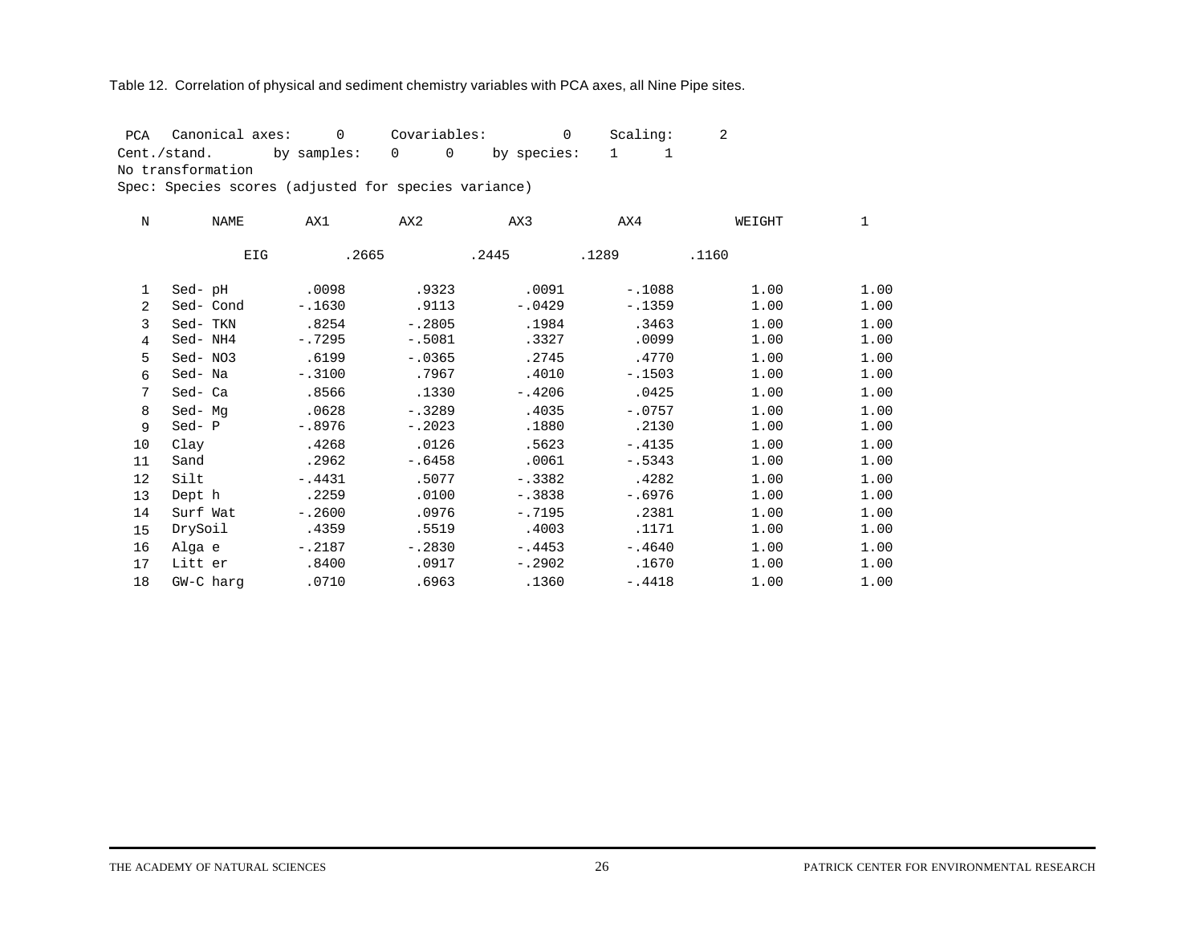Table 12. Correlation of physical and sediment chemistry variables with PCA axes, all Nine Pipe sites.

```
 PCA   Canonical axes:     0     Covariables:        0     Scaling:     2
Cent./stand.       by samples:   0     0     by species:   1     1
No transformation
Spec: Species scores (adjusted for species variance)
```

| N | NAME | AX1 | AX2 | AX3 | AX4 | WEIGHT | 1 |
|---|---|---|---|---|---|---|---|
| | EIG | .2665 | .2445 | .1289 | .1160 | | |
| 1 | Sed- pH | .0098 | .9323 | .0091 | -.1088 | 1.00 | 1.00 |
| 2 | Sed- Cond | -.1630 | .9113 | -.0429 | -.1359 | 1.00 | 1.00 |
| 3 | Sed- TKN | .8254 | -.2805 | .1984 | .3463 | 1.00 | 1.00 |
| 4 | Sed- NH4 | -.7295 | -.5081 | .3327 | .0099 | 1.00 | 1.00 |
| 5 | Sed- NO3 | .6199 | -.0365 | .2745 | .4770 | 1.00 | 1.00 |
| 6 | Sed- Na | -.3100 | .7967 | .4010 | -.1503 | 1.00 | 1.00 |
| 7 | Sed- Ca | .8566 | .1330 | -.4206 | .0425 | 1.00 | 1.00 |
| 8 | Sed- Mg | .0628 | -.3289 | .4035 | -.0757 | 1.00 | 1.00 |
| 9 | Sed- P | -.8976 | -.2023 | .1880 | .2130 | 1.00 | 1.00 |
| 10 | Clay | .4268 | .0126 | .5623 | -.4135 | 1.00 | 1.00 |
| 11 | Sand | .2962 | -.6458 | .0061 | -.5343 | 1.00 | 1.00 |
| 12 | Silt | -.4431 | .5077 | -.3382 | .4282 | 1.00 | 1.00 |
| 13 | Dept h | .2259 | .0100 | -.3838 | -.6976 | 1.00 | 1.00 |
| 14 | Surf Wat | -.2600 | .0976 | -.7195 | .2381 | 1.00 | 1.00 |
| 15 | DrySoil | .4359 | .5519 | .4003 | .1171 | 1.00 | 1.00 |
| 16 | Alga e | -.2187 | -.2830 | -.4453 | -.4640 | 1.00 | 1.00 |
| 17 | Litt er | .8400 | .0917 | -.2902 | .1670 | 1.00 | 1.00 |
| 18 | GW-C harg | .0710 | .6963 | .1360 | -.4418 | 1.00 | 1.00 |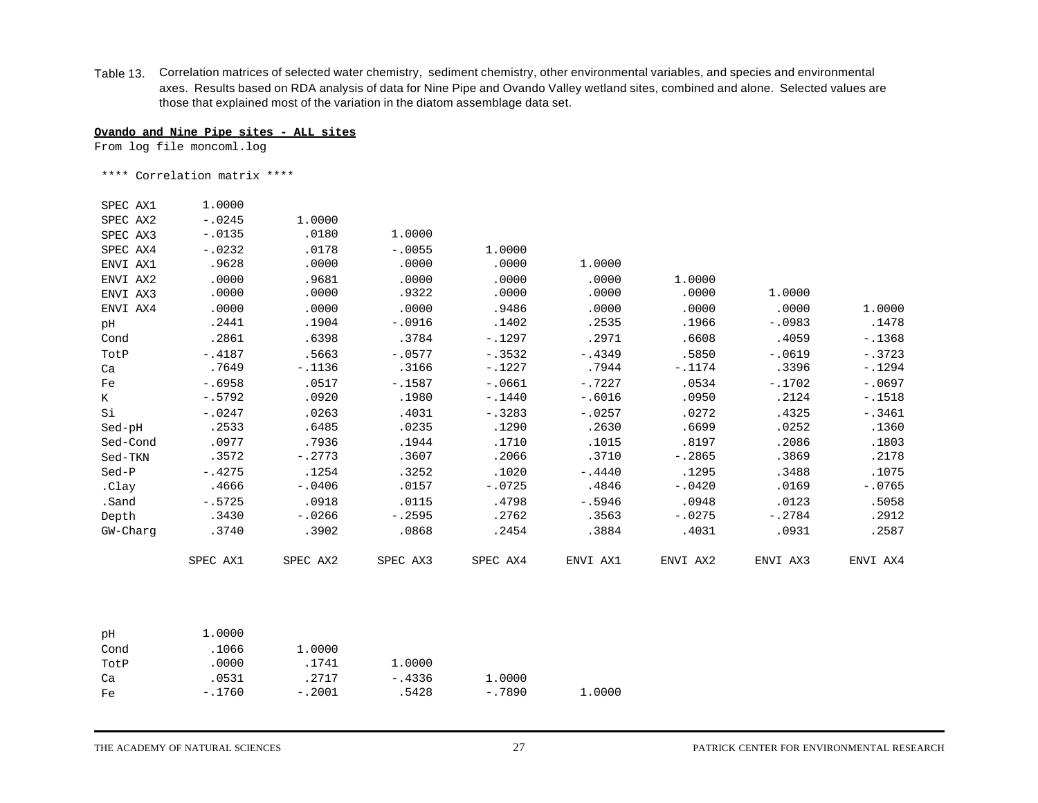Table 13. Correlation matrices of selected water chemistry, sediment chemistry, other environmental variables, and species and environmental axes. Results based on RDA analysis of data for Nine Pipe and Ovando Valley wetland sites, combined and alone. Selected values are those that explained most of the variation in the diatom assemblage data set.

**Ovando and Nine Pipe sites - ALL sites**

From log file moncoml.log

**** Correlation matrix ****

| | SPEC AX1 | SPEC AX2 | SPEC AX3 | SPEC AX4 | ENVI AX1 | ENVI AX2 | ENVI AX3 | ENVI AX4 |
|---|---|---|---|---|---|---|---|---|
| SPEC AX1 | 1.0000 | | | | | | | |
| SPEC AX2 | -.0245 | 1.0000 | | | | | | |
| SPEC AX3 | -.0135 | .0180 | 1.0000 | | | | | |
| SPEC AX4 | -.0232 | .0178 | -.0055 | 1.0000 | | | | |
| ENVI AX1 | .9628 | .0000 | .0000 | .0000 | 1.0000 | | | |
| ENVI AX2 | .0000 | .9681 | .0000 | .0000 | .0000 | 1.0000 | | |
| ENVI AX3 | .0000 | .0000 | .9322 | .0000 | .0000 | .0000 | 1.0000 | |
| ENVI AX4 | .0000 | .0000 | .0000 | .9486 | .0000 | .0000 | .0000 | 1.0000 |
| pH | .2441 | .1904 | -.0916 | .1402 | .2535 | .1966 | -.0983 | .1478 |
| Cond | .2861 | .6398 | .3784 | -.1297 | .2971 | .6608 | .4059 | -.1368 |
| TotP | -.4187 | .5663 | -.0577 | -.3532 | -.4349 | .5850 | -.0619 | -.3723 |
| Ca | .7649 | -.1136 | .3166 | -.1227 | .7944 | -.1174 | .3396 | -.1294 |
| Fe | -.6958 | .0517 | -.1587 | -.0661 | -.7227 | .0534 | -.1702 | -.0697 |
| K | -.5792 | .0920 | .1980 | -.1440 | -.6016 | .0950 | .2124 | -.1518 |
| Si | -.0247 | .0263 | .4031 | -.3283 | -.0257 | .0272 | .4325 | -.3461 |
| Sed-pH | .2533 | .6485 | .0235 | .1290 | .2630 | .6699 | .0252 | .1360 |
| Sed-Cond | .0977 | .7936 | .1944 | .1710 | .1015 | .8197 | .2086 | .1803 |
| Sed-TKN | .3572 | -.2773 | .3607 | .2066 | .3710 | -.2865 | .3869 | .2178 |
| Sed-P | -.4275 | .1254 | .3252 | .1020 | -.4440 | .1295 | .3488 | .1075 |
| .Clay | .4666 | -.0406 | .0157 | -.0725 | .4846 | -.0420 | .0169 | -.0765 |
| .Sand | -.5725 | .0918 | .0115 | .4798 | -.5946 | .0948 | .0123 | .5058 |
| Depth | .3430 | -.0266 | -.2595 | .2762 | .3563 | -.0275 | -.2784 | .2912 |
| GW-Charg | .3740 | .3902 | .0868 | .2454 | .3884 | .4031 | .0931 | .2587 |

| | pH | Cond | TotP | Ca | Fe |
|---|---|---|---|---|---|
| pH | 1.0000 | | | | |
| Cond | .1066 | 1.0000 | | | |
| TotP | .0000 | .1741 | 1.0000 | | |
| Ca | .0531 | .2717 | -.4336 | 1.0000 | |
| Fe | -.1760 | -.2001 | .5428 | -.7890 | 1.0000 |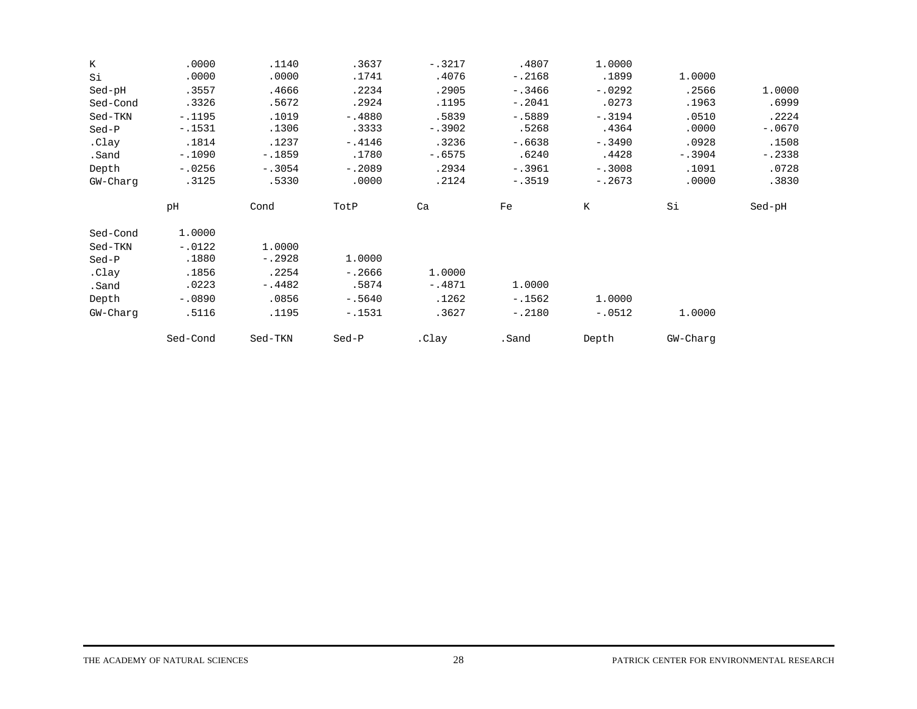| | pH | Cond | TotP | Ca | Fe | K | Si | Sed-pH |
|---|---|---|---|---|---|---|---|---|
| K | .0000 | .1140 | .3637 | -.3217 | .4807 | 1.0000 | | |
| Si | .0000 | .0000 | .1741 | .4076 | -.2168 | .1899 | 1.0000 | |
| Sed-pH | .3557 | .4666 | .2234 | .2905 | -.3466 | -.0292 | .2566 | 1.0000 |
| Sed-Cond | .3326 | .5672 | .2924 | .1195 | -.2041 | .0273 | .1963 | .6999 |
| Sed-TKN | -.1195 | .1019 | -.4880 | .5839 | -.5889 | -.3194 | .0510 | .2224 |
| Sed-P | -.1531 | .1306 | .3333 | -.3902 | .5268 | .4364 | .0000 | -.0670 |
| .Clay | .1814 | .1237 | -.4146 | .3236 | -.6638 | -.3490 | .0928 | .1508 |
| .Sand | -.1090 | -.1859 | .1780 | -.6575 | .6240 | .4428 | -.3904 | -.2338 |
| Depth | -.0256 | -.3054 | -.2089 | .2934 | -.3961 | -.3008 | .1091 | .0728 |
| GW-Charg | .3125 | .5330 | .0000 | .2124 | -.3519 | -.2673 | .0000 | .3830 |

| | Sed-Cond | Sed-TKN | Sed-P | .Clay | .Sand | Depth | GW-Charg |
|---|---|---|---|---|---|---|---|
| Sed-Cond | 1.0000 | | | | | | |
| Sed-TKN | -.0122 | 1.0000 | | | | | |
| Sed-P | .1880 | -.2928 | 1.0000 | | | | |
| .Clay | .1856 | .2254 | -.2666 | 1.0000 | | | |
| .Sand | .0223 | -.4482 | .5874 | -.4871 | 1.0000 | | |
| Depth | -.0890 | .0856 | -.5640 | .1262 | -.1562 | 1.0000 | |
| GW-Charg | .5116 | .1195 | -.1531 | .3627 | -.2180 | -.0512 | 1.0000 |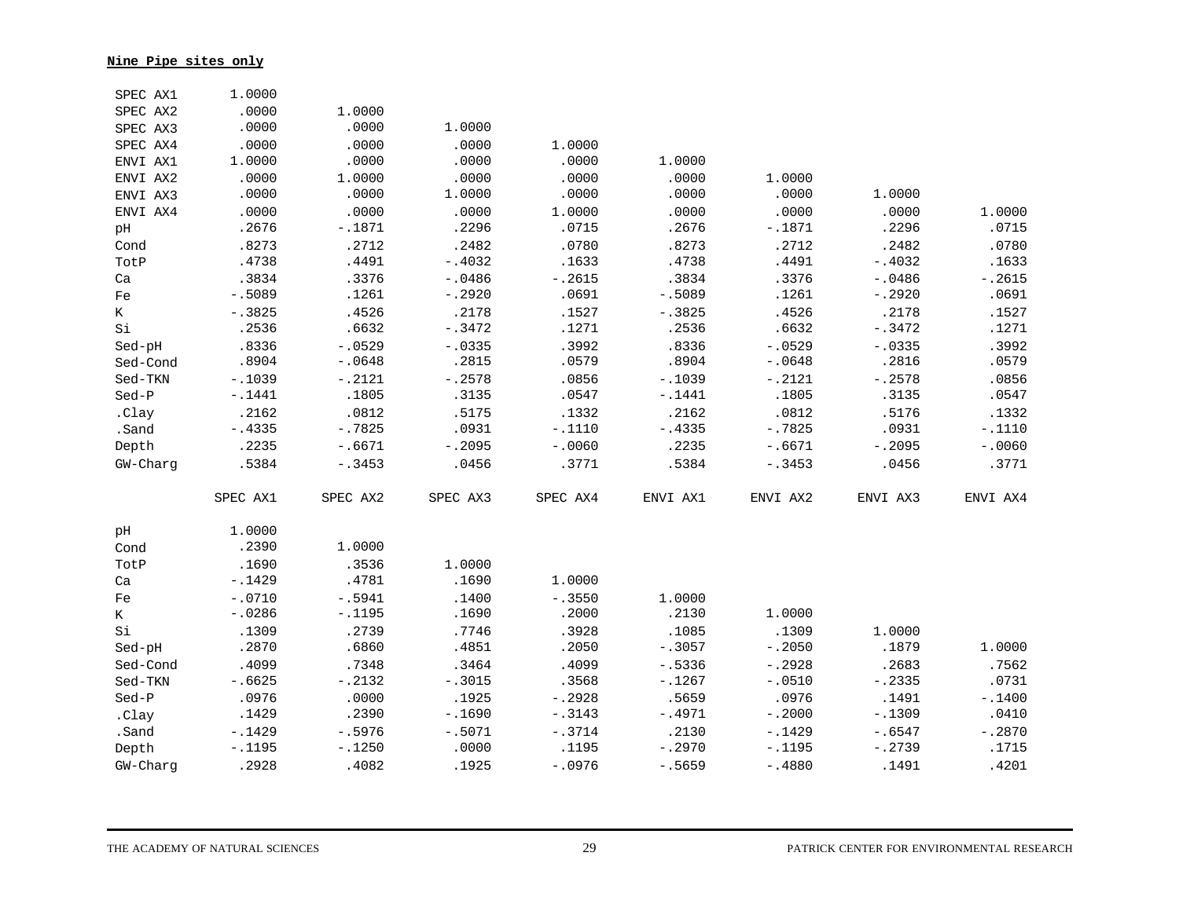**Nine Pipe sites only**

| | SPEC AX1 | SPEC AX2 | SPEC AX3 | SPEC AX4 | ENVI AX1 | ENVI AX2 | ENVI AX3 | ENVI AX4 |
|---|---|---|---|---|---|---|---|---|
| SPEC AX1 | 1.0000 | | | | | | | |
| SPEC AX2 | .0000 | 1.0000 | | | | | | |
| SPEC AX3 | .0000 | .0000 | 1.0000 | | | | | |
| SPEC AX4 | .0000 | .0000 | .0000 | 1.0000 | | | | |
| ENVI AX1 | 1.0000 | .0000 | .0000 | .0000 | 1.0000 | | | |
| ENVI AX2 | .0000 | 1.0000 | .0000 | .0000 | .0000 | 1.0000 | | |
| ENVI AX3 | .0000 | .0000 | 1.0000 | .0000 | .0000 | .0000 | 1.0000 | |
| ENVI AX4 | .0000 | .0000 | .0000 | 1.0000 | .0000 | .0000 | .0000 | 1.0000 |
| pH | .2676 | -.1871 | .2296 | .0715 | .2676 | -.1871 | .2296 | .0715 |
| Cond | .8273 | .2712 | .2482 | .0780 | .8273 | .2712 | .2482 | .0780 |
| TotP | .4738 | .4491 | -.4032 | .1633 | .4738 | .4491 | -.4032 | .1633 |
| Ca | .3834 | .3376 | -.0486 | -.2615 | .3834 | .3376 | -.0486 | -.2615 |
| Fe | -.5089 | .1261 | -.2920 | .0691 | -.5089 | .1261 | -.2920 | .0691 |
| K | -.3825 | .4526 | .2178 | .1527 | -.3825 | .4526 | .2178 | .1527 |
| Si | .2536 | .6632 | -.3472 | .1271 | .2536 | .6632 | -.3472 | .1271 |
| Sed-pH | .8336 | -.0529 | -.0335 | .3992 | .8336 | -.0529 | -.0335 | .3992 |
| Sed-Cond | .8904 | -.0648 | .2815 | .0579 | .8904 | -.0648 | .2816 | .0579 |
| Sed-TKN | -.1039 | -.2121 | -.2578 | .0856 | -.1039 | -.2121 | -.2578 | .0856 |
| Sed-P | -.1441 | .1805 | .3135 | .0547 | -.1441 | .1805 | .3135 | .0547 |
| .Clay | .2162 | .0812 | .5175 | .1332 | .2162 | .0812 | .5176 | .1332 |
| .Sand | -.4335 | -.7825 | .0931 | -.1110 | -.4335 | -.7825 | .0931 | -.1110 |
| Depth | .2235 | -.6671 | -.2095 | -.0060 | .2235 | -.6671 | -.2095 | -.0060 |
| GW-Charg | .5384 | -.3453 | .0456 | .3771 | .5384 | -.3453 | .0456 | .3771 |

| | pH | Cond | TotP | Ca | Fe | K | Si | Sed-pH |
|---|---|---|---|---|---|---|---|---|
| pH | 1.0000 | | | | | | | |
| Cond | .2390 | 1.0000 | | | | | | |
| TotP | .1690 | .3536 | 1.0000 | | | | | |
| Ca | -.1429 | .4781 | .1690 | 1.0000 | | | | |
| Fe | -.0710 | -.5941 | .1400 | -.3550 | 1.0000 | | | |
| K | -.0286 | -.1195 | .1690 | .2000 | .2130 | 1.0000 | | |
| Si | .1309 | .2739 | .7746 | .3928 | .1085 | .1309 | 1.0000 | |
| Sed-pH | .2870 | .6860 | .4851 | .2050 | -.3057 | -.2050 | .1879 | 1.0000 |
| Sed-Cond | .4099 | .7348 | .3464 | .4099 | -.5336 | -.2928 | .2683 | .7562 |
| Sed-TKN | -.6625 | -.2132 | -.3015 | .3568 | -.1267 | -.0510 | -.2335 | .0731 |
| Sed-P | .0976 | .0000 | .1925 | -.2928 | .5659 | .0976 | .1491 | -.1400 |
| .Clay | .1429 | .2390 | -.1690 | -.3143 | -.4971 | -.2000 | -.1309 | .0410 |
| .Sand | -.1429 | -.5976 | -.5071 | -.3714 | .2130 | -.1429 | -.6547 | -.2870 |
| Depth | -.1195 | -.1250 | .0000 | .1195 | -.2970 | -.1195 | -.2739 | .1715 |
| GW-Charg | .2928 | .4082 | .1925 | -.0976 | -.5659 | -.4880 | .1491 | .4201 |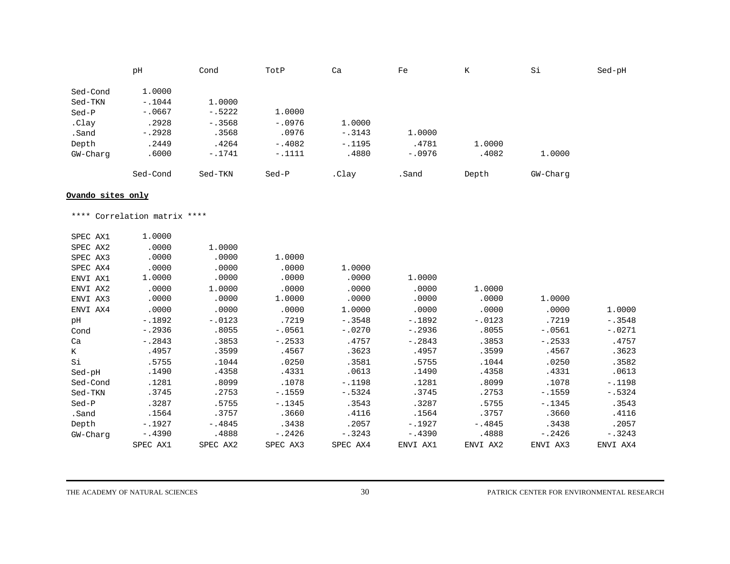pH Cond TotP Ca Fe K Si Sed-pH

| | Sed-Cond | Sed-TKN | Sed-P | .Clay | .Sand | Depth | GW-Charg |
|---|---|---|---|---|---|---|---|
| Sed-Cond | 1.0000 | | | | | | |
| Sed-TKN | -.1044 | 1.0000 | | | | | |
| Sed-P | -.0667 | -.5222 | 1.0000 | | | | |
| .Clay | .2928 | -.3568 | -.0976 | 1.0000 | | | |
| .Sand | -.2928 | .3568 | .0976 | -.3143 | 1.0000 | | |
| Depth | .2449 | .4264 | -.4082 | -.1195 | .4781 | 1.0000 | |
| GW-Charg | .6000 | -.1741 | -.1111 | .4880 | -.0976 | .4082 | 1.0000 |

**Ovando sites only**

**** Correlation matrix ****

| | SPEC AX1 | SPEC AX2 | SPEC AX3 | SPEC AX4 | ENVI AX1 | ENVI AX2 | ENVI AX3 | ENVI AX4 |
|---|---|---|---|---|---|---|---|---|
| SPEC AX1 | 1.0000 | | | | | | | |
| SPEC AX2 | .0000 | 1.0000 | | | | | | |
| SPEC AX3 | .0000 | .0000 | 1.0000 | | | | | |
| SPEC AX4 | .0000 | .0000 | .0000 | 1.0000 | | | | |
| ENVI AX1 | 1.0000 | .0000 | .0000 | .0000 | 1.0000 | | | |
| ENVI AX2 | .0000 | 1.0000 | .0000 | .0000 | .0000 | 1.0000 | | |
| ENVI AX3 | .0000 | .0000 | 1.0000 | .0000 | .0000 | .0000 | 1.0000 | |
| ENVI AX4 | .0000 | .0000 | .0000 | 1.0000 | .0000 | .0000 | .0000 | 1.0000 |
| pH | -.1892 | -.0123 | .7219 | -.3548 | -.1892 | -.0123 | .7219 | -.3548 |
| Cond | -.2936 | .8055 | -.0561 | -.0270 | -.2936 | .8055 | -.0561 | -.0271 |
| Ca | -.2843 | .3853 | -.2533 | .4757 | -.2843 | .3853 | -.2533 | .4757 |
| K | .4957 | .3599 | .4567 | .3623 | .4957 | .3599 | .4567 | .3623 |
| Si | .5755 | .1044 | .0250 | .3581 | .5755 | .1044 | .0250 | .3582 |
| Sed-pH | .1490 | .4358 | .4331 | .0613 | .1490 | .4358 | .4331 | .0613 |
| Sed-Cond | .1281 | .8099 | .1078 | -.1198 | .1281 | .8099 | .1078 | -.1198 |
| Sed-TKN | .3745 | .2753 | -.1559 | -.5324 | .3745 | .2753 | -.1559 | -.5324 |
| Sed-P | .3287 | .5755 | -.1345 | .3543 | .3287 | .5755 | -.1345 | .3543 |
| .Sand | .1564 | .3757 | .3660 | .4116 | .1564 | .3757 | .3660 | .4116 |
| Depth | -.1927 | -.4845 | .3438 | .2057 | -.1927 | -.4845 | .3438 | .2057 |
| GW-Charg | -.4390 | .4888 | -.2426 | -.3243 | -.4390 | .4888 | -.2426 | -.3243 |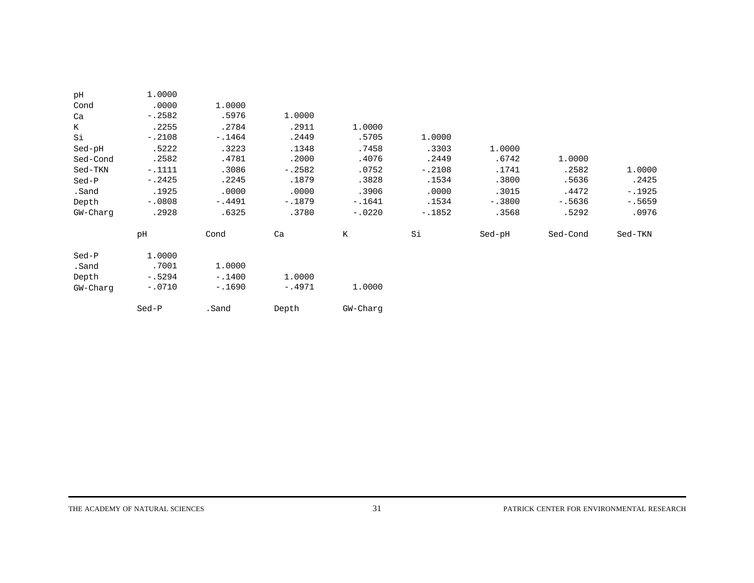| | pH | Cond | Ca | K | Si | Sed-pH | Sed-Cond | Sed-TKN |
|---|---|---|---|---|---|---|---|---|
| pH | 1.0000 | | | | | | | |
| Cond | .0000 | 1.0000 | | | | | | |
| Ca | -.2582 | .5976 | 1.0000 | | | | | |
| K | .2255 | .2784 | .2911 | 1.0000 | | | | |
| Si | -.2108 | -.1464 | .2449 | .5705 | 1.0000 | | | |
| Sed-pH | .5222 | .3223 | .1348 | .7458 | .3303 | 1.0000 | | |
| Sed-Cond | .2582 | .4781 | .2000 | .4076 | .2449 | .6742 | 1.0000 | |
| Sed-TKN | -.1111 | .3086 | -.2582 | .0752 | -.2108 | .1741 | .2582 | 1.0000 |
| Sed-P | -.2425 | .2245 | .1879 | .3828 | .1534 | .3800 | .5636 | .2425 |
| .Sand | .1925 | .0000 | .0000 | .3906 | .0000 | .3015 | .4472 | -.1925 |
| Depth | -.0808 | -.4491 | -.1879 | -.1641 | .1534 | -.3800 | -.5636 | -.5659 |
| GW-Charg | .2928 | .6325 | .3780 | -.0220 | -.1852 | .3568 | .5292 | .0976 |

| | Sed-P | .Sand | Depth | GW-Charg |
|---|---|---|---|---|
| Sed-P | 1.0000 | | | |
| .Sand | .7001 | 1.0000 | | |
| Depth | -.5294 | -.1400 | 1.0000 | |
| GW-Charg | -.0710 | -.1690 | -.4971 | 1.0000 |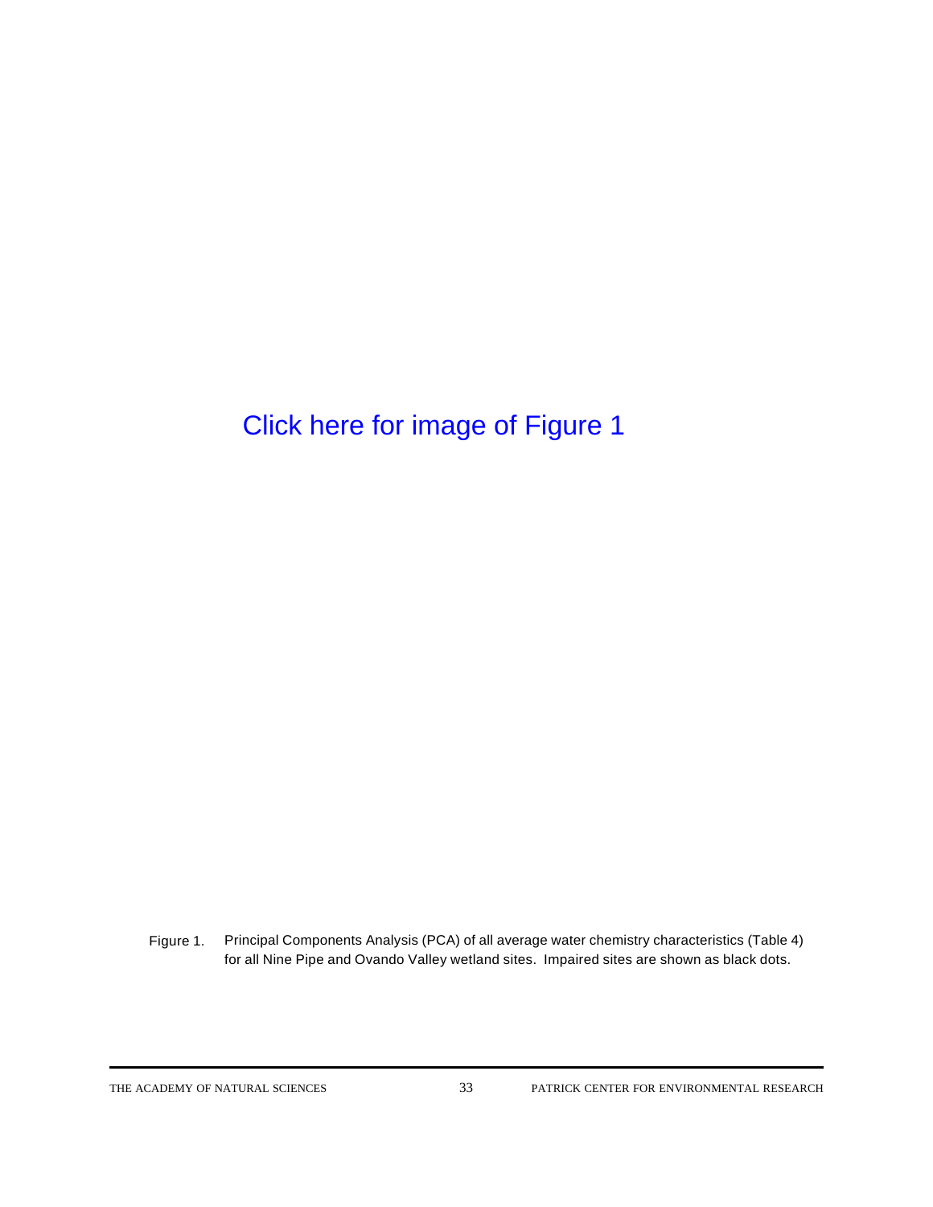Click here for image of Figure 1

Figure 1. Principal Components Analysis (PCA) of all average water chemistry characteristics (Table 4) for all Nine Pipe and Ovando Valley wetland sites. Impaired sites are shown as black dots.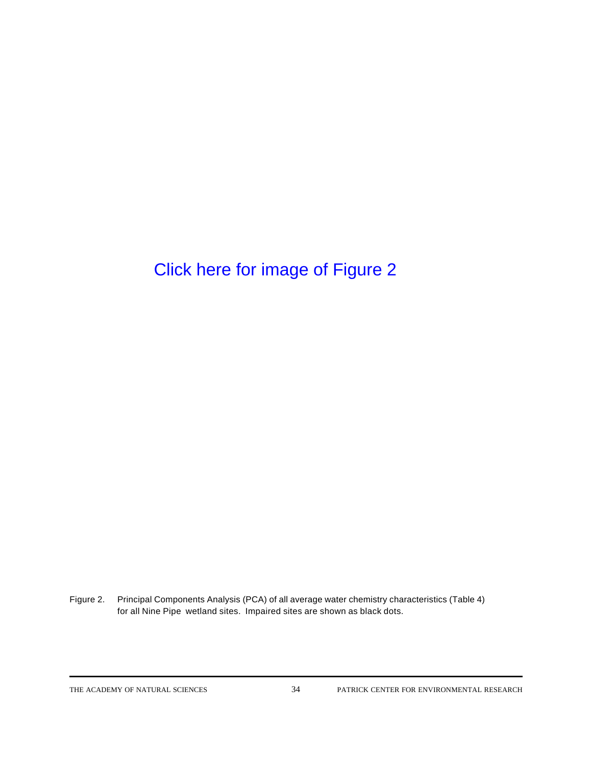Click here for image of Figure 2

Figure 2. Principal Components Analysis (PCA) of all average water chemistry characteristics (Table 4) for all Nine Pipe wetland sites. Impaired sites are shown as black dots.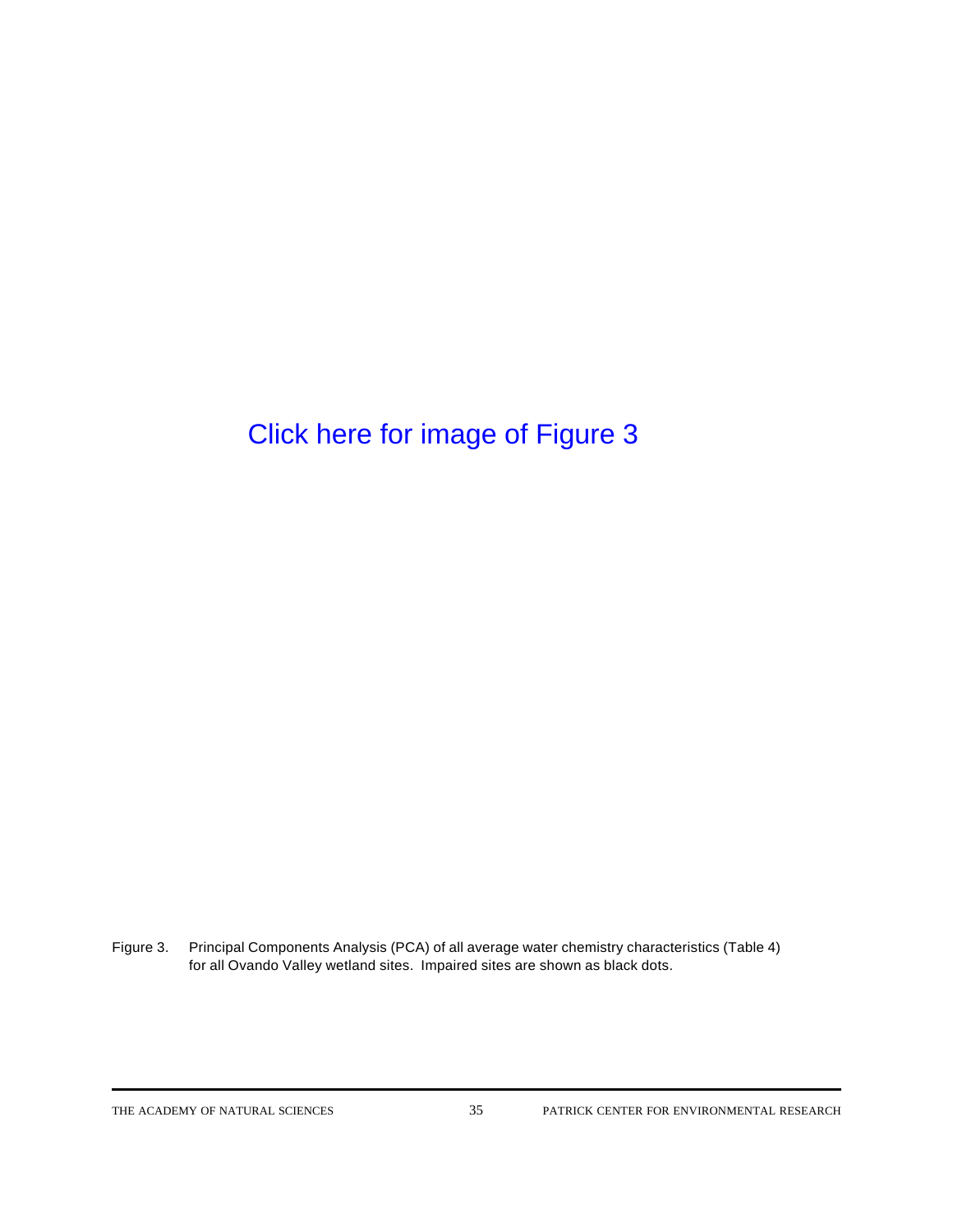Click here for image of Figure 3

Figure 3. Principal Components Analysis (PCA) of all average water chemistry characteristics (Table 4) for all Ovando Valley wetland sites. Impaired sites are shown as black dots.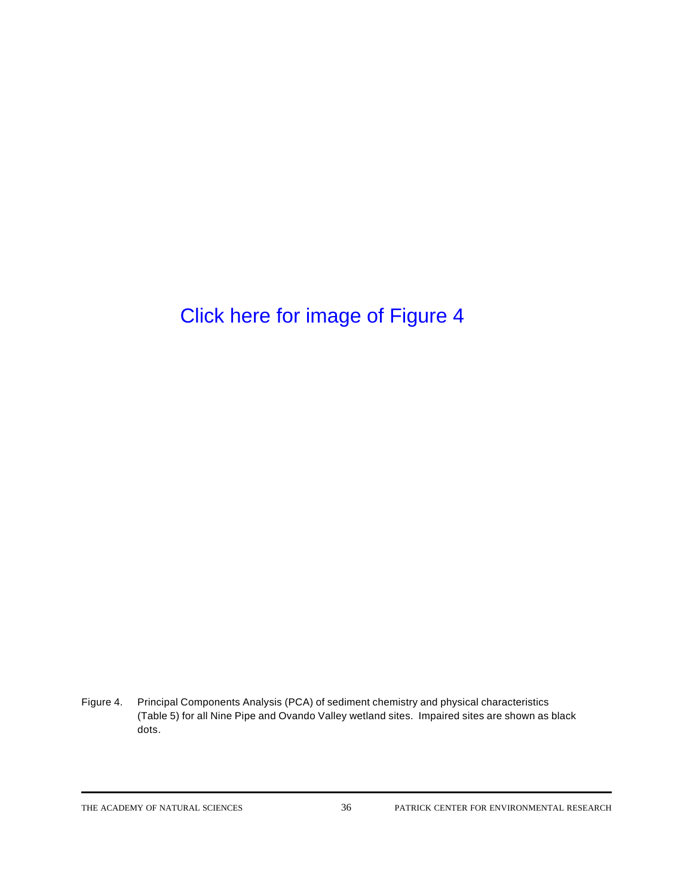Click here for image of Figure 4

Figure 4. Principal Components Analysis (PCA) of sediment chemistry and physical characteristics (Table 5) for all Nine Pipe and Ovando Valley wetland sites. Impaired sites are shown as black dots.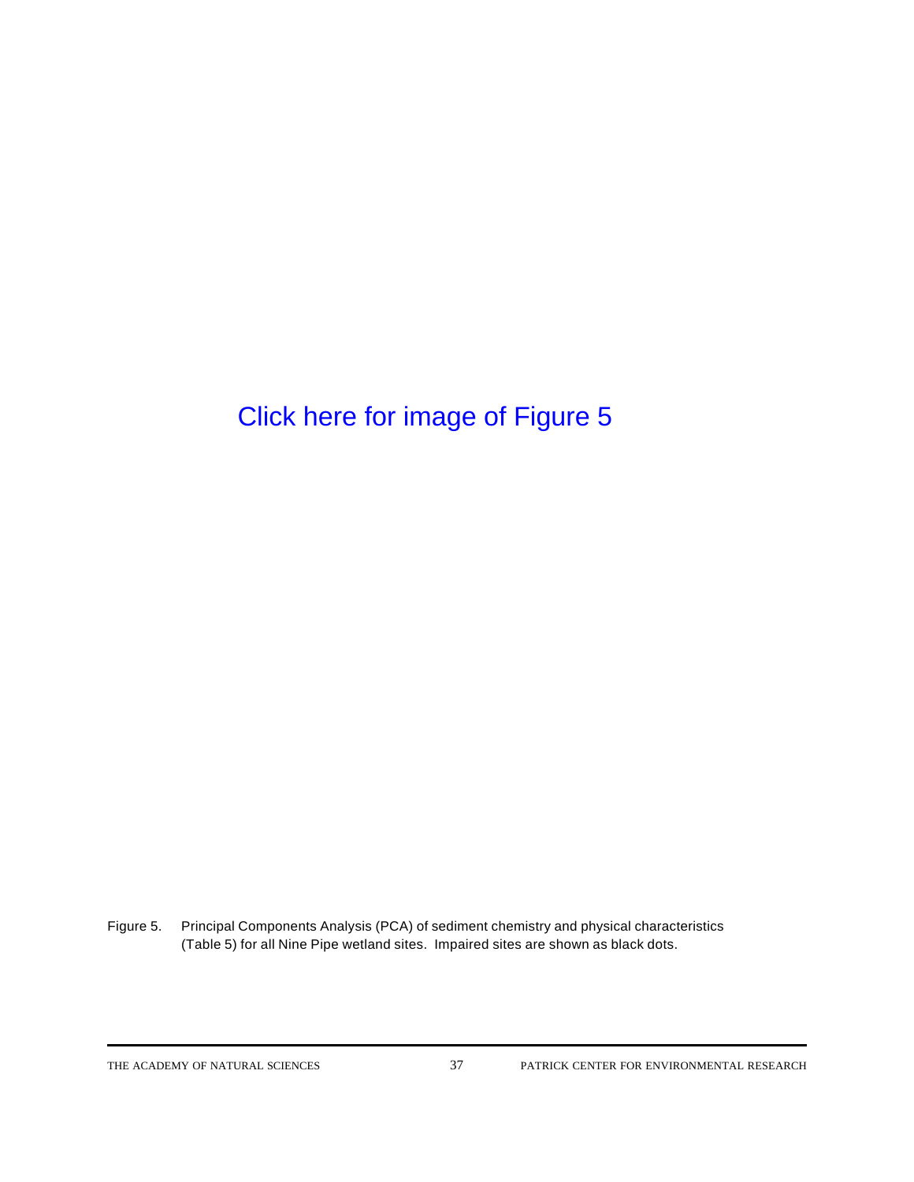Click here for image of Figure 5

Figure 5. Principal Components Analysis (PCA) of sediment chemistry and physical characteristics (Table 5) for all Nine Pipe wetland sites. Impaired sites are shown as black dots.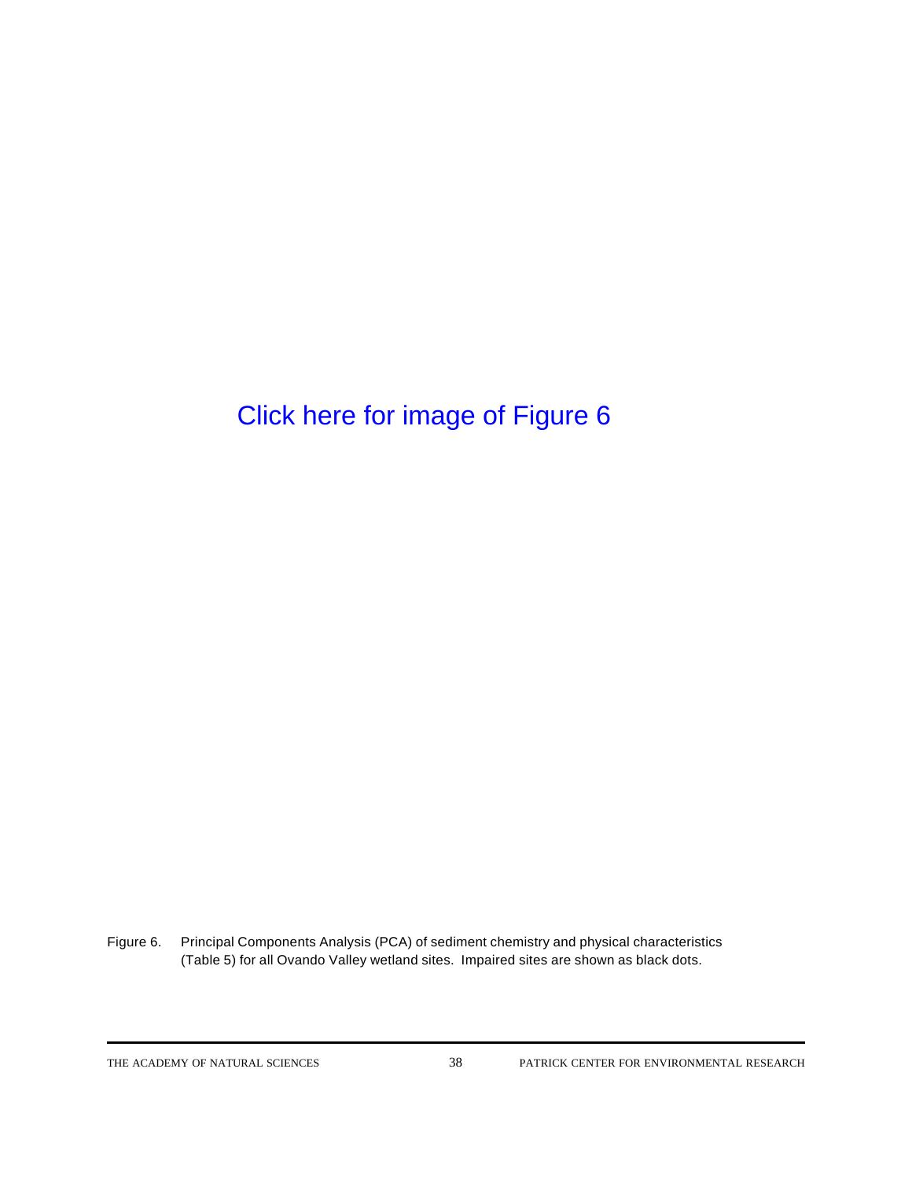Click here for image of Figure 6

Figure 6. Principal Components Analysis (PCA) of sediment chemistry and physical characteristics (Table 5) for all Ovando Valley wetland sites. Impaired sites are shown as black dots.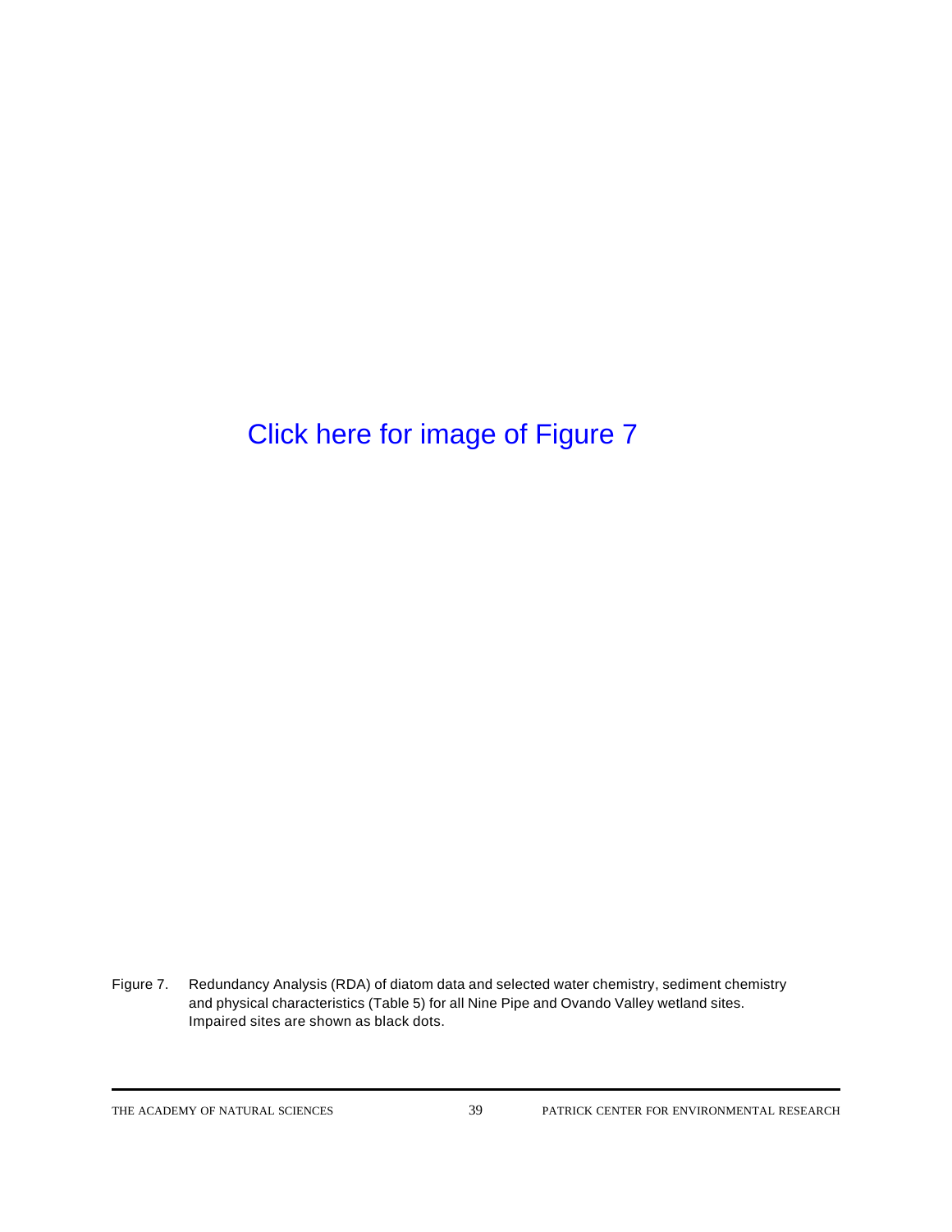Click here for image of Figure 7

Figure 7. Redundancy Analysis (RDA) of diatom data and selected water chemistry, sediment chemistry and physical characteristics (Table 5) for all Nine Pipe and Ovando Valley wetland sites. Impaired sites are shown as black dots.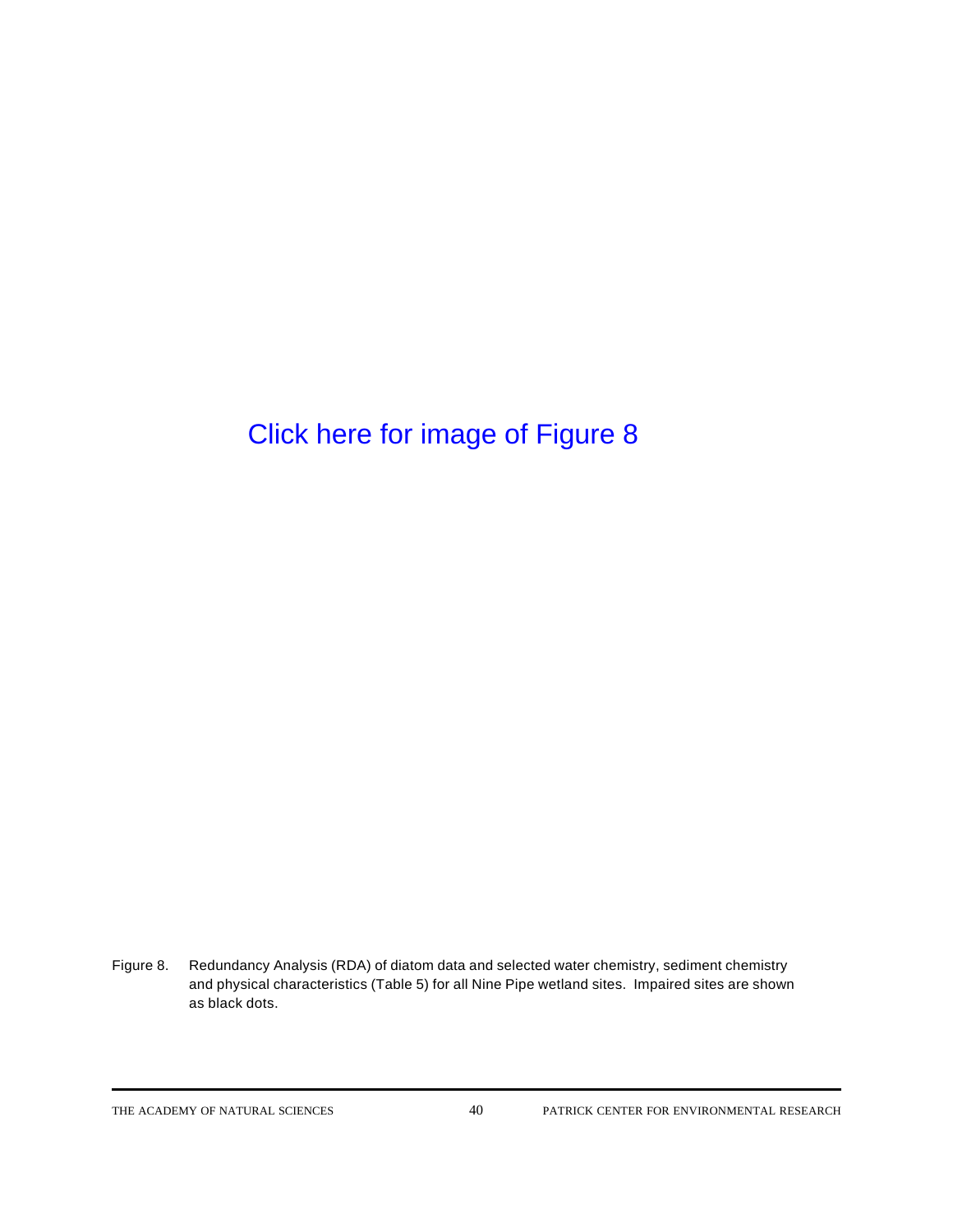Click here for image of Figure 8

Figure 8. Redundancy Analysis (RDA) of diatom data and selected water chemistry, sediment chemistry and physical characteristics (Table 5) for all Nine Pipe wetland sites. Impaired sites are shown as black dots.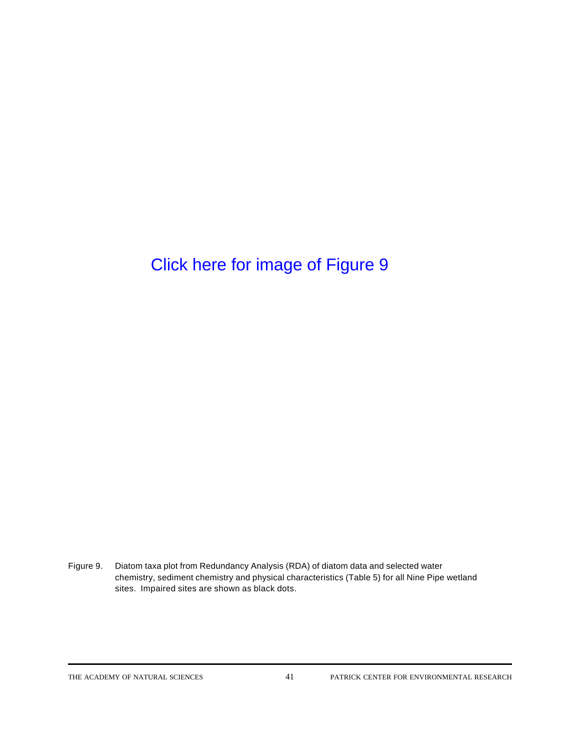Click here for image of Figure 9

Figure 9. Diatom taxa plot from Redundancy Analysis (RDA) of diatom data and selected water chemistry, sediment chemistry and physical characteristics (Table 5) for all Nine Pipe wetland sites. Impaired sites are shown as black dots.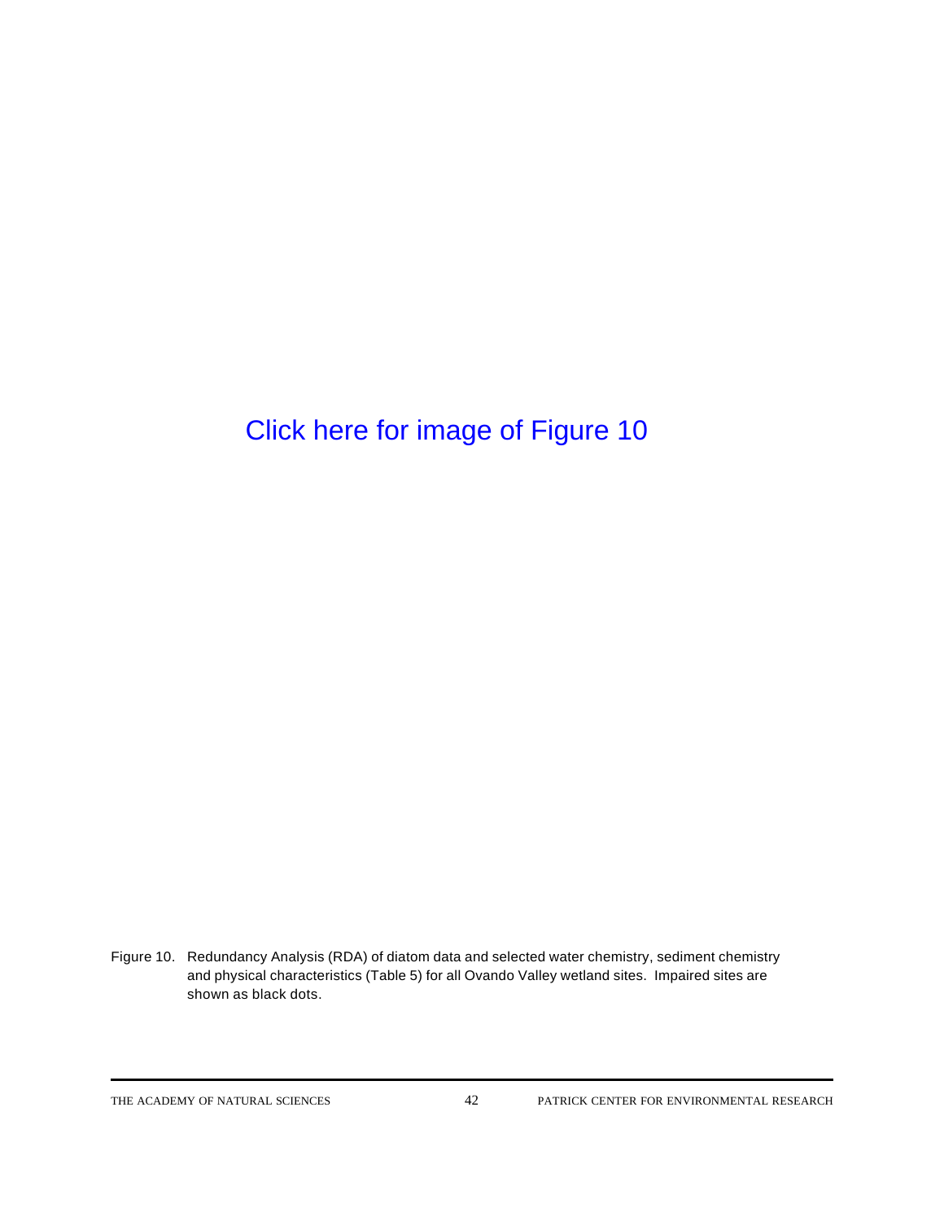Click here for image of Figure 10

Figure 10. Redundancy Analysis (RDA) of diatom data and selected water chemistry, sediment chemistry and physical characteristics (Table 5) for all Ovando Valley wetland sites. Impaired sites are shown as black dots.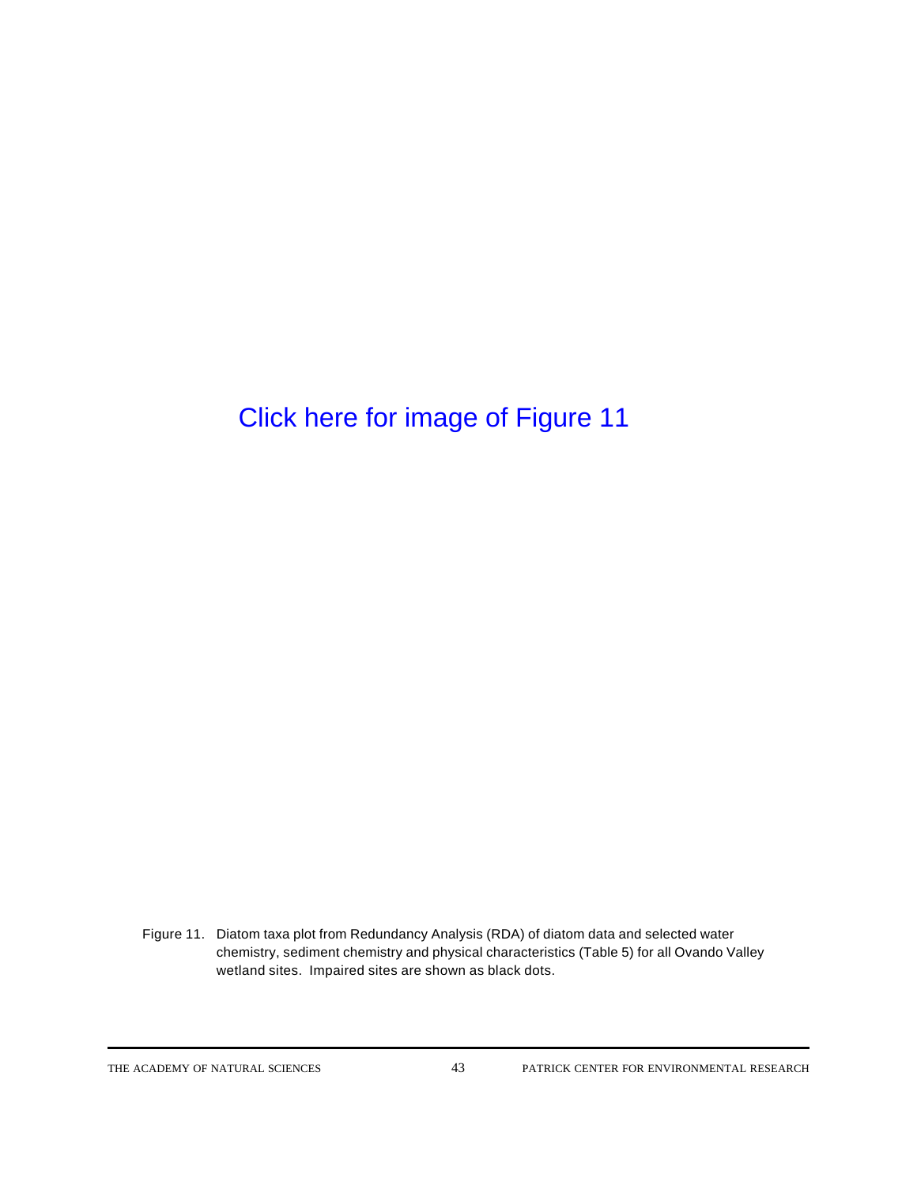Click here for image of Figure 11

Figure 11. Diatom taxa plot from Redundancy Analysis (RDA) of diatom data and selected water chemistry, sediment chemistry and physical characteristics (Table 5) for all Ovando Valley wetland sites. Impaired sites are shown as black dots.